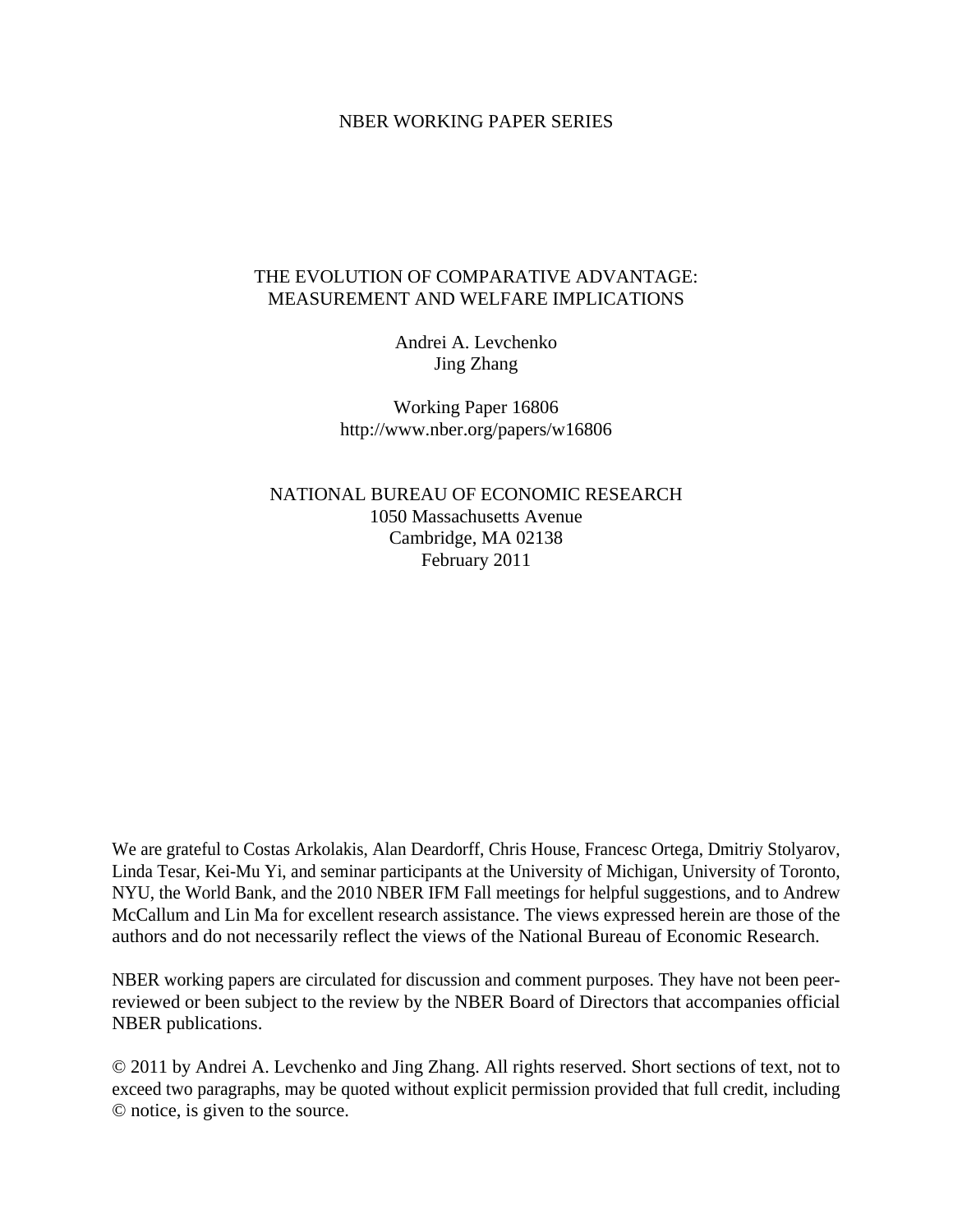NBER WORKING PAPER SERIES

# THE EVOLUTION OF COMPARATIVE ADVANTAGE: MEASUREMENT AND WELFARE IMPLICATIONS

Andrei A. Levchenko
Jing Zhang

Working Paper 16806
http://www.nber.org/papers/w16806

NATIONAL BUREAU OF ECONOMIC RESEARCH
1050 Massachusetts Avenue
Cambridge, MA 02138
February 2011

We are grateful to Costas Arkolakis, Alan Deardorff, Chris House, Francesc Ortega, Dmitriy Stolyarov, Linda Tesar, Kei-Mu Yi, and seminar participants at the University of Michigan, University of Toronto, NYU, the World Bank, and the 2010 NBER IFM Fall meetings for helpful suggestions, and to Andrew McCallum and Lin Ma for excellent research assistance. The views expressed herein are those of the authors and do not necessarily reflect the views of the National Bureau of Economic Research.

NBER working papers are circulated for discussion and comment purposes. They have not been peer-reviewed or been subject to the review by the NBER Board of Directors that accompanies official NBER publications.

© 2011 by Andrei A. Levchenko and Jing Zhang. All rights reserved. Short sections of text, not to exceed two paragraphs, may be quoted without explicit permission provided that full credit, including © notice, is given to the source.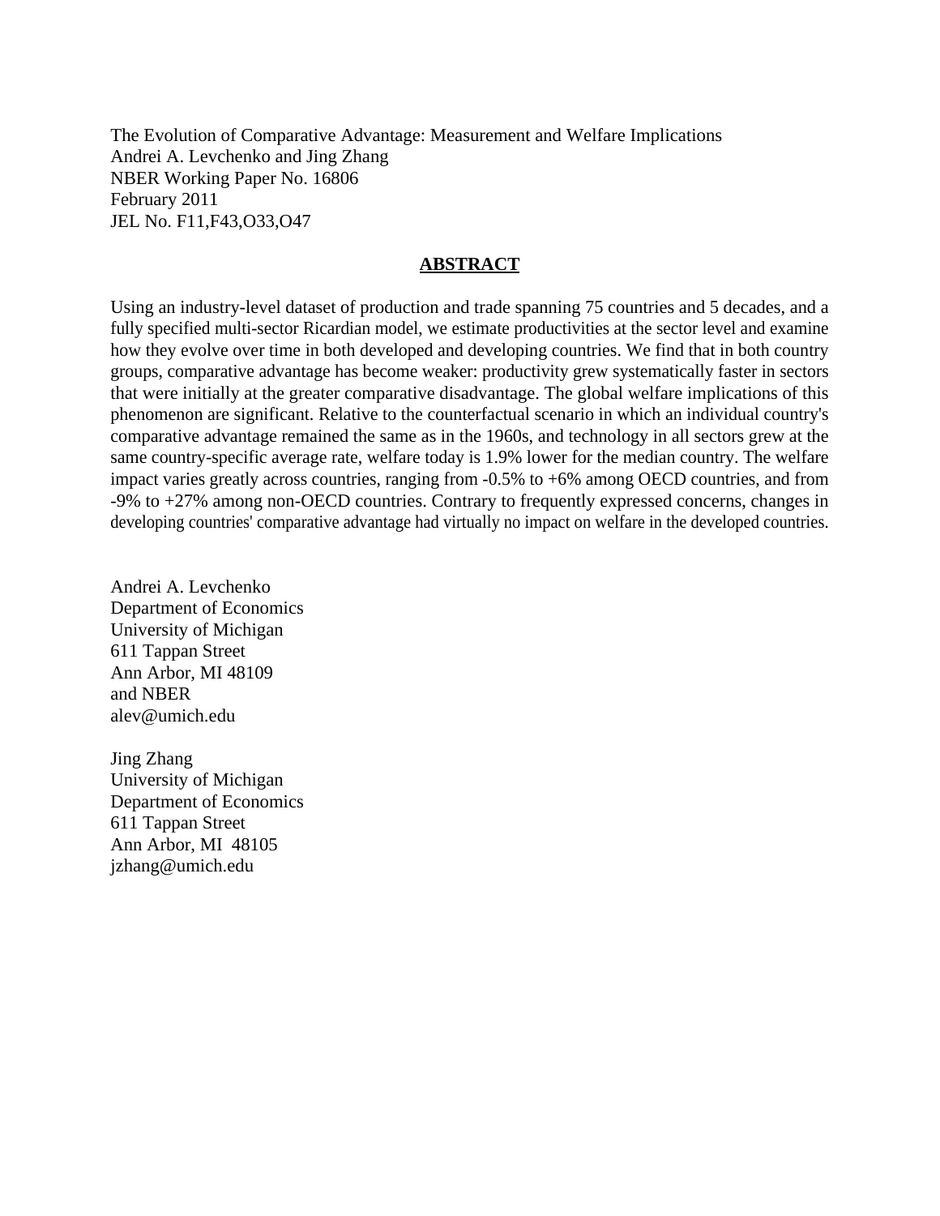The Evolution of Comparative Advantage: Measurement and Welfare Implications
Andrei A. Levchenko and Jing Zhang
NBER Working Paper No. 16806
February 2011
JEL No. F11,F43,O33,O47

## ABSTRACT

Using an industry-level dataset of production and trade spanning 75 countries and 5 decades, and a fully specified multi-sector Ricardian model, we estimate productivities at the sector level and examine how they evolve over time in both developed and developing countries. We find that in both country groups, comparative advantage has become weaker: productivity grew systematically faster in sectors that were initially at the greater comparative disadvantage. The global welfare implications of this phenomenon are significant. Relative to the counterfactual scenario in which an individual country's comparative advantage remained the same as in the 1960s, and technology in all sectors grew at the same country-specific average rate, welfare today is 1.9% lower for the median country. The welfare impact varies greatly across countries, ranging from -0.5% to +6% among OECD countries, and from -9% to +27% among non-OECD countries. Contrary to frequently expressed concerns, changes in developing countries' comparative advantage had virtually no impact on welfare in the developed countries.

Andrei A. Levchenko
Department of Economics
University of Michigan
611 Tappan Street
Ann Arbor, MI 48109
and NBER
alev@umich.edu

Jing Zhang
University of Michigan
Department of Economics
611 Tappan Street
Ann Arbor, MI 48105
jzhang@umich.edu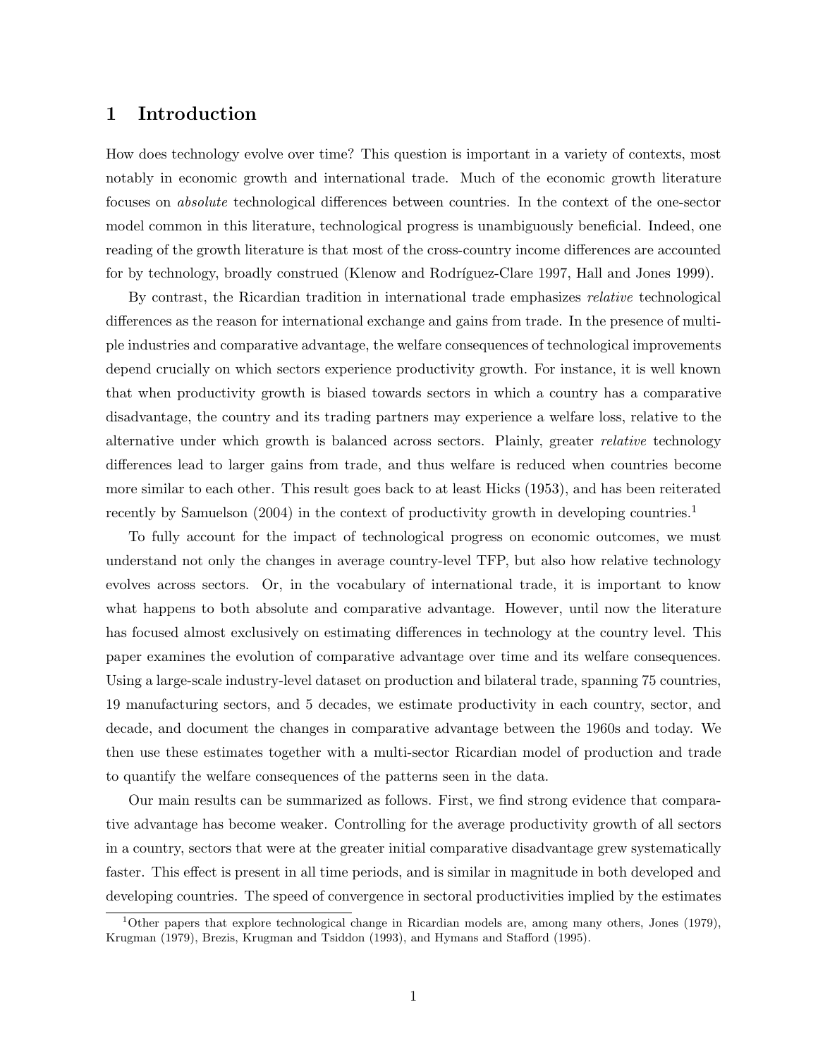# 1 Introduction

How does technology evolve over time? This question is important in a variety of contexts, most notably in economic growth and international trade. Much of the economic growth literature focuses on *absolute* technological differences between countries. In the context of the one-sector model common in this literature, technological progress is unambiguously beneficial. Indeed, one reading of the growth literature is that most of the cross-country income differences are accounted for by technology, broadly construed (Klenow and Rodríguez-Clare 1997, Hall and Jones 1999).

By contrast, the Ricardian tradition in international trade emphasizes *relative* technological differences as the reason for international exchange and gains from trade. In the presence of multiple industries and comparative advantage, the welfare consequences of technological improvements depend crucially on which sectors experience productivity growth. For instance, it is well known that when productivity growth is biased towards sectors in which a country has a comparative disadvantage, the country and its trading partners may experience a welfare loss, relative to the alternative under which growth is balanced across sectors. Plainly, greater *relative* technology differences lead to larger gains from trade, and thus welfare is reduced when countries become more similar to each other. This result goes back to at least Hicks (1953), and has been reiterated recently by Samuelson (2004) in the context of productivity growth in developing countries.[1]

To fully account for the impact of technological progress on economic outcomes, we must understand not only the changes in average country-level TFP, but also how relative technology evolves across sectors. Or, in the vocabulary of international trade, it is important to know what happens to both absolute and comparative advantage. However, until now the literature has focused almost exclusively on estimating differences in technology at the country level. This paper examines the evolution of comparative advantage over time and its welfare consequences. Using a large-scale industry-level dataset on production and bilateral trade, spanning 75 countries, 19 manufacturing sectors, and 5 decades, we estimate productivity in each country, sector, and decade, and document the changes in comparative advantage between the 1960s and today. We then use these estimates together with a multi-sector Ricardian model of production and trade to quantify the welfare consequences of the patterns seen in the data.

Our main results can be summarized as follows. First, we find strong evidence that comparative advantage has become weaker. Controlling for the average productivity growth of all sectors in a country, sectors that were at the greater initial comparative disadvantage grew systematically faster. This effect is present in all time periods, and is similar in magnitude in both developed and developing countries. The speed of convergence in sectoral productivities implied by the estimates

[1] Other papers that explore technological change in Ricardian models are, among many others, Jones (1979), Krugman (1979), Brezis, Krugman and Tsiddon (1993), and Hymans and Stafford (1995).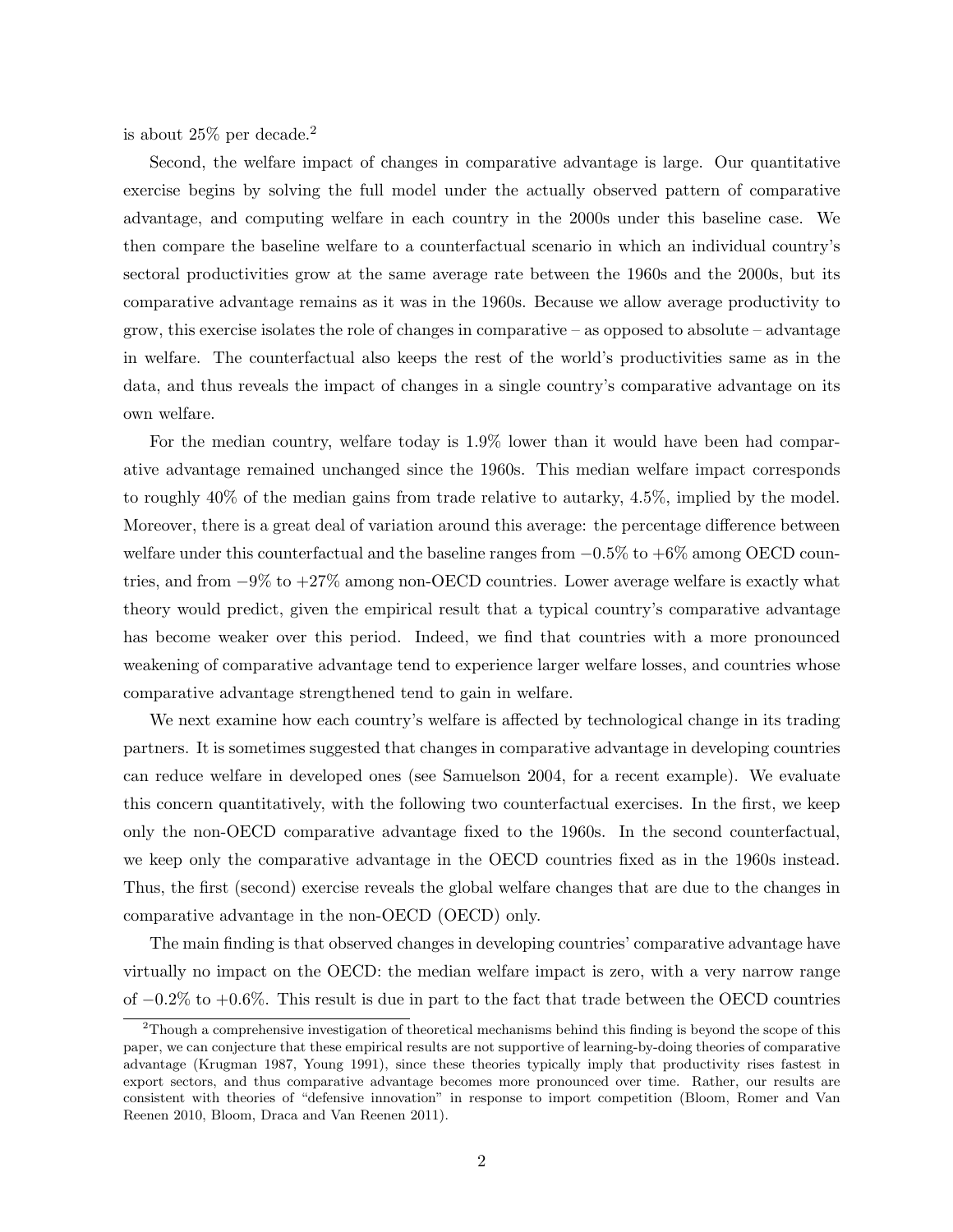is about 25% per decade.[2]

Second, the welfare impact of changes in comparative advantage is large. Our quantitative exercise begins by solving the full model under the actually observed pattern of comparative advantage, and computing welfare in each country in the 2000s under this baseline case. We then compare the baseline welfare to a counterfactual scenario in which an individual country's sectoral productivities grow at the same average rate between the 1960s and the 2000s, but its comparative advantage remains as it was in the 1960s. Because we allow average productivity to grow, this exercise isolates the role of changes in comparative – as opposed to absolute – advantage in welfare. The counterfactual also keeps the rest of the world's productivities same as in the data, and thus reveals the impact of changes in a single country's comparative advantage on its own welfare.

For the median country, welfare today is 1.9% lower than it would have been had comparative advantage remained unchanged since the 1960s. This median welfare impact corresponds to roughly 40% of the median gains from trade relative to autarky, 4.5%, implied by the model. Moreover, there is a great deal of variation around this average: the percentage difference between welfare under this counterfactual and the baseline ranges from −0.5% to +6% among OECD countries, and from −9% to +27% among non-OECD countries. Lower average welfare is exactly what theory would predict, given the empirical result that a typical country's comparative advantage has become weaker over this period. Indeed, we find that countries with a more pronounced weakening of comparative advantage tend to experience larger welfare losses, and countries whose comparative advantage strengthened tend to gain in welfare.

We next examine how each country's welfare is affected by technological change in its trading partners. It is sometimes suggested that changes in comparative advantage in developing countries can reduce welfare in developed ones (see Samuelson 2004, for a recent example). We evaluate this concern quantitatively, with the following two counterfactual exercises. In the first, we keep only the non-OECD comparative advantage fixed to the 1960s. In the second counterfactual, we keep only the comparative advantage in the OECD countries fixed as in the 1960s instead. Thus, the first (second) exercise reveals the global welfare changes that are due to the changes in comparative advantage in the non-OECD (OECD) only.

The main finding is that observed changes in developing countries' comparative advantage have virtually no impact on the OECD: the median welfare impact is zero, with a very narrow range of −0.2% to +0.6%. This result is due in part to the fact that trade between the OECD countries

[2] Though a comprehensive investigation of theoretical mechanisms behind this finding is beyond the scope of this paper, we can conjecture that these empirical results are not supportive of learning-by-doing theories of comparative advantage (Krugman 1987, Young 1991), since these theories typically imply that productivity rises fastest in export sectors, and thus comparative advantage becomes more pronounced over time. Rather, our results are consistent with theories of "defensive innovation" in response to import competition (Bloom, Romer and Van Reenen 2010, Bloom, Draca and Van Reenen 2011).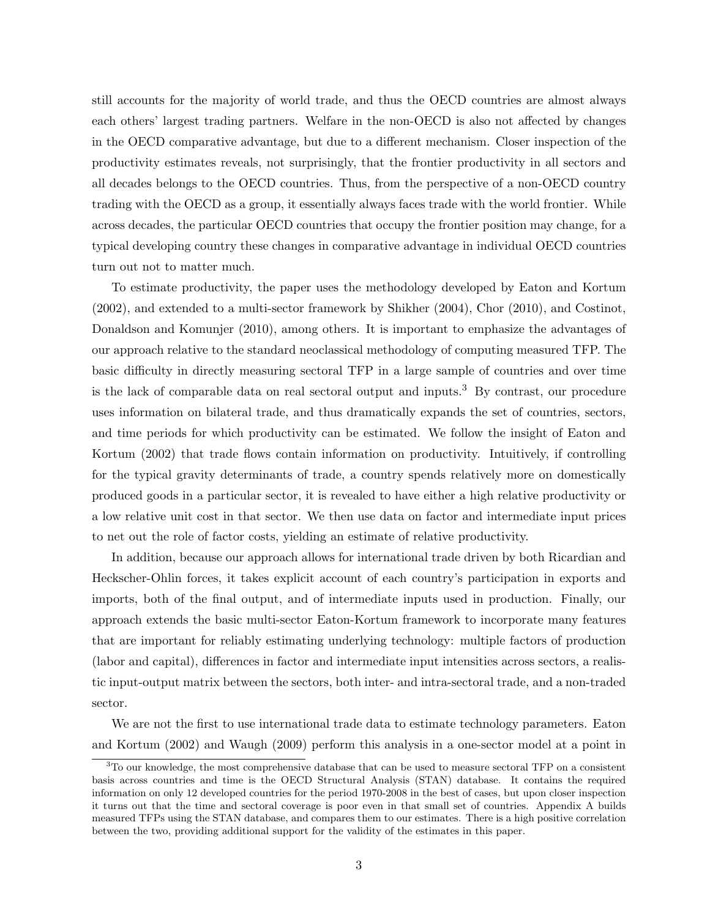still accounts for the majority of world trade, and thus the OECD countries are almost always each others' largest trading partners. Welfare in the non-OECD is also not affected by changes in the OECD comparative advantage, but due to a different mechanism. Closer inspection of the productivity estimates reveals, not surprisingly, that the frontier productivity in all sectors and all decades belongs to the OECD countries. Thus, from the perspective of a non-OECD country trading with the OECD as a group, it essentially always faces trade with the world frontier. While across decades, the particular OECD countries that occupy the frontier position may change, for a typical developing country these changes in comparative advantage in individual OECD countries turn out not to matter much.

To estimate productivity, the paper uses the methodology developed by Eaton and Kortum (2002), and extended to a multi-sector framework by Shikher (2004), Chor (2010), and Costinot, Donaldson and Komunjer (2010), among others. It is important to emphasize the advantages of our approach relative to the standard neoclassical methodology of computing measured TFP. The basic difficulty in directly measuring sectoral TFP in a large sample of countries and over time is the lack of comparable data on real sectoral output and inputs.[3] By contrast, our procedure uses information on bilateral trade, and thus dramatically expands the set of countries, sectors, and time periods for which productivity can be estimated. We follow the insight of Eaton and Kortum (2002) that trade flows contain information on productivity. Intuitively, if controlling for the typical gravity determinants of trade, a country spends relatively more on domestically produced goods in a particular sector, it is revealed to have either a high relative productivity or a low relative unit cost in that sector. We then use data on factor and intermediate input prices to net out the role of factor costs, yielding an estimate of relative productivity.

In addition, because our approach allows for international trade driven by both Ricardian and Heckscher-Ohlin forces, it takes explicit account of each country's participation in exports and imports, both of the final output, and of intermediate inputs used in production. Finally, our approach extends the basic multi-sector Eaton-Kortum framework to incorporate many features that are important for reliably estimating underlying technology: multiple factors of production (labor and capital), differences in factor and intermediate input intensities across sectors, a realistic input-output matrix between the sectors, both inter- and intra-sectoral trade, and a non-traded sector.

We are not the first to use international trade data to estimate technology parameters. Eaton and Kortum (2002) and Waugh (2009) perform this analysis in a one-sector model at a point in

[3] To our knowledge, the most comprehensive database that can be used to measure sectoral TFP on a consistent basis across countries and time is the OECD Structural Analysis (STAN) database. It contains the required information on only 12 developed countries for the period 1970-2008 in the best of cases, but upon closer inspection it turns out that the time and sectoral coverage is poor even in that small set of countries. Appendix A builds measured TFPs using the STAN database, and compares them to our estimates. There is a high positive correlation between the two, providing additional support for the validity of the estimates in this paper.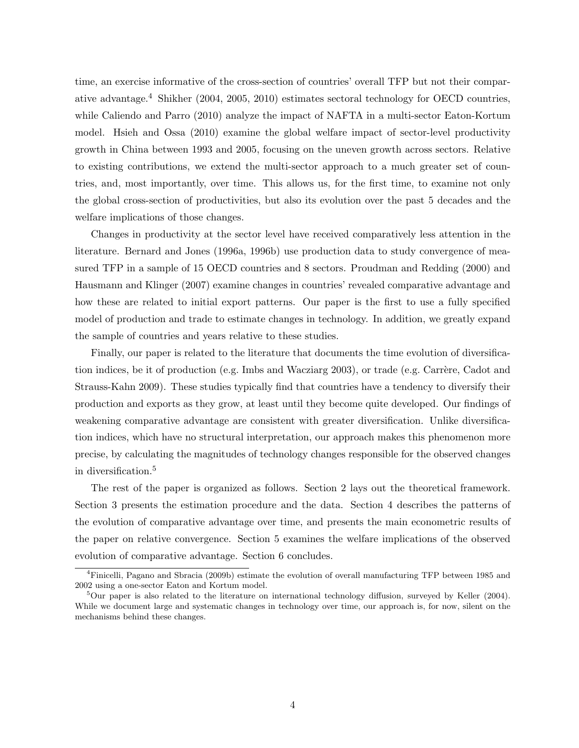time, an exercise informative of the cross-section of countries' overall TFP but not their comparative advantage.[4] Shikher (2004, 2005, 2010) estimates sectoral technology for OECD countries, while Caliendo and Parro (2010) analyze the impact of NAFTA in a multi-sector Eaton-Kortum model. Hsieh and Ossa (2010) examine the global welfare impact of sector-level productivity growth in China between 1993 and 2005, focusing on the uneven growth across sectors. Relative to existing contributions, we extend the multi-sector approach to a much greater set of countries, and, most importantly, over time. This allows us, for the first time, to examine not only the global cross-section of productivities, but also its evolution over the past 5 decades and the welfare implications of those changes.

Changes in productivity at the sector level have received comparatively less attention in the literature. Bernard and Jones (1996a, 1996b) use production data to study convergence of measured TFP in a sample of 15 OECD countries and 8 sectors. Proudman and Redding (2000) and Hausmann and Klinger (2007) examine changes in countries' revealed comparative advantage and how these are related to initial export patterns. Our paper is the first to use a fully specified model of production and trade to estimate changes in technology. In addition, we greatly expand the sample of countries and years relative to these studies.

Finally, our paper is related to the literature that documents the time evolution of diversification indices, be it of production (e.g. Imbs and Wacziarg 2003), or trade (e.g. Carrère, Cadot and Strauss-Kahn 2009). These studies typically find that countries have a tendency to diversify their production and exports as they grow, at least until they become quite developed. Our findings of weakening comparative advantage are consistent with greater diversification. Unlike diversification indices, which have no structural interpretation, our approach makes this phenomenon more precise, by calculating the magnitudes of technology changes responsible for the observed changes in diversification.[5]

The rest of the paper is organized as follows. Section 2 lays out the theoretical framework. Section 3 presents the estimation procedure and the data. Section 4 describes the patterns of the evolution of comparative advantage over time, and presents the main econometric results of the paper on relative convergence. Section 5 examines the welfare implications of the observed evolution of comparative advantage. Section 6 concludes.

[4] Finicelli, Pagano and Sbracia (2009b) estimate the evolution of overall manufacturing TFP between 1985 and 2002 using a one-sector Eaton and Kortum model.

[5] Our paper is also related to the literature on international technology diffusion, surveyed by Keller (2004). While we document large and systematic changes in technology over time, our approach is, for now, silent on the mechanisms behind these changes.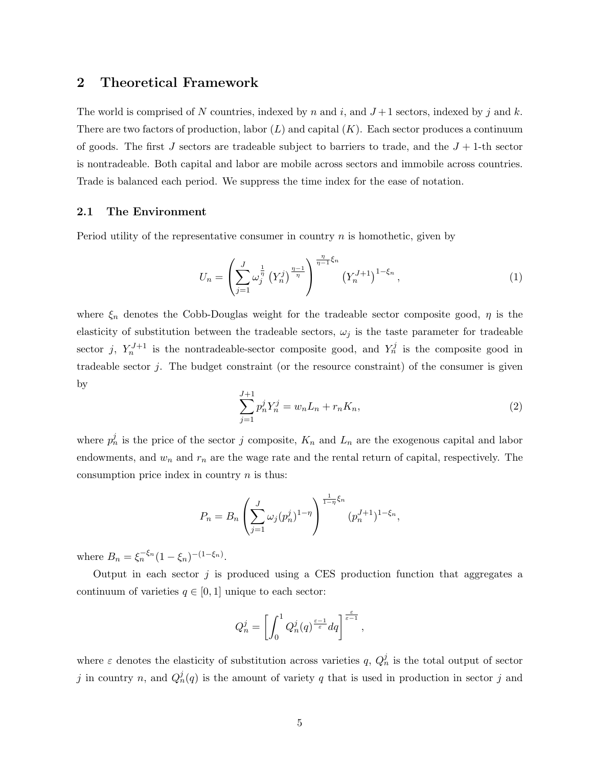## 2 Theoretical Framework

The world is comprised of $N$ countries, indexed by $n$ and $i$, and $J+1$ sectors, indexed by $j$ and $k$. There are two factors of production, labor ($L$) and capital ($K$). Each sector produces a continuum of goods. The first $J$ sectors are tradeable subject to barriers to trade, and the $J+1$-th sector is nontradeable. Both capital and labor are mobile across sectors and immobile across countries. Trade is balanced each period. We suppress the time index for the ease of notation.

### 2.1 The Environment

Period utility of the representative consumer in country $n$ is homothetic, given by

$$U_n = \left( \sum_{j=1}^{J} \omega_j^{\frac{1}{\eta}} \left(Y_n^j\right)^{\frac{\eta-1}{\eta}} \right)^{\frac{\eta}{\eta-1}\xi_n} \left(Y_n^{J+1}\right)^{1-\xi_n}, \tag{1}$$

where $\xi_n$ denotes the Cobb-Douglas weight for the tradeable sector composite good, $\eta$ is the elasticity of substitution between the tradeable sectors, $\omega_j$ is the taste parameter for tradeable sector $j$, $Y_n^{J+1}$ is the nontradeable-sector composite good, and $Y_n^j$ is the composite good in tradeable sector $j$. The budget constraint (or the resource constraint) of the consumer is given by

$$\sum_{j=1}^{J+1} p_n^j Y_n^j = w_n L_n + r_n K_n, \tag{2}$$

where $p_n^j$ is the price of the sector $j$ composite, $K_n$ and $L_n$ are the exogenous capital and labor endowments, and $w_n$ and $r_n$ are the wage rate and the rental return of capital, respectively. The consumption price index in country $n$ is thus:

$$P_n = B_n \left( \sum_{j=1}^{J} \omega_j (p_n^j)^{1-\eta} \right)^{\frac{1}{1-\eta}\xi_n} (p_n^{J+1})^{1-\xi_n},$$

where $B_n = \xi_n^{-\xi_n}(1-\xi_n)^{-(1-\xi_n)}$.

Output in each sector $j$ is produced using a CES production function that aggregates a continuum of varieties $q \in [0,1]$ unique to each sector:

$$Q_n^j = \left[ \int_0^1 Q_n^j(q)^{\frac{\varepsilon-1}{\varepsilon}} dq \right]^{\frac{\varepsilon}{\varepsilon-1}},$$

where $\varepsilon$ denotes the elasticity of substitution across varieties $q$, $Q_n^j$ is the total output of sector $j$ in country $n$, and $Q_n^j(q)$ is the amount of variety $q$ that is used in production in sector $j$ and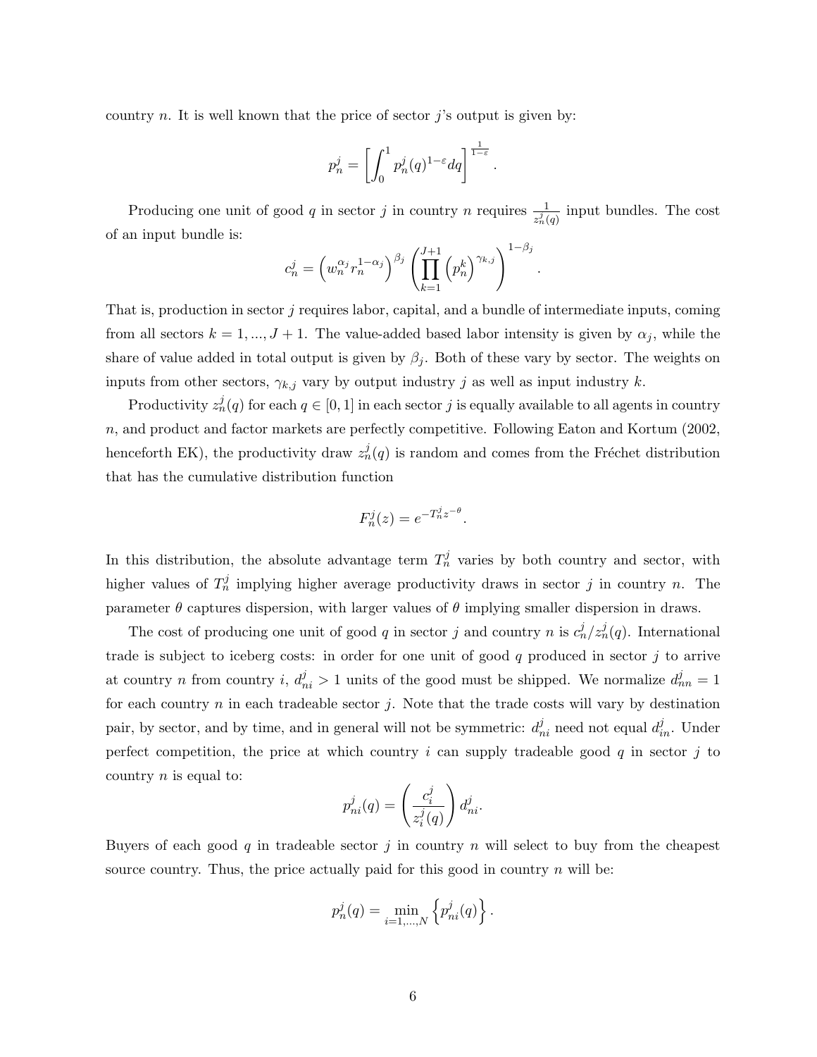country $n$. It is well known that the price of sector $j$'s output is given by:

$$p_n^j = \left[ \int_0^1 p_n^j(q)^{1-\varepsilon} dq \right]^{\frac{1}{1-\varepsilon}}.$$

Producing one unit of good $q$ in sector $j$ in country $n$ requires $\frac{1}{z_n^j(q)}$ input bundles. The cost of an input bundle is:

$$c_n^j = \left( w_n^{\alpha_j} r_n^{1-\alpha_j} \right)^{\beta_j} \left( \prod_{k=1}^{J+1} \left( p_n^k \right)^{\gamma_{k,j}} \right)^{1-\beta_j}.$$

That is, production in sector $j$ requires labor, capital, and a bundle of intermediate inputs, coming from all sectors $k = 1, ..., J+1$. The value-added based labor intensity is given by $\alpha_j$, while the share of value added in total output is given by $\beta_j$. Both of these vary by sector. The weights on inputs from other sectors, $\gamma_{k,j}$ vary by output industry $j$ as well as input industry $k$.

Productivity $z_n^j(q)$ for each $q \in [0,1]$ in each sector $j$ is equally available to all agents in country $n$, and product and factor markets are perfectly competitive. Following Eaton and Kortum (2002, henceforth EK), the productivity draw $z_n^j(q)$ is random and comes from the Fréchet distribution that has the cumulative distribution function

$$F_n^j(z) = e^{-T_n^j z^{-\theta}}.$$

In this distribution, the absolute advantage term $T_n^j$ varies by both country and sector, with higher values of $T_n^j$ implying higher average productivity draws in sector $j$ in country $n$. The parameter $\theta$ captures dispersion, with larger values of $\theta$ implying smaller dispersion in draws.

The cost of producing one unit of good $q$ in sector $j$ and country $n$ is $c_n^j / z_n^j(q)$. International trade is subject to iceberg costs: in order for one unit of good $q$ produced in sector $j$ to arrive at country $n$ from country $i$, $d_{ni}^j > 1$ units of the good must be shipped. We normalize $d_{nn}^j = 1$ for each country $n$ in each tradeable sector $j$. Note that the trade costs will vary by destination pair, by sector, and by time, and in general will not be symmetric: $d_{ni}^j$ need not equal $d_{in}^j$. Under perfect competition, the price at which country $i$ can supply tradeable good $q$ in sector $j$ to country $n$ is equal to:

$$p_{ni}^j(q) = \left( \frac{c_i^j}{z_i^j(q)} \right) d_{ni}^j.$$

Buyers of each good $q$ in tradeable sector $j$ in country $n$ will select to buy from the cheapest source country. Thus, the price actually paid for this good in country $n$ will be:

$$p_n^j(q) = \min_{i=1,...,N} \left\{ p_{ni}^j(q) \right\}.$$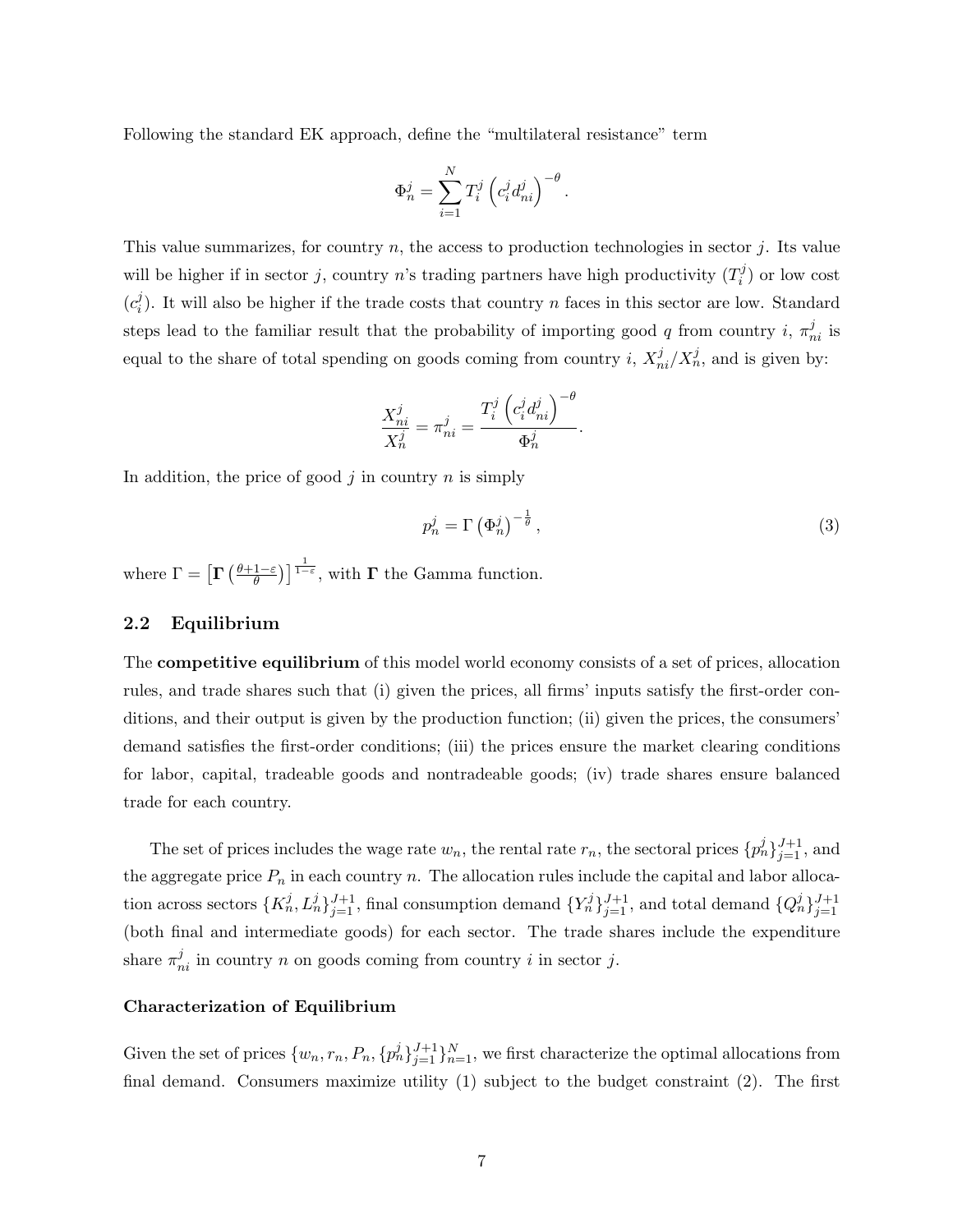Following the standard EK approach, define the "multilateral resistance" term

$$\Phi_n^j = \sum_{i=1}^{N} T_i^j \left(c_i^j d_{ni}^j\right)^{-\theta}.$$

This value summarizes, for country $n$, the access to production technologies in sector $j$. Its value will be higher if in sector $j$, country $n$'s trading partners have high productivity ($T_i^j$) or low cost ($c_i^j$). It will also be higher if the trade costs that country $n$ faces in this sector are low. Standard steps lead to the familiar result that the probability of importing good $q$ from country $i$, $\pi_{ni}^j$ is equal to the share of total spending on goods coming from country $i$, $X_{ni}^j/X_n^j$, and is given by:

$$\frac{X_{ni}^j}{X_n^j} = \pi_{ni}^j = \frac{T_i^j \left(c_i^j d_{ni}^j\right)^{-\theta}}{\Phi_n^j}.$$

In addition, the price of good $j$ in country $n$ is simply

$$p_n^j = \Gamma \left(\Phi_n^j\right)^{-\frac{1}{\theta}}, \tag{3}$$

where $\Gamma = \left[\boldsymbol{\Gamma}\left(\frac{\theta+1-\varepsilon}{\theta}\right)\right]^{\frac{1}{1-\varepsilon}}$, with $\boldsymbol{\Gamma}$ the Gamma function.

## 2.2 Equilibrium

The **competitive equilibrium** of this model world economy consists of a set of prices, allocation rules, and trade shares such that (i) given the prices, all firms' inputs satisfy the first-order conditions, and their output is given by the production function; (ii) given the prices, the consumers' demand satisfies the first-order conditions; (iii) the prices ensure the market clearing conditions for labor, capital, tradeable goods and nontradeable goods; (iv) trade shares ensure balanced trade for each country.

The set of prices includes the wage rate $w_n$, the rental rate $r_n$, the sectoral prices $\{p_n^j\}_{j=1}^{J+1}$, and the aggregate price $P_n$ in each country $n$. The allocation rules include the capital and labor allocation across sectors $\{K_n^j, L_n^j\}_{j=1}^{J+1}$, final consumption demand $\{Y_n^j\}_{j=1}^{J+1}$, and total demand $\{Q_n^j\}_{j=1}^{J+1}$ (both final and intermediate goods) for each sector. The trade shares include the expenditure share $\pi_{ni}^j$ in country $n$ on goods coming from country $i$ in sector $j$.

### Characterization of Equilibrium

Given the set of prices $\{w_n, r_n, P_n, \{p_n^j\}_{j=1}^{J+1}\}_{n=1}^{N}$, we first characterize the optimal allocations from final demand. Consumers maximize utility (1) subject to the budget constraint (2). The first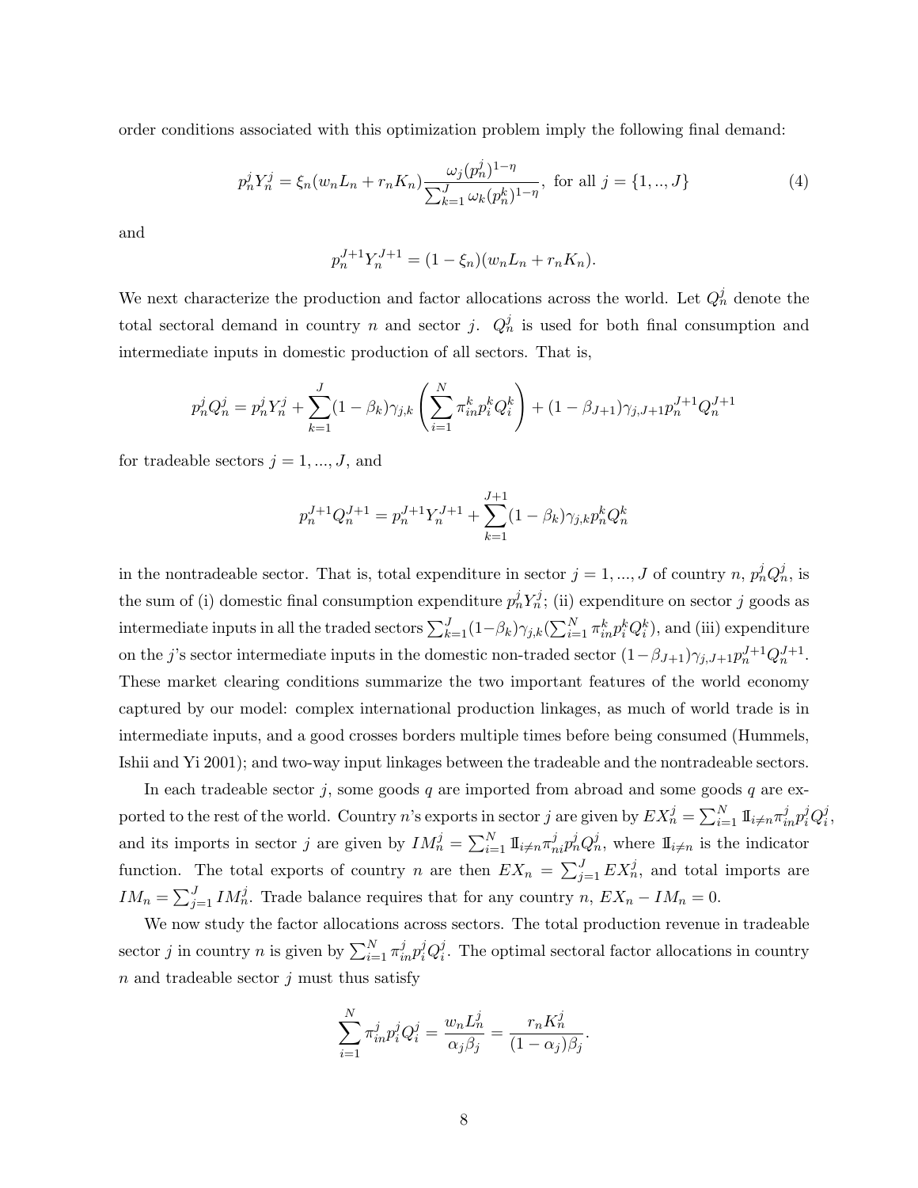order conditions associated with this optimization problem imply the following final demand:

$$p_n^j Y_n^j = \xi_n (w_n L_n + r_n K_n) \frac{\omega_j (p_n^j)^{1-\eta}}{\sum_{k=1}^{J} \omega_k (p_n^k)^{1-\eta}}, \text{ for all } j = \{1, .., J\} \tag{4}$$

and

$$p_n^{J+1} Y_n^{J+1} = (1 - \xi_n)(w_n L_n + r_n K_n).$$

We next characterize the production and factor allocations across the world. Let $Q_n^j$ denote the total sectoral demand in country $n$ and sector $j$. $Q_n^j$ is used for both final consumption and intermediate inputs in domestic production of all sectors. That is,

$$p_n^j Q_n^j = p_n^j Y_n^j + \sum_{k=1}^{J} (1 - \beta_k) \gamma_{j,k} \left( \sum_{i=1}^{N} \pi_{in}^k p_i^k Q_i^k \right) + (1 - \beta_{J+1}) \gamma_{j,J+1} p_n^{J+1} Q_n^{J+1}$$

for tradeable sectors $j = 1, ..., J$, and

$$p_n^{J+1} Q_n^{J+1} = p_n^{J+1} Y_n^{J+1} + \sum_{k=1}^{J+1} (1 - \beta_k) \gamma_{j,k} p_n^k Q_n^k$$

in the nontradeable sector. That is, total expenditure in sector $j = 1, ..., J$ of country $n$, $p_n^j Q_n^j$, is the sum of (i) domestic final consumption expenditure $p_n^j Y_n^j$; (ii) expenditure on sector $j$ goods as intermediate inputs in all the traded sectors $\sum_{k=1}^{J} (1-\beta_k) \gamma_{j,k} (\sum_{i=1}^{N} \pi_{in}^k p_i^k Q_i^k)$, and (iii) expenditure on the $j$'s sector intermediate inputs in the domestic non-traded sector $(1-\beta_{J+1}) \gamma_{j,J+1} p_n^{J+1} Q_n^{J+1}$. These market clearing conditions summarize the two important features of the world economy captured by our model: complex international production linkages, as much of world trade is in intermediate inputs, and a good crosses borders multiple times before being consumed (Hummels, Ishii and Yi 2001); and two-way input linkages between the tradeable and the nontradeable sectors.

In each tradeable sector $j$, some goods $q$ are imported from abroad and some goods $q$ are exported to the rest of the world. Country $n$'s exports in sector $j$ are given by $EX_n^j = \sum_{i=1}^{N} \mathbb{I}_{i \neq n} \pi_{in}^j p_i^j Q_i^j$, and its imports in sector $j$ are given by $IM_n^j = \sum_{i=1}^{N} \mathbb{I}_{i \neq n} \pi_{ni}^j p_n^j Q_n^j$, where $\mathbb{I}_{i \neq n}$ is the indicator function. The total exports of country $n$ are then $EX_n = \sum_{j=1}^{J} EX_n^j$, and total imports are $IM_n = \sum_{j=1}^{J} IM_n^j$. Trade balance requires that for any country $n$, $EX_n - IM_n = 0$.

We now study the factor allocations across sectors. The total production revenue in tradeable sector $j$ in country $n$ is given by $\sum_{i=1}^{N} \pi_{in}^j p_i^j Q_i^j$. The optimal sectoral factor allocations in country $n$ and tradeable sector $j$ must thus satisfy

$$\sum_{i=1}^{N} \pi_{in}^j p_i^j Q_i^j = \frac{w_n L_n^j}{\alpha_j \beta_j} = \frac{r_n K_n^j}{(1 - \alpha_j) \beta_j}.$$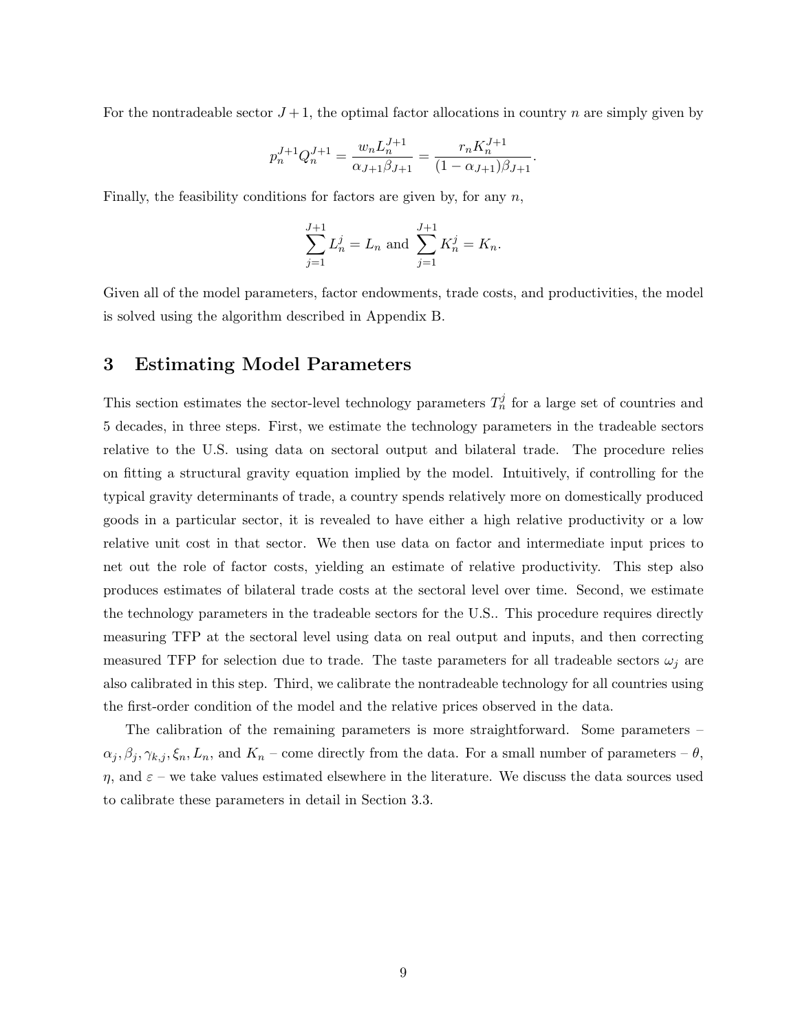For the nontradeable sector $J+1$, the optimal factor allocations in country $n$ are simply given by

$$p_n^{J+1} Q_n^{J+1} = \frac{w_n L_n^{J+1}}{\alpha_{J+1}\beta_{J+1}} = \frac{r_n K_n^{J+1}}{(1-\alpha_{J+1})\beta_{J+1}}.$$

Finally, the feasibility conditions for factors are given by, for any $n$,

$$\sum_{j=1}^{J+1} L_n^j = L_n \text{ and } \sum_{j=1}^{J+1} K_n^j = K_n.$$

Given all of the model parameters, factor endowments, trade costs, and productivities, the model is solved using the algorithm described in Appendix B.

## 3 Estimating Model Parameters

This section estimates the sector-level technology parameters $T_n^j$ for a large set of countries and 5 decades, in three steps. First, we estimate the technology parameters in the tradeable sectors relative to the U.S. using data on sectoral output and bilateral trade. The procedure relies on fitting a structural gravity equation implied by the model. Intuitively, if controlling for the typical gravity determinants of trade, a country spends relatively more on domestically produced goods in a particular sector, it is revealed to have either a high relative productivity or a low relative unit cost in that sector. We then use data on factor and intermediate input prices to net out the role of factor costs, yielding an estimate of relative productivity. This step also produces estimates of bilateral trade costs at the sectoral level over time. Second, we estimate the technology parameters in the tradeable sectors for the U.S.. This procedure requires directly measuring TFP at the sectoral level using data on real output and inputs, and then correcting measured TFP for selection due to trade. The taste parameters for all tradeable sectors $\omega_j$ are also calibrated in this step. Third, we calibrate the nontradeable technology for all countries using the first-order condition of the model and the relative prices observed in the data.

The calibration of the remaining parameters is more straightforward. Some parameters – $\alpha_j, \beta_j, \gamma_{k,j}, \xi_n, L_n$, and $K_n$ – come directly from the data. For a small number of parameters – $\theta$, $\eta$, and $\varepsilon$ – we take values estimated elsewhere in the literature. We discuss the data sources used to calibrate these parameters in detail in Section 3.3.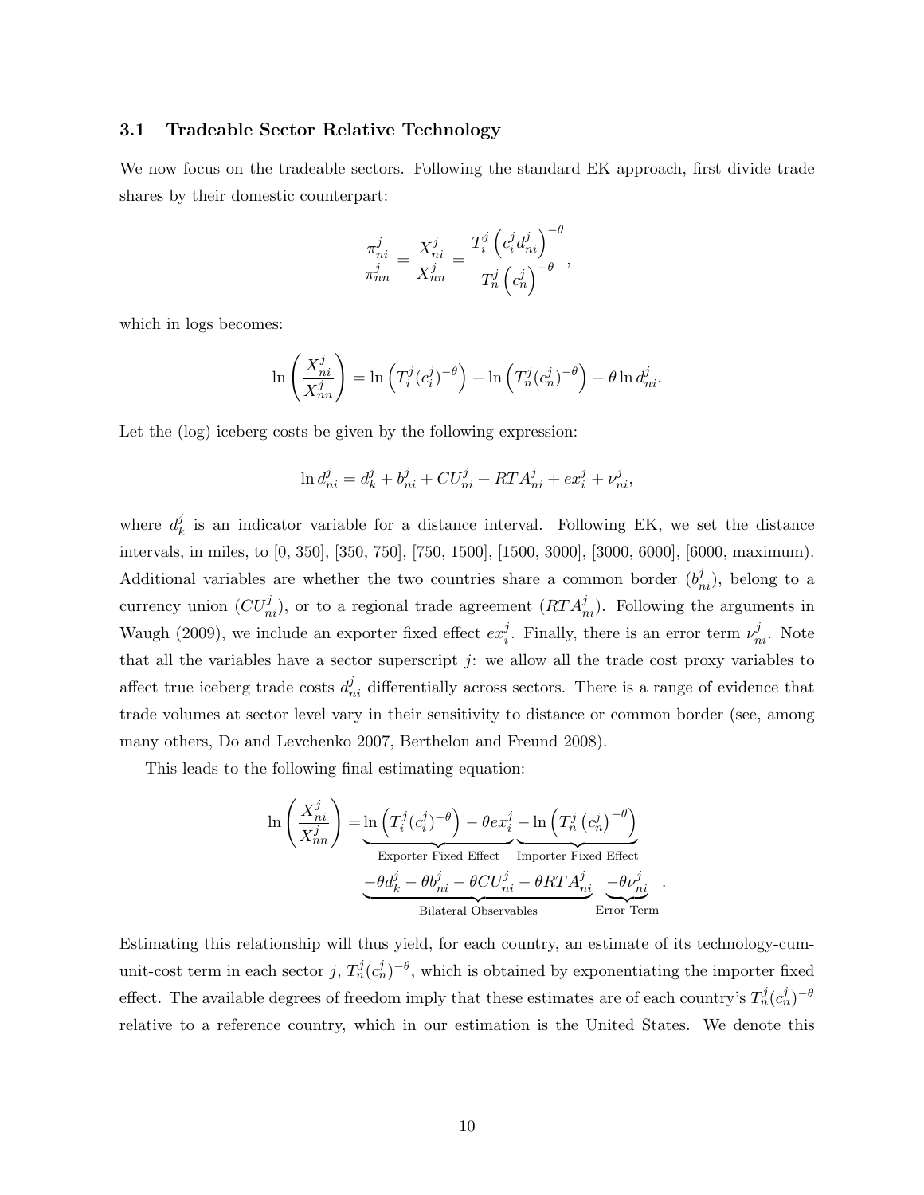### 3.1 Tradeable Sector Relative Technology

We now focus on the tradeable sectors. Following the standard EK approach, first divide trade shares by their domestic counterpart:

$$\frac{\pi_{ni}^j}{\pi_{nn}^j} = \frac{X_{ni}^j}{X_{nn}^j} = \frac{T_i^j \left(c_i^j d_{ni}^j\right)^{-\theta}}{T_n^j \left(c_n^j\right)^{-\theta}},$$

which in logs becomes:

$$\ln\left(\frac{X_{ni}^j}{X_{nn}^j}\right) = \ln\left(T_i^j (c_i^j)^{-\theta}\right) - \ln\left(T_n^j (c_n^j)^{-\theta}\right) - \theta \ln d_{ni}^j.$$

Let the (log) iceberg costs be given by the following expression:

$$\ln d_{ni}^j = d_k^j + b_{ni}^j + CU_{ni}^j + RTA_{ni}^j + ex_i^j + \nu_{ni}^j,$$

where $d_k^j$ is an indicator variable for a distance interval. Following EK, we set the distance intervals, in miles, to [0, 350], [350, 750], [750, 1500], [1500, 3000], [3000, 6000], [6000, maximum). Additional variables are whether the two countries share a common border ($b_{ni}^j$), belong to a currency union ($CU_{ni}^j$), or to a regional trade agreement ($RTA_{ni}^j$). Following the arguments in Waugh (2009), we include an exporter fixed effect $ex_i^j$. Finally, there is an error term $\nu_{ni}^j$. Note that all the variables have a sector superscript $j$: we allow all the trade cost proxy variables to affect true iceberg trade costs $d_{ni}^j$ differentially across sectors. There is a range of evidence that trade volumes at sector level vary in their sensitivity to distance or common border (see, among many others, Do and Levchenko 2007, Berthelon and Freund 2008).

This leads to the following final estimating equation:

$$\ln\left(\frac{X_{ni}^j}{X_{nn}^j}\right) = \underbrace{\ln\left(T_i^j (c_i^j)^{-\theta}\right) - \theta ex_i^j}_{\text{Exporter Fixed Effect}} \underbrace{- \ln\left(T_n^j \left(c_n^j\right)^{-\theta}\right)}_{\text{Importer Fixed Effect}}$$

$$\underbrace{-\theta d_k^j - \theta b_{ni}^j - \theta CU_{ni}^j - \theta RTA_{ni}^j}_{\text{Bilateral Observables}} \underbrace{-\theta \nu_{ni}^j}_{\text{Error Term}}.$$

Estimating this relationship will thus yield, for each country, an estimate of its technology-cum-unit-cost term in each sector $j$, $T_n^j (c_n^j)^{-\theta}$, which is obtained by exponentiating the importer fixed effect. The available degrees of freedom imply that these estimates are of each country's $T_n^j (c_n^j)^{-\theta}$ relative to a reference country, which in our estimation is the United States. We denote this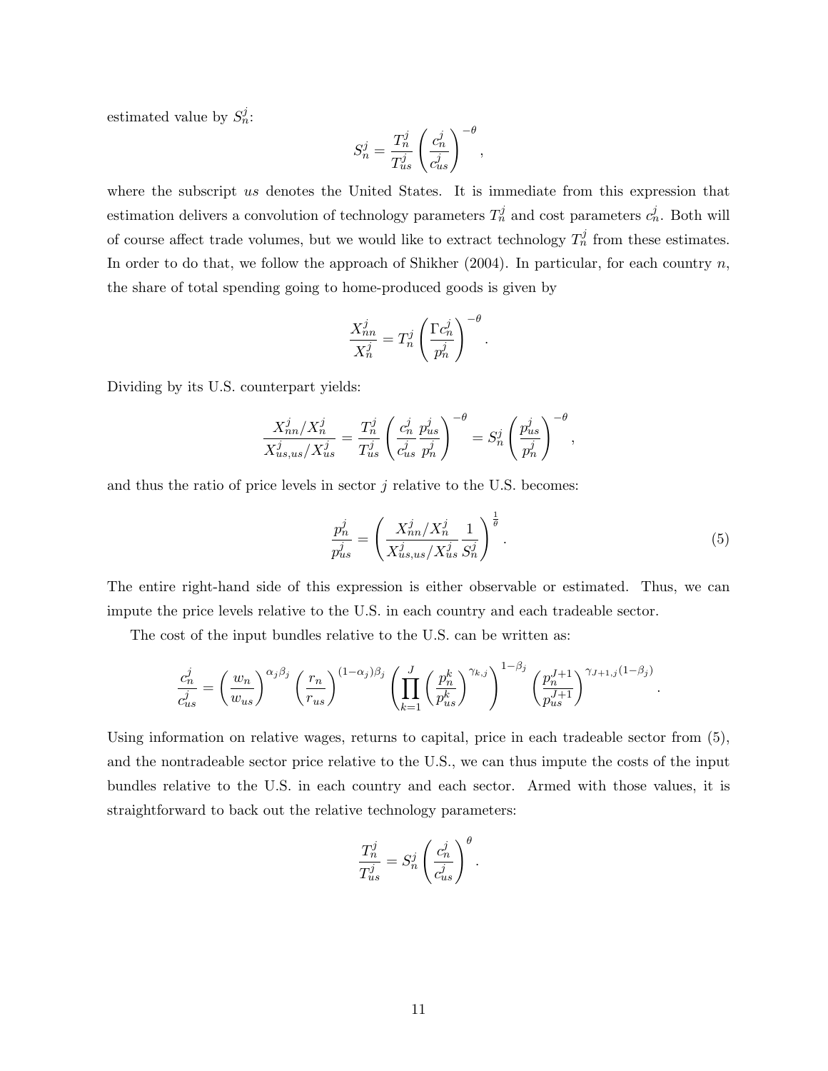estimated value by $S_n^j$:

$$S_n^j = \frac{T_n^j}{T_{us}^j}\left(\frac{c_n^j}{c_{us}^j}\right)^{-\theta},$$

where the subscript $us$ denotes the United States. It is immediate from this expression that estimation delivers a convolution of technology parameters $T_n^j$ and cost parameters $c_n^j$. Both will of course affect trade volumes, but we would like to extract technology $T_n^j$ from these estimates. In order to do that, we follow the approach of Shikher (2004). In particular, for each country $n$, the share of total spending going to home-produced goods is given by

$$\frac{X_{nn}^j}{X_n^j} = T_n^j\left(\frac{\Gamma c_n^j}{p_n^j}\right)^{-\theta}.$$

Dividing by its U.S. counterpart yields:

$$\frac{X_{nn}^j/X_n^j}{X_{us,us}^j/X_{us}^j} = \frac{T_n^j}{T_{us}^j}\left(\frac{c_n^j}{c_{us}^j}\frac{p_{us}^j}{p_n^j}\right)^{-\theta} = S_n^j\left(\frac{p_{us}^j}{p_n^j}\right)^{-\theta},$$

and thus the ratio of price levels in sector $j$ relative to the U.S. becomes:

$$\frac{p_n^j}{p_{us}^j} = \left(\frac{X_{nn}^j/X_n^j}{X_{us,us}^j/X_{us}^j}\frac{1}{S_n^j}\right)^{\frac{1}{\theta}}. \tag{5}$$

The entire right-hand side of this expression is either observable or estimated. Thus, we can impute the price levels relative to the U.S. in each country and each tradeable sector.

The cost of the input bundles relative to the U.S. can be written as:

$$\frac{c_n^j}{c_{us}^j} = \left(\frac{w_n}{w_{us}}\right)^{\alpha_j\beta_j}\left(\frac{r_n}{r_{us}}\right)^{(1-\alpha_j)\beta_j}\left(\prod_{k=1}^{J}\left(\frac{p_n^k}{p_{us}^k}\right)^{\gamma_{k,j}}\right)^{1-\beta_j}\left(\frac{p_n^{J+1}}{p_{us}^{J+1}}\right)^{\gamma_{J+1,j}(1-\beta_j)}.$$

Using information on relative wages, returns to capital, price in each tradeable sector from (5), and the nontradeable sector price relative to the U.S., we can thus impute the costs of the input bundles relative to the U.S. in each country and each sector. Armed with those values, it is straightforward to back out the relative technology parameters:

$$\frac{T_n^j}{T_{us}^j} = S_n^j\left(\frac{c_n^j}{c_{us}^j}\right)^{\theta}.$$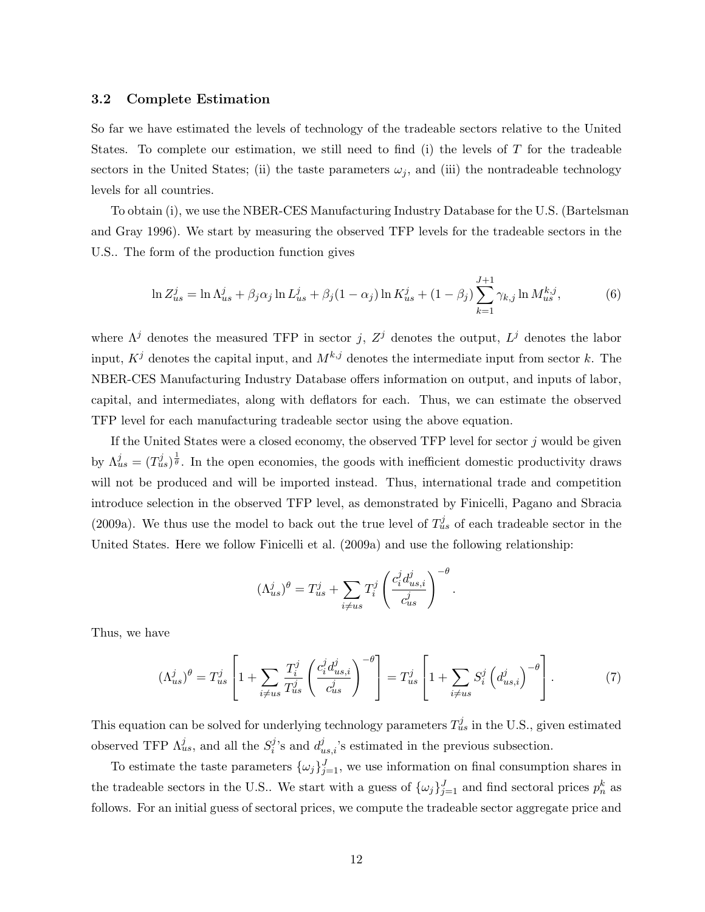### 3.2 Complete Estimation

So far we have estimated the levels of technology of the tradeable sectors relative to the United States. To complete our estimation, we still need to find (i) the levels of $T$ for the tradeable sectors in the United States; (ii) the taste parameters $\omega_j$, and (iii) the nontradeable technology levels for all countries.

To obtain (i), we use the NBER-CES Manufacturing Industry Database for the U.S. (Bartelsman and Gray 1996). We start by measuring the observed TFP levels for the tradeable sectors in the U.S.. The form of the production function gives

$$\ln Z_{us}^{j} = \ln \Lambda_{us}^{j} + \beta_j \alpha_j \ln L_{us}^{j} + \beta_j (1 - \alpha_j) \ln K_{us}^{j} + (1 - \beta_j) \sum_{k=1}^{J+1} \gamma_{k,j} \ln M_{us}^{k,j}, \tag{6}$$

where $\Lambda^j$ denotes the measured TFP in sector $j$, $Z^j$ denotes the output, $L^j$ denotes the labor input, $K^j$ denotes the capital input, and $M^{k,j}$ denotes the intermediate input from sector $k$. The NBER-CES Manufacturing Industry Database offers information on output, and inputs of labor, capital, and intermediates, along with deflators for each. Thus, we can estimate the observed TFP level for each manufacturing tradeable sector using the above equation.

If the United States were a closed economy, the observed TFP level for sector $j$ would be given by $\Lambda_{us}^{j} = (T_{us}^{j})^{\frac{1}{\theta}}$. In the open economies, the goods with inefficient domestic productivity draws will not be produced and will be imported instead. Thus, international trade and competition introduce selection in the observed TFP level, as demonstrated by Finicelli, Pagano and Sbracia (2009a). We thus use the model to back out the true level of $T_{us}^{j}$ of each tradeable sector in the United States. Here we follow Finicelli et al. (2009a) and use the following relationship:

$$(\Lambda_{us}^{j})^{\theta} = T_{us}^{j} + \sum_{i \neq us} T_{i}^{j} \left( \frac{c_{i}^{j} d_{us,i}^{j}}{c_{us}^{j}} \right)^{-\theta}.$$

Thus, we have

$$(\Lambda_{us}^{j})^{\theta} = T_{us}^{j} \left[ 1 + \sum_{i \neq us} \frac{T_{i}^{j}}{T_{us}^{j}} \left( \frac{c_{i}^{j} d_{us,i}^{j}}{c_{us}^{j}} \right)^{-\theta} \right] = T_{us}^{j} \left[ 1 + \sum_{i \neq us} S_{i}^{j} \left( d_{us,i}^{j} \right)^{-\theta} \right]. \tag{7}$$

This equation can be solved for underlying technology parameters $T_{us}^{j}$ in the U.S., given estimated observed TFP $\Lambda_{us}^{j}$, and all the $S_{i}^{j}$'s and $d_{us,i}^{j}$'s estimated in the previous subsection.

To estimate the taste parameters $\{\omega_j\}_{j=1}^{J}$, we use information on final consumption shares in the tradeable sectors in the U.S.. We start with a guess of $\{\omega_j\}_{j=1}^{J}$ and find sectoral prices $p_n^k$ as follows. For an initial guess of sectoral prices, we compute the tradeable sector aggregate price and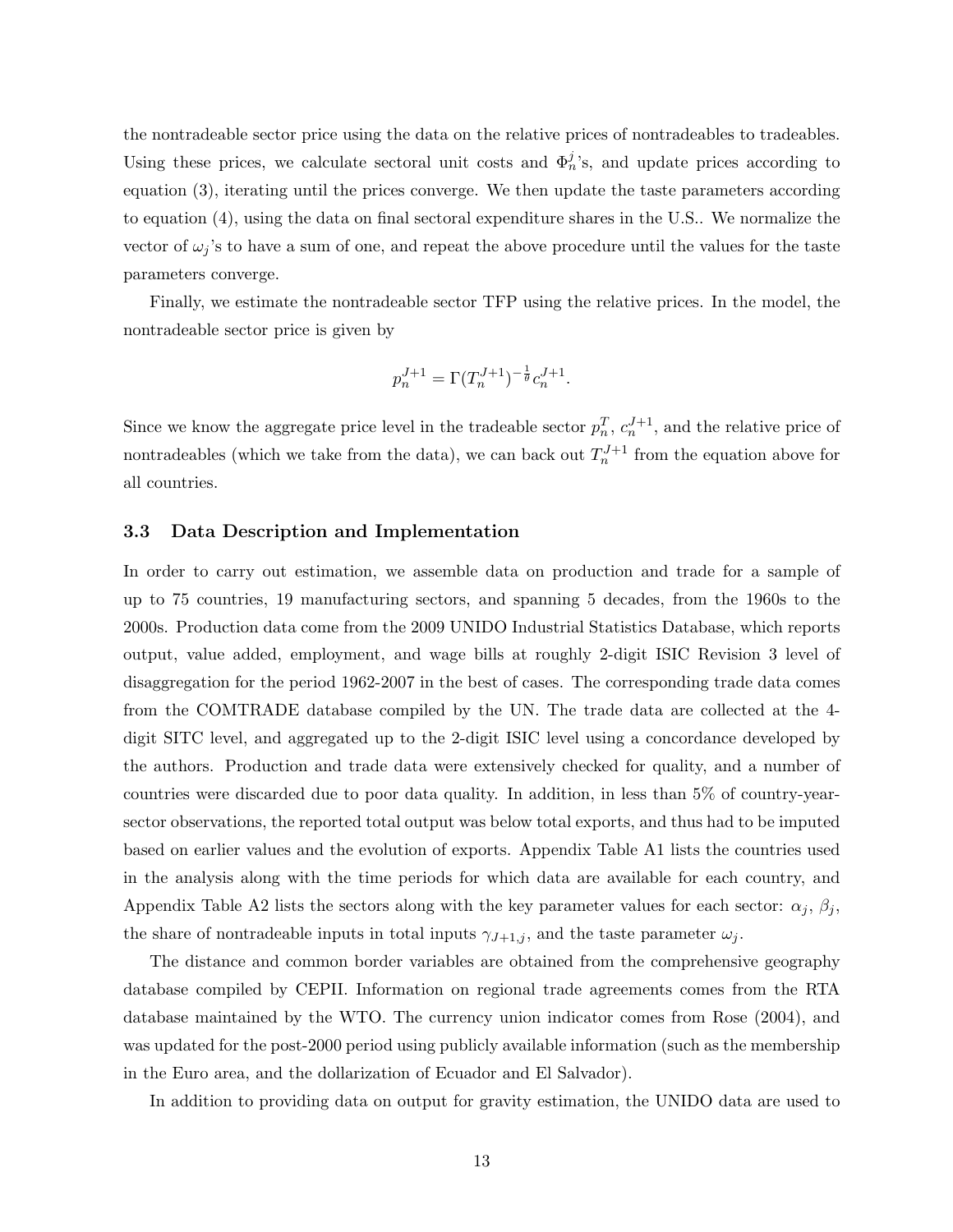the nontradeable sector price using the data on the relative prices of nontradeables to tradeables. Using these prices, we calculate sectoral unit costs and $\Phi_n^j$'s, and update prices according to equation (3), iterating until the prices converge. We then update the taste parameters according to equation (4), using the data on final sectoral expenditure shares in the U.S.. We normalize the vector of $\omega_j$'s to have a sum of one, and repeat the above procedure until the values for the taste parameters converge.

Finally, we estimate the nontradeable sector TFP using the relative prices. In the model, the nontradeable sector price is given by

$$p_n^{J+1} = \Gamma (T_n^{J+1})^{-\frac{1}{\theta}} c_n^{J+1}.$$

Since we know the aggregate price level in the tradeable sector $p_n^T$, $c_n^{J+1}$, and the relative price of nontradeables (which we take from the data), we can back out $T_n^{J+1}$ from the equation above for all countries.

### 3.3 Data Description and Implementation

In order to carry out estimation, we assemble data on production and trade for a sample of up to 75 countries, 19 manufacturing sectors, and spanning 5 decades, from the 1960s to the 2000s. Production data come from the 2009 UNIDO Industrial Statistics Database, which reports output, value added, employment, and wage bills at roughly 2-digit ISIC Revision 3 level of disaggregation for the period 1962-2007 in the best of cases. The corresponding trade data comes from the COMTRADE database compiled by the UN. The trade data are collected at the 4-digit SITC level, and aggregated up to the 2-digit ISIC level using a concordance developed by the authors. Production and trade data were extensively checked for quality, and a number of countries were discarded due to poor data quality. In addition, in less than 5% of country-year-sector observations, the reported total output was below total exports, and thus had to be imputed based on earlier values and the evolution of exports. Appendix Table A1 lists the countries used in the analysis along with the time periods for which data are available for each country, and Appendix Table A2 lists the sectors along with the key parameter values for each sector: $\alpha_j$, $\beta_j$, the share of nontradeable inputs in total inputs $\gamma_{J+1,j}$, and the taste parameter $\omega_j$.

The distance and common border variables are obtained from the comprehensive geography database compiled by CEPII. Information on regional trade agreements comes from the RTA database maintained by the WTO. The currency union indicator comes from Rose (2004), and was updated for the post-2000 period using publicly available information (such as the membership in the Euro area, and the dollarization of Ecuador and El Salvador).

In addition to providing data on output for gravity estimation, the UNIDO data are used to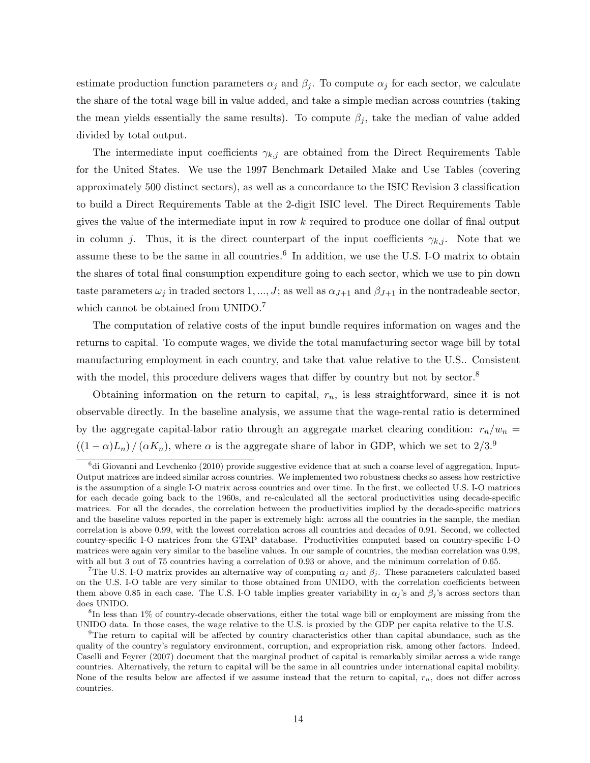estimate production function parameters $\alpha_j$ and $\beta_j$. To compute $\alpha_j$ for each sector, we calculate the share of the total wage bill in value added, and take a simple median across countries (taking the mean yields essentially the same results). To compute $\beta_j$, take the median of value added divided by total output.

The intermediate input coefficients $\gamma_{k,j}$ are obtained from the Direct Requirements Table for the United States. We use the 1997 Benchmark Detailed Make and Use Tables (covering approximately 500 distinct sectors), as well as a concordance to the ISIC Revision 3 classification to build a Direct Requirements Table at the 2-digit ISIC level. The Direct Requirements Table gives the value of the intermediate input in row $k$ required to produce one dollar of final output in column $j$. Thus, it is the direct counterpart of the input coefficients $\gamma_{k,j}$. Note that we assume these to be the same in all countries.[6] In addition, we use the U.S. I-O matrix to obtain the shares of total final consumption expenditure going to each sector, which we use to pin down taste parameters $\omega_j$ in traded sectors $1, ..., J$; as well as $\alpha_{J+1}$ and $\beta_{J+1}$ in the nontradeable sector, which cannot be obtained from UNIDO.[7]

The computation of relative costs of the input bundle requires information on wages and the returns to capital. To compute wages, we divide the total manufacturing sector wage bill by total manufacturing employment in each country, and take that value relative to the U.S.. Consistent with the model, this procedure delivers wages that differ by country but not by sector.[8]

Obtaining information on the return to capital, $r_n$, is less straightforward, since it is not observable directly. In the baseline analysis, we assume that the wage-rental ratio is determined by the aggregate capital-labor ratio through an aggregate market clearing condition: $r_n/w_n = ((1-\alpha)L_n) / (\alpha K_n)$, where $\alpha$ is the aggregate share of labor in GDP, which we set to $2/3$.[9]

[6]di Giovanni and Levchenko (2010) provide suggestive evidence that at such a coarse level of aggregation, Input-Output matrices are indeed similar across countries. We implemented two robustness checks so assess how restrictive is the assumption of a single I-O matrix across countries and over time. In the first, we collected U.S. I-O matrices for each decade going back to the 1960s, and re-calculated all the sectoral productivities using decade-specific matrices. For all the decades, the correlation between the productivities implied by the decade-specific matrices and the baseline values reported in the paper is extremely high: across all the countries in the sample, the median correlation is above 0.99, with the lowest correlation across all countries and decades of 0.91. Second, we collected country-specific I-O matrices from the GTAP database. Productivities computed based on country-specific I-O matrices were again very similar to the baseline values. In our sample of countries, the median correlation was 0.98, with all but 3 out of 75 countries having a correlation of 0.93 or above, and the minimum correlation of 0.65.

[7]The U.S. I-O matrix provides an alternative way of computing $\alpha_j$ and $\beta_j$. These parameters calculated based on the U.S. I-O table are very similar to those obtained from UNIDO, with the correlation coefficients between them above 0.85 in each case. The U.S. I-O table implies greater variability in $\alpha_j$'s and $\beta_j$'s across sectors than does UNIDO.

[8]In less than 1% of country-decade observations, either the total wage bill or employment are missing from the UNIDO data. In those cases, the wage relative to the U.S. is proxied by the GDP per capita relative to the U.S.

[9]The return to capital will be affected by country characteristics other than capital abundance, such as the quality of the country's regulatory environment, corruption, and expropriation risk, among other factors. Indeed, Caselli and Feyrer (2007) document that the marginal product of capital is remarkably similar across a wide range countries. Alternatively, the return to capital will be the same in all countries under international capital mobility. None of the results below are affected if we assume instead that the return to capital, $r_n$, does not differ across countries.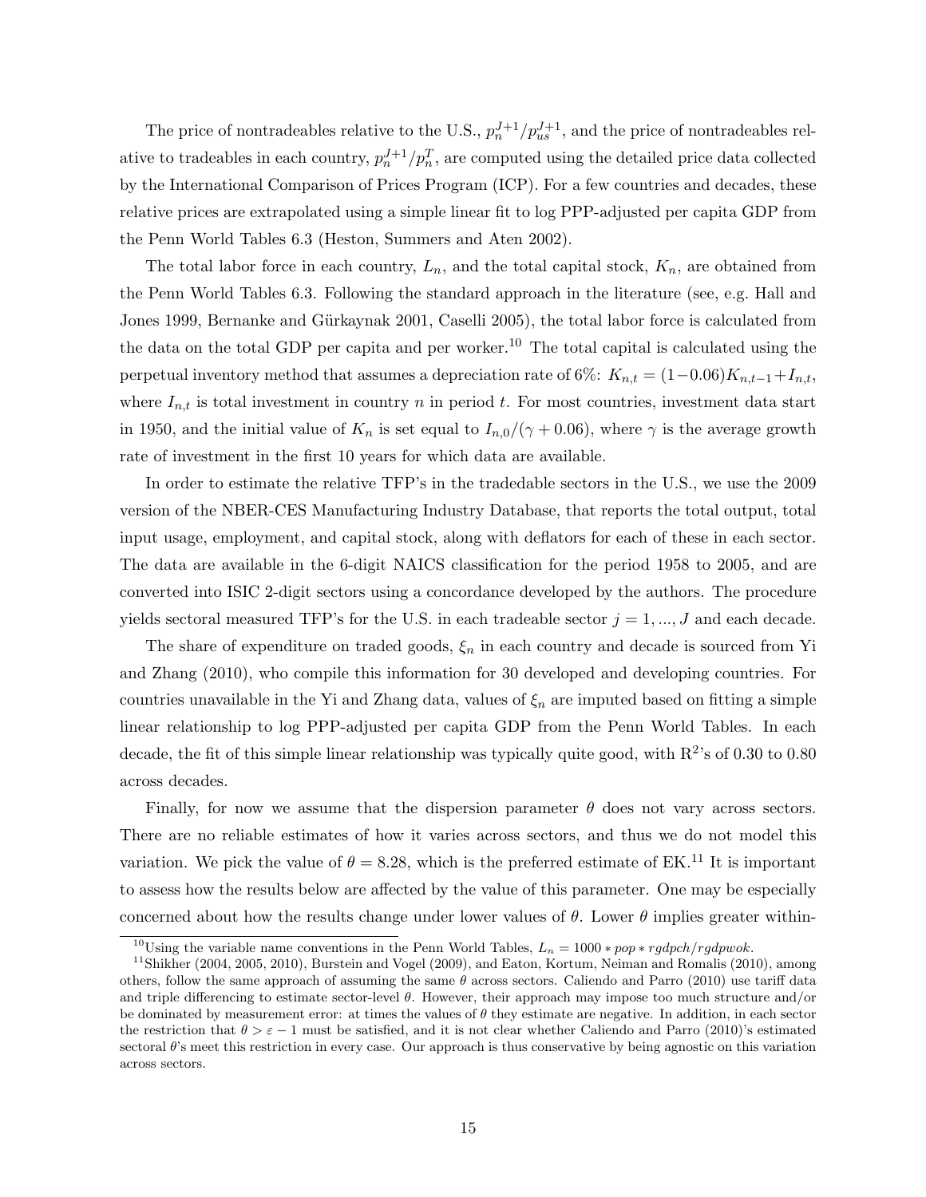The price of nontradeables relative to the U.S., $p_n^{J+1}/p_{us}^{J+1}$, and the price of nontradeables relative to tradeables in each country, $p_n^{J+1}/p_n^T$, are computed using the detailed price data collected by the International Comparison of Prices Program (ICP). For a few countries and decades, these relative prices are extrapolated using a simple linear fit to log PPP-adjusted per capita GDP from the Penn World Tables 6.3 (Heston, Summers and Aten 2002).

The total labor force in each country, $L_n$, and the total capital stock, $K_n$, are obtained from the Penn World Tables 6.3. Following the standard approach in the literature (see, e.g. Hall and Jones 1999, Bernanke and Gürkaynak 2001, Caselli 2005), the total labor force is calculated from the data on the total GDP per capita and per worker.[10] The total capital is calculated using the perpetual inventory method that assumes a depreciation rate of 6%: $K_{n,t} = (1-0.06)K_{n,t-1}+I_{n,t}$, where $I_{n,t}$ is total investment in country $n$ in period $t$. For most countries, investment data start in 1950, and the initial value of $K_n$ is set equal to $I_{n,0}/(\gamma + 0.06)$, where $\gamma$ is the average growth rate of investment in the first 10 years for which data are available.

In order to estimate the relative TFP's in the tradedable sectors in the U.S., we use the 2009 version of the NBER-CES Manufacturing Industry Database, that reports the total output, total input usage, employment, and capital stock, along with deflators for each of these in each sector. The data are available in the 6-digit NAICS classification for the period 1958 to 2005, and are converted into ISIC 2-digit sectors using a concordance developed by the authors. The procedure yields sectoral measured TFP's for the U.S. in each tradeable sector $j = 1, ..., J$ and each decade.

The share of expenditure on traded goods, $\xi_n$ in each country and decade is sourced from Yi and Zhang (2010), who compile this information for 30 developed and developing countries. For countries unavailable in the Yi and Zhang data, values of $\xi_n$ are imputed based on fitting a simple linear relationship to log PPP-adjusted per capita GDP from the Penn World Tables. In each decade, the fit of this simple linear relationship was typically quite good, with $R^2$'s of 0.30 to 0.80 across decades.

Finally, for now we assume that the dispersion parameter $\theta$ does not vary across sectors. There are no reliable estimates of how it varies across sectors, and thus we do not model this variation. We pick the value of $\theta = 8.28$, which is the preferred estimate of EK.[11] It is important to assess how the results below are affected by the value of this parameter. One may be especially concerned about how the results change under lower values of $\theta$. Lower $\theta$ implies greater within-

[10] Using the variable name conventions in the Penn World Tables, $L_n = 1000 * pop * rgdpch/rgdpwok$.

[11] Shikher (2004, 2005, 2010), Burstein and Vogel (2009), and Eaton, Kortum, Neiman and Romalis (2010), among others, follow the same approach of assuming the same $\theta$ across sectors. Caliendo and Parro (2010) use tariff data and triple differencing to estimate sector-level $\theta$. However, their approach may impose too much structure and/or be dominated by measurement error: at times the values of $\theta$ they estimate are negative. In addition, in each sector the restriction that $\theta > \varepsilon - 1$ must be satisfied, and it is not clear whether Caliendo and Parro (2010)'s estimated sectoral $\theta$'s meet this restriction in every case. Our approach is thus conservative by being agnostic on this variation across sectors.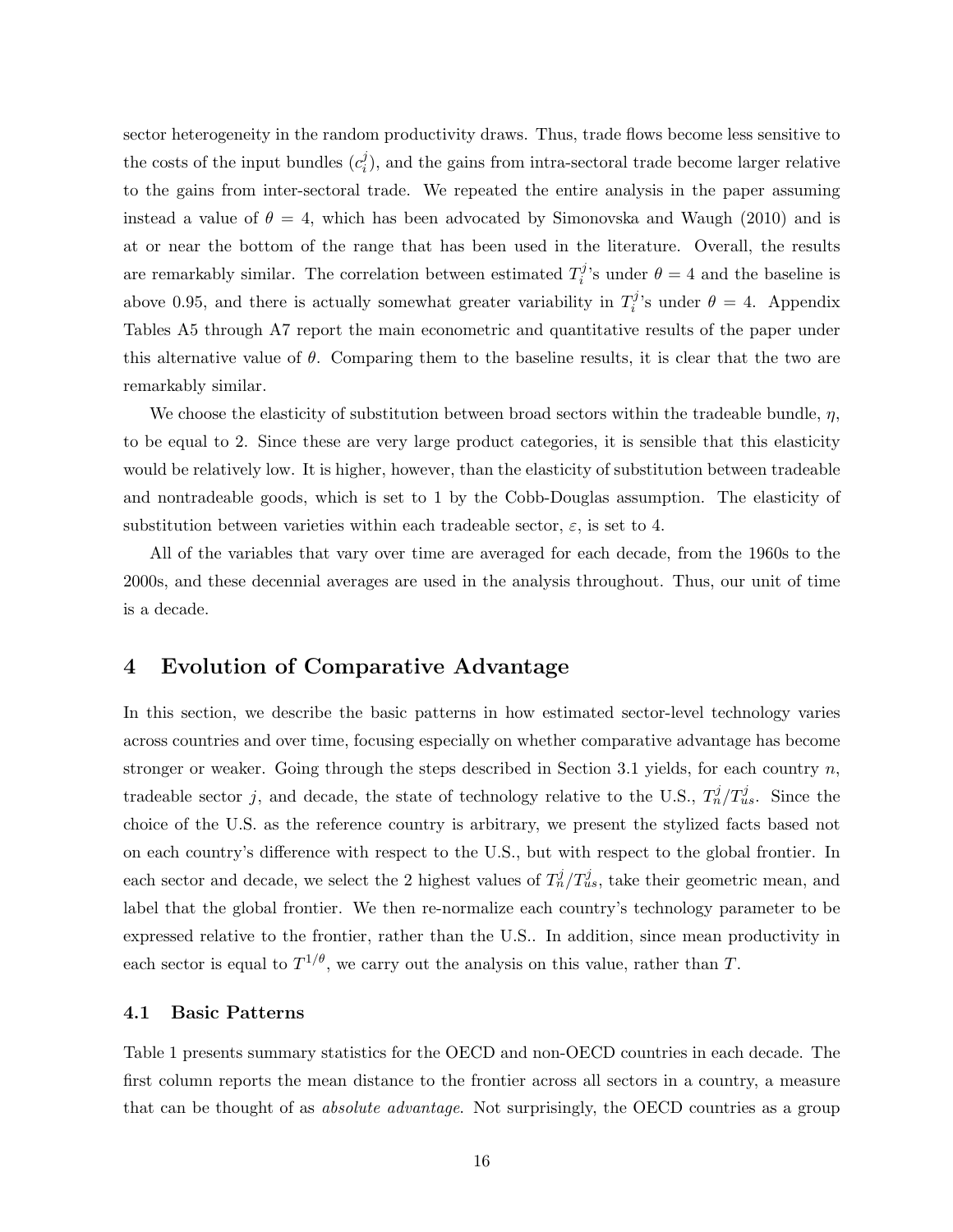sector heterogeneity in the random productivity draws. Thus, trade flows become less sensitive to the costs of the input bundles ($c_i^j$), and the gains from intra-sectoral trade become larger relative to the gains from inter-sectoral trade. We repeated the entire analysis in the paper assuming instead a value of $\theta = 4$, which has been advocated by Simonovska and Waugh (2010) and is at or near the bottom of the range that has been used in the literature. Overall, the results are remarkably similar. The correlation between estimated $T_i^j$'s under $\theta = 4$ and the baseline is above 0.95, and there is actually somewhat greater variability in $T_i^j$'s under $\theta = 4$. Appendix Tables A5 through A7 report the main econometric and quantitative results of the paper under this alternative value of $\theta$. Comparing them to the baseline results, it is clear that the two are remarkably similar.

We choose the elasticity of substitution between broad sectors within the tradeable bundle, $\eta$, to be equal to 2. Since these are very large product categories, it is sensible that this elasticity would be relatively low. It is higher, however, than the elasticity of substitution between tradeable and nontradeable goods, which is set to 1 by the Cobb-Douglas assumption. The elasticity of substitution between varieties within each tradeable sector, $\varepsilon$, is set to 4.

All of the variables that vary over time are averaged for each decade, from the 1960s to the 2000s, and these decennial averages are used in the analysis throughout. Thus, our unit of time is a decade.

# 4 Evolution of Comparative Advantage

In this section, we describe the basic patterns in how estimated sector-level technology varies across countries and over time, focusing especially on whether comparative advantage has become stronger or weaker. Going through the steps described in Section 3.1 yields, for each country $n$, tradeable sector $j$, and decade, the state of technology relative to the U.S., $T_n^j/T_{us}^j$. Since the choice of the U.S. as the reference country is arbitrary, we present the stylized facts based not on each country's difference with respect to the U.S., but with respect to the global frontier. In each sector and decade, we select the 2 highest values of $T_n^j/T_{us}^j$, take their geometric mean, and label that the global frontier. We then re-normalize each country's technology parameter to be expressed relative to the frontier, rather than the U.S.. In addition, since mean productivity in each sector is equal to $T^{1/\theta}$, we carry out the analysis on this value, rather than $T$.

## 4.1 Basic Patterns

Table 1 presents summary statistics for the OECD and non-OECD countries in each decade. The first column reports the mean distance to the frontier across all sectors in a country, a measure that can be thought of as *absolute advantage*. Not surprisingly, the OECD countries as a group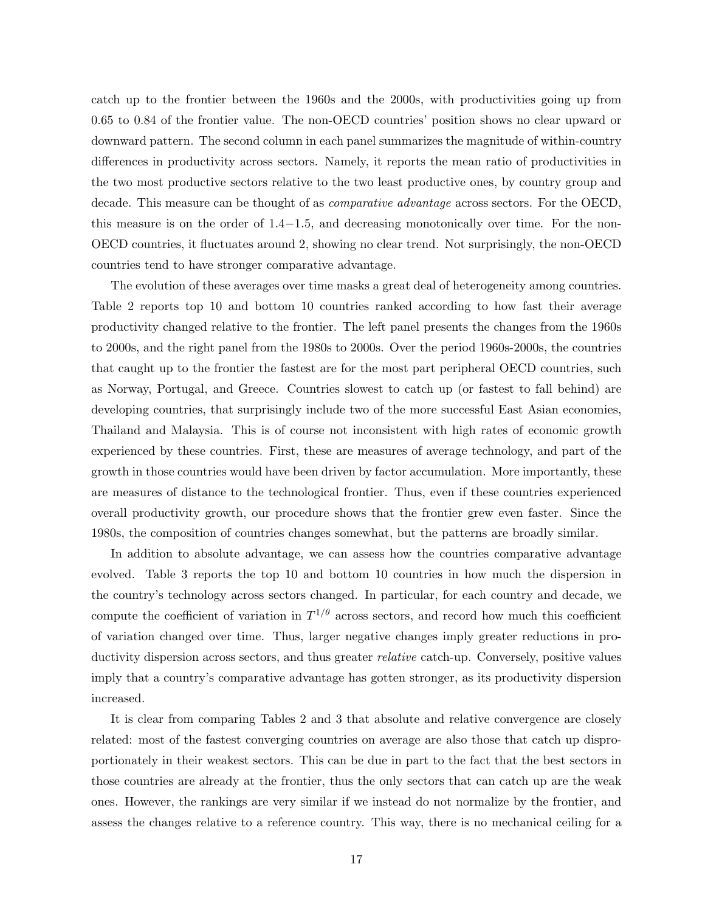catch up to the frontier between the 1960s and the 2000s, with productivities going up from 0.65 to 0.84 of the frontier value. The non-OECD countries' position shows no clear upward or downward pattern. The second column in each panel summarizes the magnitude of within-country differences in productivity across sectors. Namely, it reports the mean ratio of productivities in the two most productive sectors relative to the two least productive ones, by country group and decade. This measure can be thought of as *comparative advantage* across sectors. For the OECD, this measure is on the order of $1.4-1.5$, and decreasing monotonically over time. For the non-OECD countries, it fluctuates around 2, showing no clear trend. Not surprisingly, the non-OECD countries tend to have stronger comparative advantage.

The evolution of these averages over time masks a great deal of heterogeneity among countries. Table 2 reports top 10 and bottom 10 countries ranked according to how fast their average productivity changed relative to the frontier. The left panel presents the changes from the 1960s to 2000s, and the right panel from the 1980s to 2000s. Over the period 1960s-2000s, the countries that caught up to the frontier the fastest are for the most part peripheral OECD countries, such as Norway, Portugal, and Greece. Countries slowest to catch up (or fastest to fall behind) are developing countries, that surprisingly include two of the more successful East Asian economies, Thailand and Malaysia. This is of course not inconsistent with high rates of economic growth experienced by these countries. First, these are measures of average technology, and part of the growth in those countries would have been driven by factor accumulation. More importantly, these are measures of distance to the technological frontier. Thus, even if these countries experienced overall productivity growth, our procedure shows that the frontier grew even faster. Since the 1980s, the composition of countries changes somewhat, but the patterns are broadly similar.

In addition to absolute advantage, we can assess how the countries comparative advantage evolved. Table 3 reports the top 10 and bottom 10 countries in how much the dispersion in the country's technology across sectors changed. In particular, for each country and decade, we compute the coefficient of variation in $T^{1/\theta}$ across sectors, and record how much this coefficient of variation changed over time. Thus, larger negative changes imply greater reductions in productivity dispersion across sectors, and thus greater *relative* catch-up. Conversely, positive values imply that a country's comparative advantage has gotten stronger, as its productivity dispersion increased.

It is clear from comparing Tables 2 and 3 that absolute and relative convergence are closely related: most of the fastest converging countries on average are also those that catch up disproportionately in their weakest sectors. This can be due in part to the fact that the best sectors in those countries are already at the frontier, thus the only sectors that can catch up are the weak ones. However, the rankings are very similar if we instead do not normalize by the frontier, and assess the changes relative to a reference country. This way, there is no mechanical ceiling for a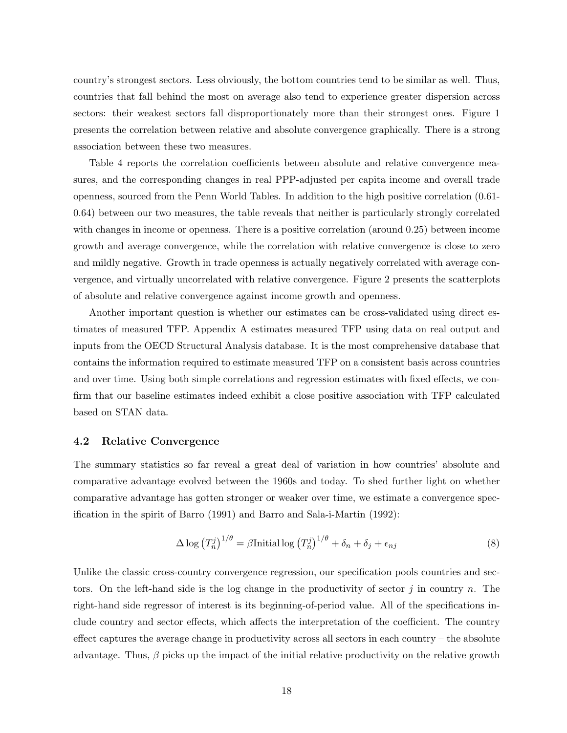country's strongest sectors. Less obviously, the bottom countries tend to be similar as well. Thus, countries that fall behind the most on average also tend to experience greater dispersion across sectors: their weakest sectors fall disproportionately more than their strongest ones. Figure 1 presents the correlation between relative and absolute convergence graphically. There is a strong association between these two measures.

Table 4 reports the correlation coefficients between absolute and relative convergence measures, and the corresponding changes in real PPP-adjusted per capita income and overall trade openness, sourced from the Penn World Tables. In addition to the high positive correlation (0.61-0.64) between our two measures, the table reveals that neither is particularly strongly correlated with changes in income or openness. There is a positive correlation (around 0.25) between income growth and average convergence, while the correlation with relative convergence is close to zero and mildly negative. Growth in trade openness is actually negatively correlated with average convergence, and virtually uncorrelated with relative convergence. Figure 2 presents the scatterplots of absolute and relative convergence against income growth and openness.

Another important question is whether our estimates can be cross-validated using direct estimates of measured TFP. Appendix A estimates measured TFP using data on real output and inputs from the OECD Structural Analysis database. It is the most comprehensive database that contains the information required to estimate measured TFP on a consistent basis across countries and over time. Using both simple correlations and regression estimates with fixed effects, we confirm that our baseline estimates indeed exhibit a close positive association with TFP calculated based on STAN data.

### 4.2 Relative Convergence

The summary statistics so far reveal a great deal of variation in how countries' absolute and comparative advantage evolved between the 1960s and today. To shed further light on whether comparative advantage has gotten stronger or weaker over time, we estimate a convergence specification in the spirit of Barro (1991) and Barro and Sala-i-Martin (1992):

$$\Delta \log \left(T_n^j\right)^{1/\theta} = \beta \text{Initial} \log \left(T_n^j\right)^{1/\theta} + \delta_n + \delta_j + \epsilon_{nj} \tag{8}$$

Unlike the classic cross-country convergence regression, our specification pools countries and sectors. On the left-hand side is the log change in the productivity of sector $j$ in country $n$. The right-hand side regressor of interest is its beginning-of-period value. All of the specifications include country and sector effects, which affects the interpretation of the coefficient. The country effect captures the average change in productivity across all sectors in each country – the absolute advantage. Thus, $\beta$ picks up the impact of the initial relative productivity on the relative growth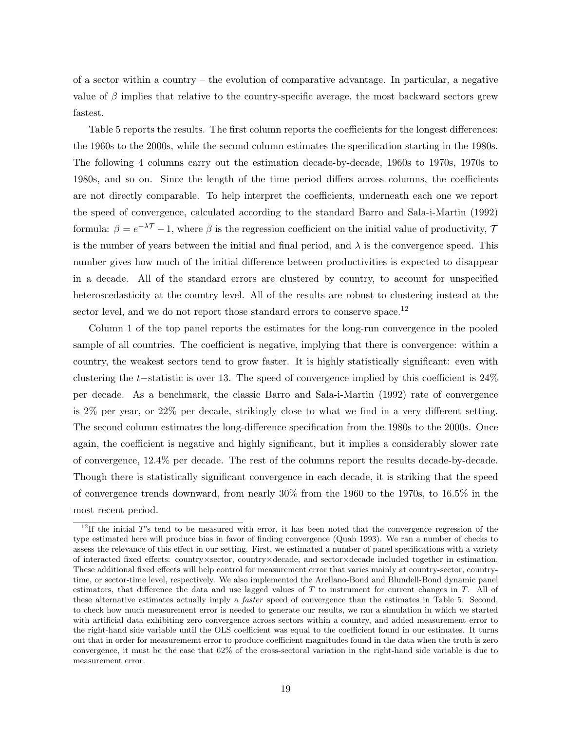of a sector within a country – the evolution of comparative advantage. In particular, a negative value of $\beta$ implies that relative to the country-specific average, the most backward sectors grew fastest.

Table 5 reports the results. The first column reports the coefficients for the longest differences: the 1960s to the 2000s, while the second column estimates the specification starting in the 1980s. The following 4 columns carry out the estimation decade-by-decade, 1960s to 1970s, 1970s to 1980s, and so on. Since the length of the time period differs across columns, the coefficients are not directly comparable. To help interpret the coefficients, underneath each one we report the speed of convergence, calculated according to the standard Barro and Sala-i-Martin (1992) formula: $\beta = e^{-\lambda \mathcal{T}} - 1$, where $\beta$ is the regression coefficient on the initial value of productivity, $\mathcal{T}$ is the number of years between the initial and final period, and $\lambda$ is the convergence speed. This number gives how much of the initial difference between productivities is expected to disappear in a decade. All of the standard errors are clustered by country, to account for unspecified heteroscedasticity at the country level. All of the results are robust to clustering instead at the sector level, and we do not report those standard errors to conserve space.[12]

Column 1 of the top panel reports the estimates for the long-run convergence in the pooled sample of all countries. The coefficient is negative, implying that there is convergence: within a country, the weakest sectors tend to grow faster. It is highly statistically significant: even with clustering the $t-$statistic is over 13. The speed of convergence implied by this coefficient is 24% per decade. As a benchmark, the classic Barro and Sala-i-Martin (1992) rate of convergence is 2% per year, or 22% per decade, strikingly close to what we find in a very different setting. The second column estimates the long-difference specification from the 1980s to the 2000s. Once again, the coefficient is negative and highly significant, but it implies a considerably slower rate of convergence, 12.4% per decade. The rest of the columns report the results decade-by-decade. Though there is statistically significant convergence in each decade, it is striking that the speed of convergence trends downward, from nearly 30% from the 1960 to the 1970s, to 16.5% in the most recent period.

[12]If the initial $T$'s tend to be measured with error, it has been noted that the convergence regression of the type estimated here will produce bias in favor of finding convergence (Quah 1993). We ran a number of checks to assess the relevance of this effect in our setting. First, we estimated a number of panel specifications with a variety of interacted fixed effects: country×sector, country×decade, and sector×decade included together in estimation. These additional fixed effects will help control for measurement error that varies mainly at country-sector, country-time, or sector-time level, respectively. We also implemented the Arellano-Bond and Blundell-Bond dynamic panel estimators, that difference the data and use lagged values of $T$ to instrument for current changes in $T$. All of these alternative estimates actually imply a *faster* speed of convergence than the estimates in Table 5. Second, to check how much measurement error is needed to generate our results, we ran a simulation in which we started with artificial data exhibiting zero convergence across sectors within a country, and added measurement error to the right-hand side variable until the OLS coefficient was equal to the coefficient found in our estimates. It turns out that in order for measurememt error to produce coefficient magnitudes found in the data when the truth is zero convergence, it must be the case that 62% of the cross-sectoral variation in the right-hand side variable is due to measurement error.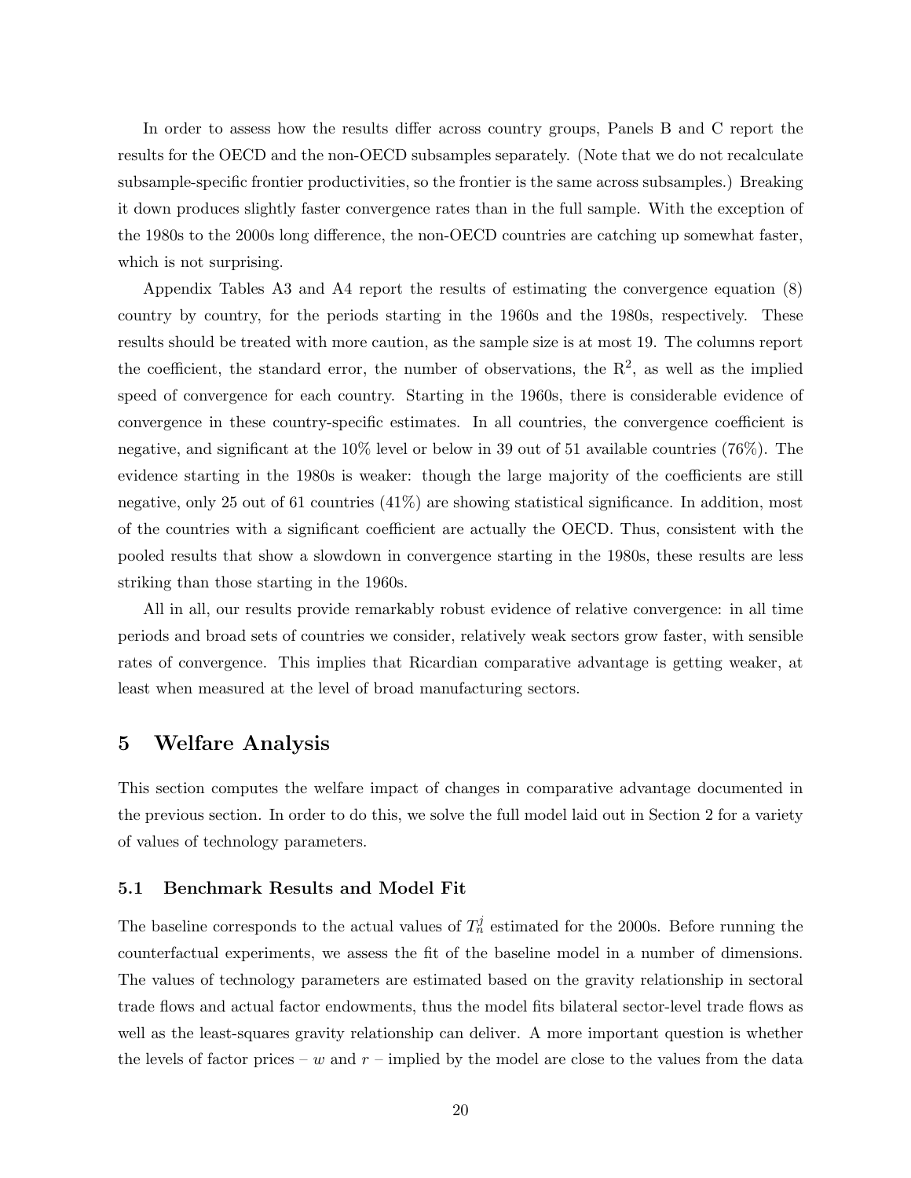In order to assess how the results differ across country groups, Panels B and C report the results for the OECD and the non-OECD subsamples separately. (Note that we do not recalculate subsample-specific frontier productivities, so the frontier is the same across subsamples.) Breaking it down produces slightly faster convergence rates than in the full sample. With the exception of the 1980s to the 2000s long difference, the non-OECD countries are catching up somewhat faster, which is not surprising.

Appendix Tables A3 and A4 report the results of estimating the convergence equation (8) country by country, for the periods starting in the 1960s and the 1980s, respectively. These results should be treated with more caution, as the sample size is at most 19. The columns report the coefficient, the standard error, the number of observations, the $R^2$, as well as the implied speed of convergence for each country. Starting in the 1960s, there is considerable evidence of convergence in these country-specific estimates. In all countries, the convergence coefficient is negative, and significant at the 10% level or below in 39 out of 51 available countries (76%). The evidence starting in the 1980s is weaker: though the large majority of the coefficients are still negative, only 25 out of 61 countries (41%) are showing statistical significance. In addition, most of the countries with a significant coefficient are actually the OECD. Thus, consistent with the pooled results that show a slowdown in convergence starting in the 1980s, these results are less striking than those starting in the 1960s.

All in all, our results provide remarkably robust evidence of relative convergence: in all time periods and broad sets of countries we consider, relatively weak sectors grow faster, with sensible rates of convergence. This implies that Ricardian comparative advantage is getting weaker, at least when measured at the level of broad manufacturing sectors.

# 5 Welfare Analysis

This section computes the welfare impact of changes in comparative advantage documented in the previous section. In order to do this, we solve the full model laid out in Section 2 for a variety of values of technology parameters.

## 5.1 Benchmark Results and Model Fit

The baseline corresponds to the actual values of $T_n^j$ estimated for the 2000s. Before running the counterfactual experiments, we assess the fit of the baseline model in a number of dimensions. The values of technology parameters are estimated based on the gravity relationship in sectoral trade flows and actual factor endowments, thus the model fits bilateral sector-level trade flows as well as the least-squares gravity relationship can deliver. A more important question is whether the levels of factor prices – $w$ and $r$ – implied by the model are close to the values from the data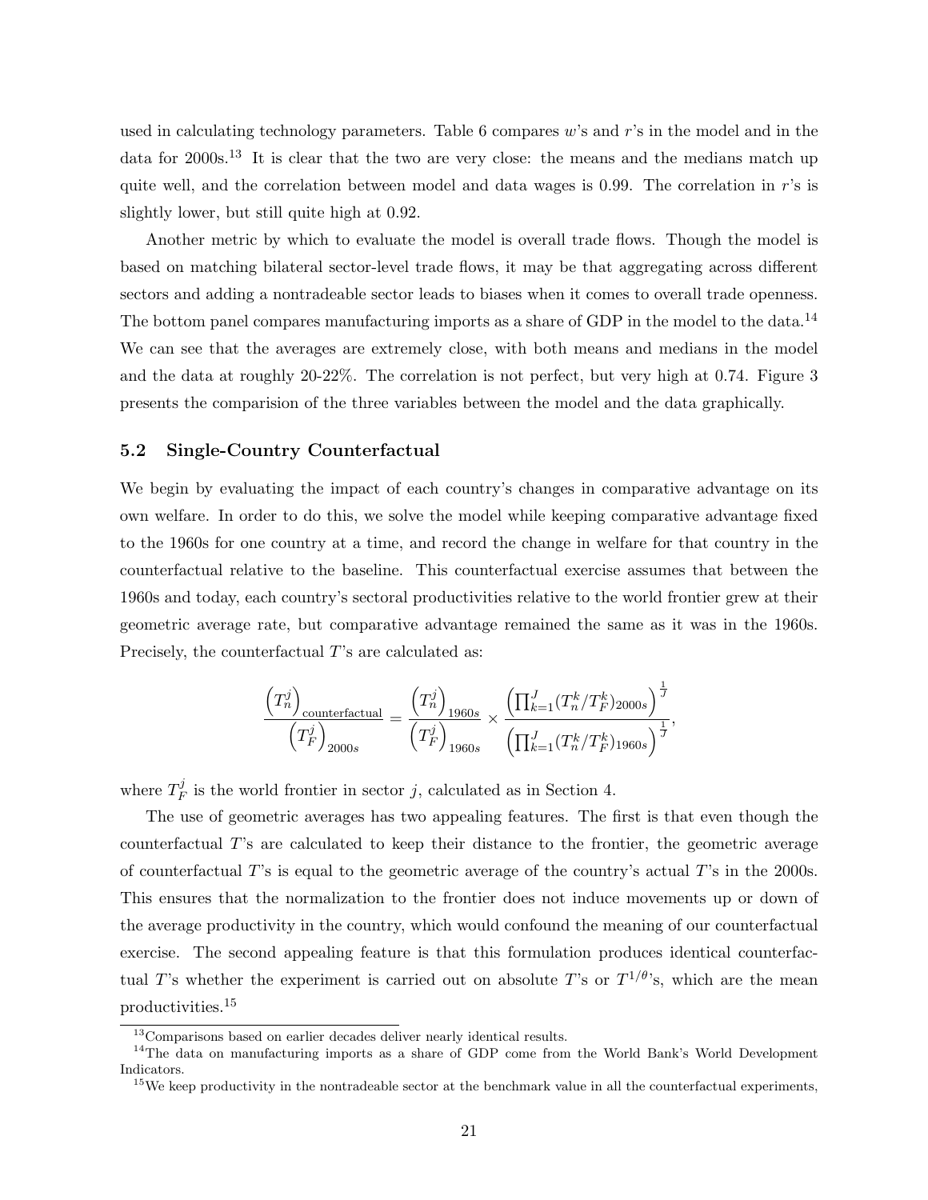used in calculating technology parameters. Table 6 compares $w$'s and $r$'s in the model and in the data for 2000s.[13] It is clear that the two are very close: the means and the medians match up quite well, and the correlation between model and data wages is 0.99. The correlation in $r$'s is slightly lower, but still quite high at 0.92.

Another metric by which to evaluate the model is overall trade flows. Though the model is based on matching bilateral sector-level trade flows, it may be that aggregating across different sectors and adding a nontradeable sector leads to biases when it comes to overall trade openness. The bottom panel compares manufacturing imports as a share of GDP in the model to the data.[14] We can see that the averages are extremely close, with both means and medians in the model and the data at roughly 20-22%. The correlation is not perfect, but very high at 0.74. Figure 3 presents the comparision of the three variables between the model and the data graphically.

### 5.2 Single-Country Counterfactual

We begin by evaluating the impact of each country's changes in comparative advantage on its own welfare. In order to do this, we solve the model while keeping comparative advantage fixed to the 1960s for one country at a time, and record the change in welfare for that country in the counterfactual relative to the baseline. This counterfactual exercise assumes that between the 1960s and today, each country's sectoral productivities relative to the world frontier grew at their geometric average rate, but comparative advantage remained the same as it was in the 1960s. Precisely, the counterfactual $T$'s are calculated as:

$$\frac{\left(T_n^j\right)_{\text{counterfactual}}}{\left(T_F^j\right)_{2000s}} = \frac{\left(T_n^j\right)_{1960s}}{\left(T_F^j\right)_{1960s}} \times \frac{\left(\prod_{k=1}^{J}(T_n^k/T_F^k)_{2000s}\right)^{\frac{1}{J}}}{\left(\prod_{k=1}^{J}(T_n^k/T_F^k)_{1960s}\right)^{\frac{1}{J}}},$$

where $T_F^j$ is the world frontier in sector $j$, calculated as in Section 4.

The use of geometric averages has two appealing features. The first is that even though the counterfactual $T$'s are calculated to keep their distance to the frontier, the geometric average of counterfactual $T$'s is equal to the geometric average of the country's actual $T$'s in the 2000s. This ensures that the normalization to the frontier does not induce movements up or down of the average productivity in the country, which would confound the meaning of our counterfactual exercise. The second appealing feature is that this formulation produces identical counterfactual $T$'s whether the experiment is carried out on absolute $T$'s or $T^{1/\theta}$'s, which are the mean productivities.[15]

[13] Comparisons based on earlier decades deliver nearly identical results.

[14] The data on manufacturing imports as a share of GDP come from the World Bank's World Development Indicators.

[15] We keep productivity in the nontradeable sector at the benchmark value in all the counterfactual experiments,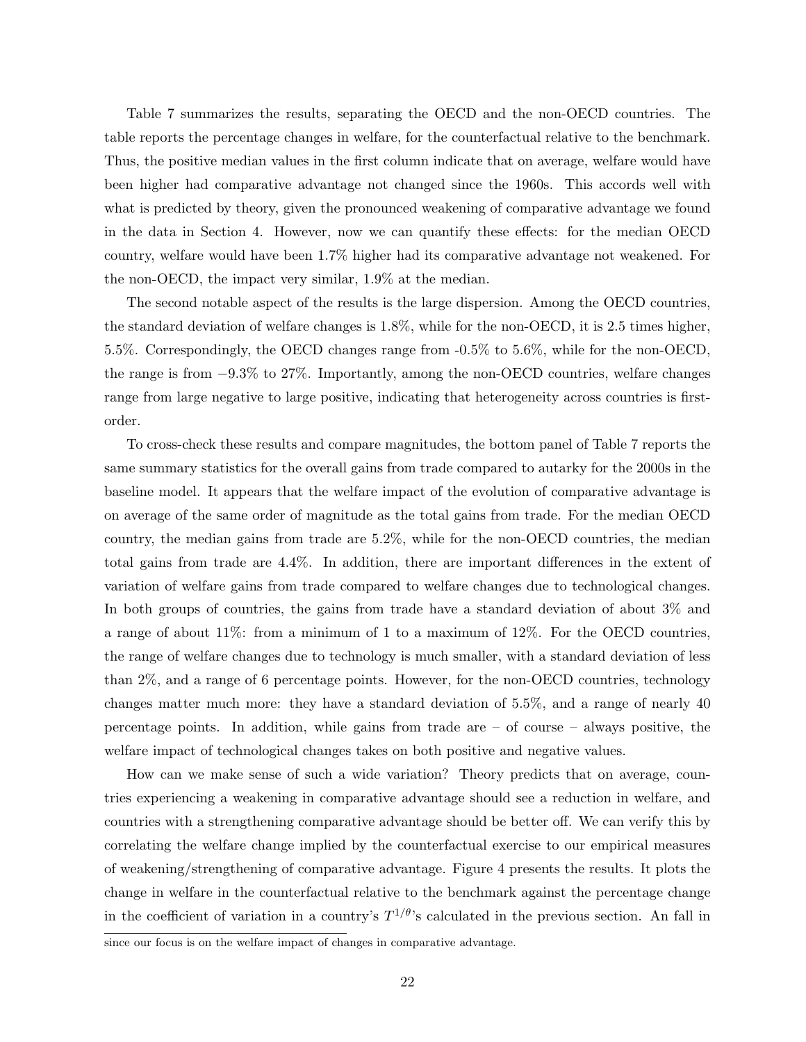Table 7 summarizes the results, separating the OECD and the non-OECD countries. The table reports the percentage changes in welfare, for the counterfactual relative to the benchmark. Thus, the positive median values in the first column indicate that on average, welfare would have been higher had comparative advantage not changed since the 1960s. This accords well with what is predicted by theory, given the pronounced weakening of comparative advantage we found in the data in Section 4. However, now we can quantify these effects: for the median OECD country, welfare would have been 1.7% higher had its comparative advantage not weakened. For the non-OECD, the impact very similar, 1.9% at the median.

The second notable aspect of the results is the large dispersion. Among the OECD countries, the standard deviation of welfare changes is 1.8%, while for the non-OECD, it is 2.5 times higher, 5.5%. Correspondingly, the OECD changes range from -0.5% to 5.6%, while for the non-OECD, the range is from −9.3% to 27%. Importantly, among the non-OECD countries, welfare changes range from large negative to large positive, indicating that heterogeneity across countries is first-order.

To cross-check these results and compare magnitudes, the bottom panel of Table 7 reports the same summary statistics for the overall gains from trade compared to autarky for the 2000s in the baseline model. It appears that the welfare impact of the evolution of comparative advantage is on average of the same order of magnitude as the total gains from trade. For the median OECD country, the median gains from trade are 5.2%, while for the non-OECD countries, the median total gains from trade are 4.4%. In addition, there are important differences in the extent of variation of welfare gains from trade compared to welfare changes due to technological changes. In both groups of countries, the gains from trade have a standard deviation of about 3% and a range of about 11%: from a minimum of 1 to a maximum of 12%. For the OECD countries, the range of welfare changes due to technology is much smaller, with a standard deviation of less than 2%, and a range of 6 percentage points. However, for the non-OECD countries, technology changes matter much more: they have a standard deviation of 5.5%, and a range of nearly 40 percentage points. In addition, while gains from trade are – of course – always positive, the welfare impact of technological changes takes on both positive and negative values.

How can we make sense of such a wide variation? Theory predicts that on average, countries experiencing a weakening in comparative advantage should see a reduction in welfare, and countries with a strengthening comparative advantage should be better off. We can verify this by correlating the welfare change implied by the counterfactual exercise to our empirical measures of weakening/strengthening of comparative advantage. Figure 4 presents the results. It plots the change in welfare in the counterfactual relative to the benchmark against the percentage change in the coefficient of variation in a country's $T^{1/\theta}$'s calculated in the previous section. An fall in

since our focus is on the welfare impact of changes in comparative advantage.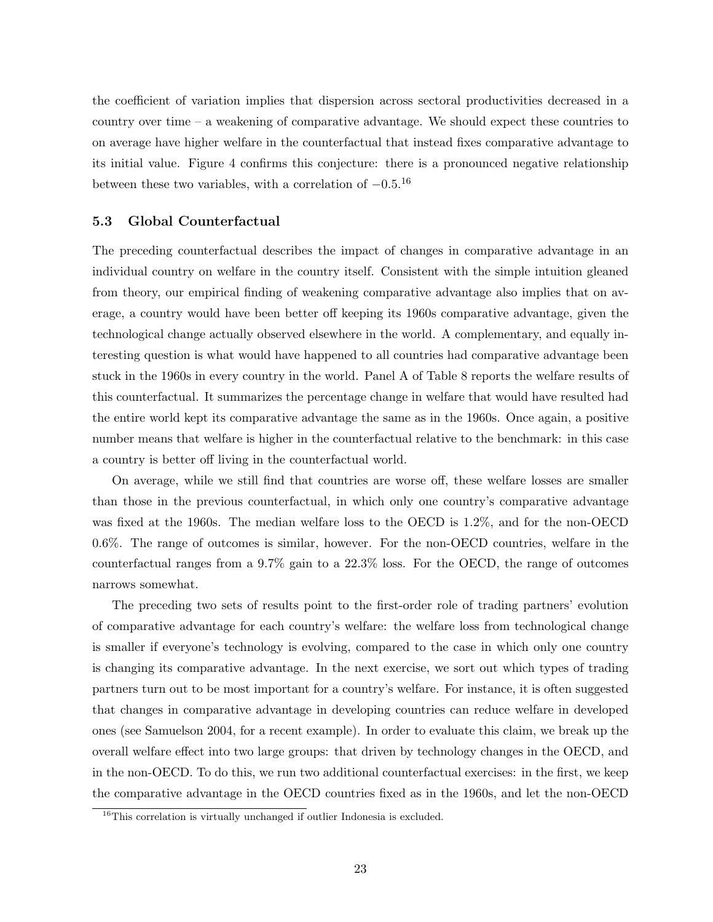the coefficient of variation implies that dispersion across sectoral productivities decreased in a country over time – a weakening of comparative advantage. We should expect these countries to on average have higher welfare in the counterfactual that instead fixes comparative advantage to its initial value. Figure 4 confirms this conjecture: there is a pronounced negative relationship between these two variables, with a correlation of $-0.5$.[16]

### 5.3 Global Counterfactual

The preceding counterfactual describes the impact of changes in comparative advantage in an individual country on welfare in the country itself. Consistent with the simple intuition gleaned from theory, our empirical finding of weakening comparative advantage also implies that on average, a country would have been better off keeping its 1960s comparative advantage, given the technological change actually observed elsewhere in the world. A complementary, and equally interesting question is what would have happened to all countries had comparative advantage been stuck in the 1960s in every country in the world. Panel A of Table 8 reports the welfare results of this counterfactual. It summarizes the percentage change in welfare that would have resulted had the entire world kept its comparative advantage the same as in the 1960s. Once again, a positive number means that welfare is higher in the counterfactual relative to the benchmark: in this case a country is better off living in the counterfactual world.

On average, while we still find that countries are worse off, these welfare losses are smaller than those in the previous counterfactual, in which only one country's comparative advantage was fixed at the 1960s. The median welfare loss to the OECD is 1.2%, and for the non-OECD 0.6%. The range of outcomes is similar, however. For the non-OECD countries, welfare in the counterfactual ranges from a 9.7% gain to a 22.3% loss. For the OECD, the range of outcomes narrows somewhat.

The preceding two sets of results point to the first-order role of trading partners' evolution of comparative advantage for each country's welfare: the welfare loss from technological change is smaller if everyone's technology is evolving, compared to the case in which only one country is changing its comparative advantage. In the next exercise, we sort out which types of trading partners turn out to be most important for a country's welfare. For instance, it is often suggested that changes in comparative advantage in developing countries can reduce welfare in developed ones (see Samuelson 2004, for a recent example). In order to evaluate this claim, we break up the overall welfare effect into two large groups: that driven by technology changes in the OECD, and in the non-OECD. To do this, we run two additional counterfactual exercises: in the first, we keep the comparative advantage in the OECD countries fixed as in the 1960s, and let the non-OECD

[16] This correlation is virtually unchanged if outlier Indonesia is excluded.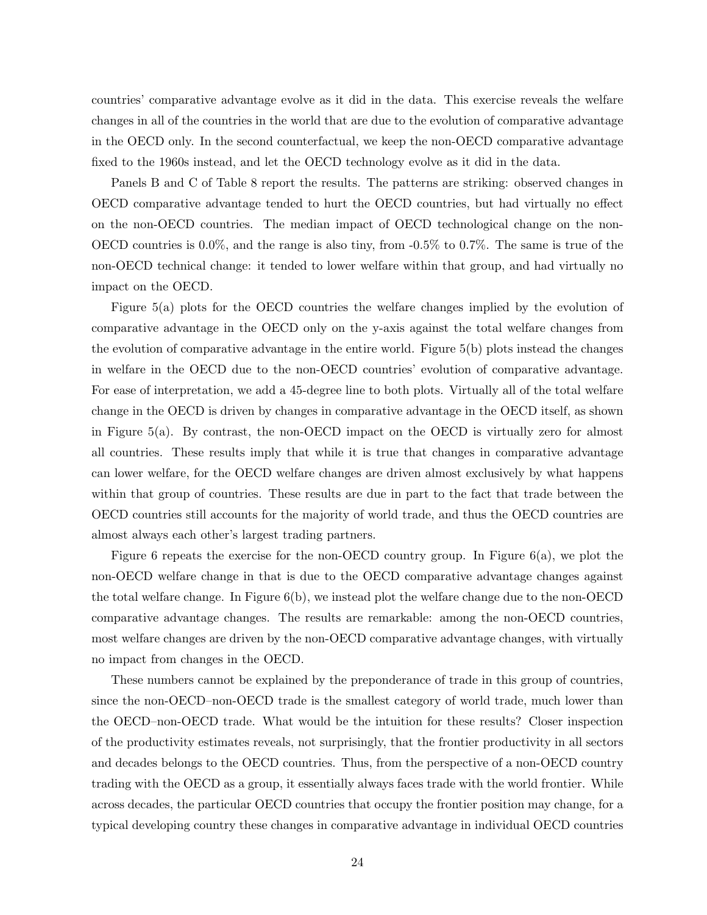countries' comparative advantage evolve as it did in the data. This exercise reveals the welfare changes in all of the countries in the world that are due to the evolution of comparative advantage in the OECD only. In the second counterfactual, we keep the non-OECD comparative advantage fixed to the 1960s instead, and let the OECD technology evolve as it did in the data.

Panels B and C of Table 8 report the results. The patterns are striking: observed changes in OECD comparative advantage tended to hurt the OECD countries, but had virtually no effect on the non-OECD countries. The median impact of OECD technological change on the non-OECD countries is 0.0%, and the range is also tiny, from -0.5% to 0.7%. The same is true of the non-OECD technical change: it tended to lower welfare within that group, and had virtually no impact on the OECD.

Figure 5(a) plots for the OECD countries the welfare changes implied by the evolution of comparative advantage in the OECD only on the y-axis against the total welfare changes from the evolution of comparative advantage in the entire world. Figure 5(b) plots instead the changes in welfare in the OECD due to the non-OECD countries' evolution of comparative advantage. For ease of interpretation, we add a 45-degree line to both plots. Virtually all of the total welfare change in the OECD is driven by changes in comparative advantage in the OECD itself, as shown in Figure 5(a). By contrast, the non-OECD impact on the OECD is virtually zero for almost all countries. These results imply that while it is true that changes in comparative advantage can lower welfare, for the OECD welfare changes are driven almost exclusively by what happens within that group of countries. These results are due in part to the fact that trade between the OECD countries still accounts for the majority of world trade, and thus the OECD countries are almost always each other's largest trading partners.

Figure 6 repeats the exercise for the non-OECD country group. In Figure 6(a), we plot the non-OECD welfare change in that is due to the OECD comparative advantage changes against the total welfare change. In Figure 6(b), we instead plot the welfare change due to the non-OECD comparative advantage changes. The results are remarkable: among the non-OECD countries, most welfare changes are driven by the non-OECD comparative advantage changes, with virtually no impact from changes in the OECD.

These numbers cannot be explained by the preponderance of trade in this group of countries, since the non-OECD–non-OECD trade is the smallest category of world trade, much lower than the OECD–non-OECD trade. What would be the intuition for these results? Closer inspection of the productivity estimates reveals, not surprisingly, that the frontier productivity in all sectors and decades belongs to the OECD countries. Thus, from the perspective of a non-OECD country trading with the OECD as a group, it essentially always faces trade with the world frontier. While across decades, the particular OECD countries that occupy the frontier position may change, for a typical developing country these changes in comparative advantage in individual OECD countries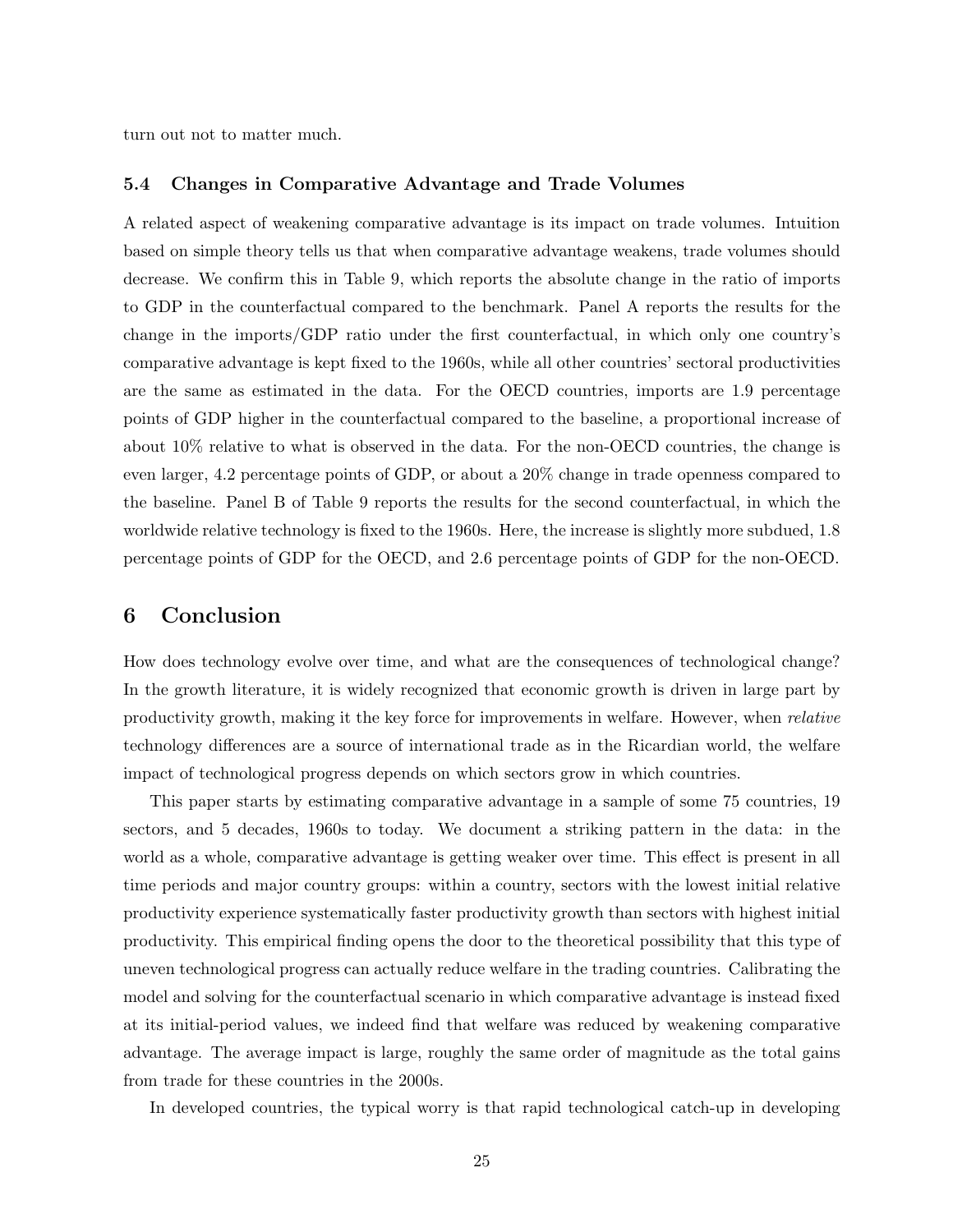turn out not to matter much.

### 5.4 Changes in Comparative Advantage and Trade Volumes

A related aspect of weakening comparative advantage is its impact on trade volumes. Intuition based on simple theory tells us that when comparative advantage weakens, trade volumes should decrease. We confirm this in Table 9, which reports the absolute change in the ratio of imports to GDP in the counterfactual compared to the benchmark. Panel A reports the results for the change in the imports/GDP ratio under the first counterfactual, in which only one country's comparative advantage is kept fixed to the 1960s, while all other countries' sectoral productivities are the same as estimated in the data. For the OECD countries, imports are 1.9 percentage points of GDP higher in the counterfactual compared to the baseline, a proportional increase of about 10% relative to what is observed in the data. For the non-OECD countries, the change is even larger, 4.2 percentage points of GDP, or about a 20% change in trade openness compared to the baseline. Panel B of Table 9 reports the results for the second counterfactual, in which the worldwide relative technology is fixed to the 1960s. Here, the increase is slightly more subdued, 1.8 percentage points of GDP for the OECD, and 2.6 percentage points of GDP for the non-OECD.

## 6 Conclusion

How does technology evolve over time, and what are the consequences of technological change? In the growth literature, it is widely recognized that economic growth is driven in large part by productivity growth, making it the key force for improvements in welfare. However, when *relative* technology differences are a source of international trade as in the Ricardian world, the welfare impact of technological progress depends on which sectors grow in which countries.

This paper starts by estimating comparative advantage in a sample of some 75 countries, 19 sectors, and 5 decades, 1960s to today. We document a striking pattern in the data: in the world as a whole, comparative advantage is getting weaker over time. This effect is present in all time periods and major country groups: within a country, sectors with the lowest initial relative productivity experience systematically faster productivity growth than sectors with highest initial productivity. This empirical finding opens the door to the theoretical possibility that this type of uneven technological progress can actually reduce welfare in the trading countries. Calibrating the model and solving for the counterfactual scenario in which comparative advantage is instead fixed at its initial-period values, we indeed find that welfare was reduced by weakening comparative advantage. The average impact is large, roughly the same order of magnitude as the total gains from trade for these countries in the 2000s.

In developed countries, the typical worry is that rapid technological catch-up in developing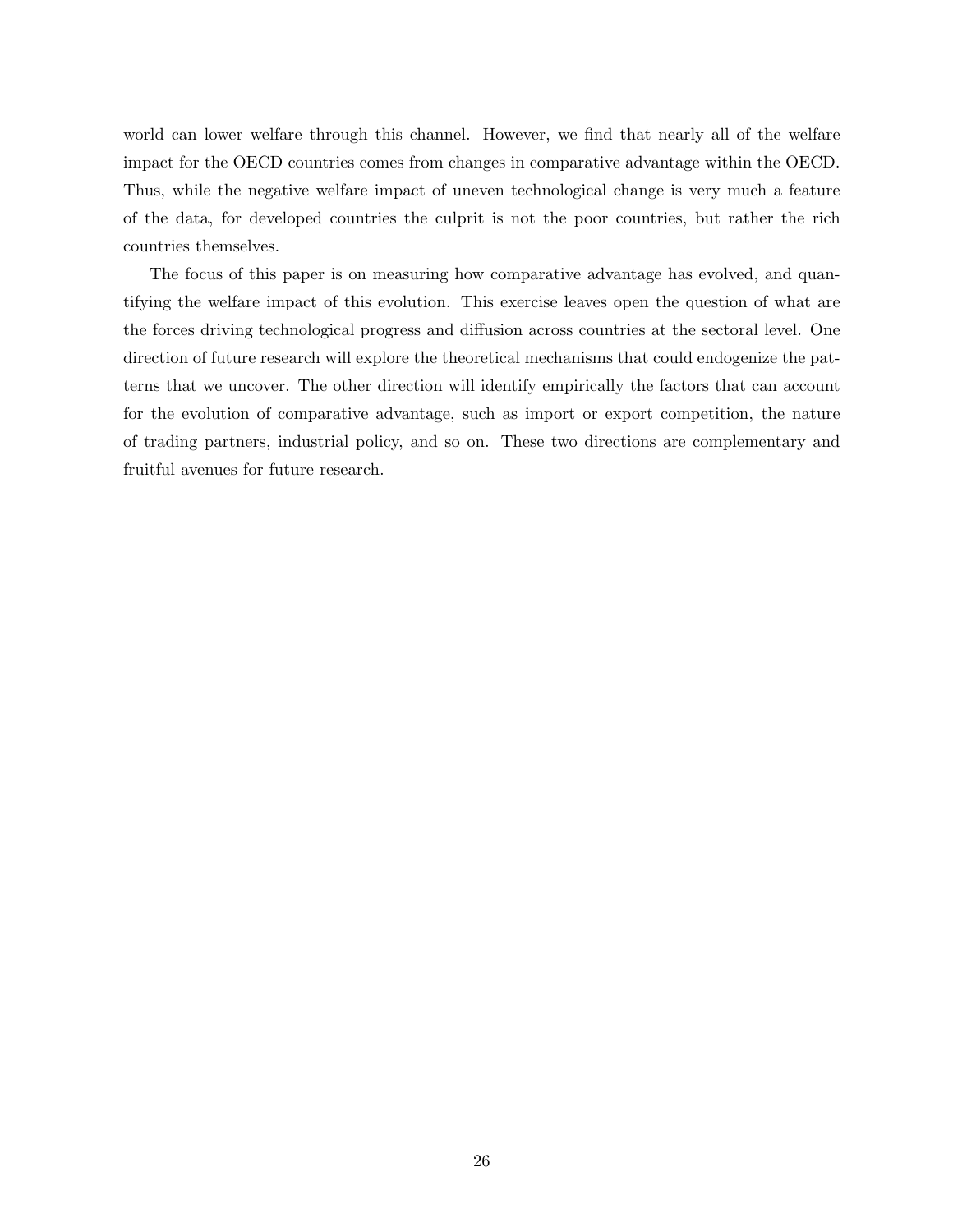world can lower welfare through this channel. However, we find that nearly all of the welfare impact for the OECD countries comes from changes in comparative advantage within the OECD. Thus, while the negative welfare impact of uneven technological change is very much a feature of the data, for developed countries the culprit is not the poor countries, but rather the rich countries themselves.

The focus of this paper is on measuring how comparative advantage has evolved, and quantifying the welfare impact of this evolution. This exercise leaves open the question of what are the forces driving technological progress and diffusion across countries at the sectoral level. One direction of future research will explore the theoretical mechanisms that could endogenize the patterns that we uncover. The other direction will identify empirically the factors that can account for the evolution of comparative advantage, such as import or export competition, the nature of trading partners, industrial policy, and so on. These two directions are complementary and fruitful avenues for future research.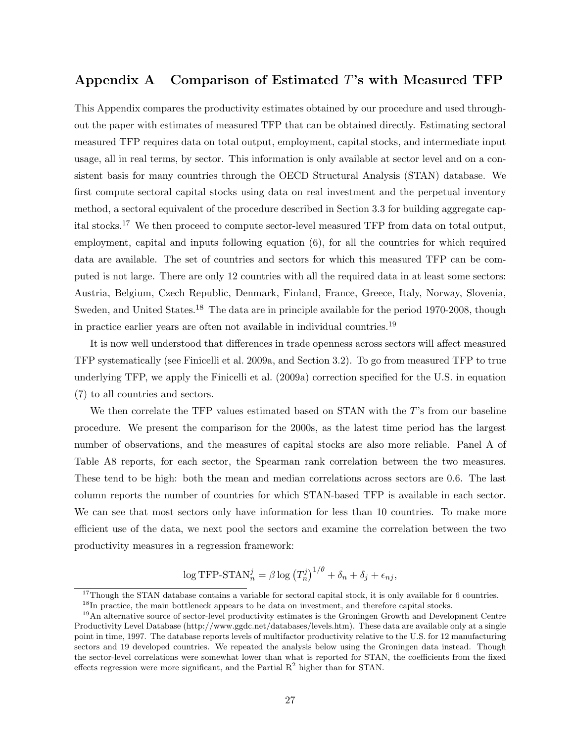## Appendix A Comparison of Estimated $T$'s with Measured TFP

This Appendix compares the productivity estimates obtained by our procedure and used throughout the paper with estimates of measured TFP that can be obtained directly. Estimating sectoral measured TFP requires data on total output, employment, capital stocks, and intermediate input usage, all in real terms, by sector. This information is only available at sector level and on a consistent basis for many countries through the OECD Structural Analysis (STAN) database. We first compute sectoral capital stocks using data on real investment and the perpetual inventory method, a sectoral equivalent of the procedure described in Section 3.3 for building aggregate capital stocks.[17] We then proceed to compute sector-level measured TFP from data on total output, employment, capital and inputs following equation (6), for all the countries for which required data are available. The set of countries and sectors for which this measured TFP can be computed is not large. There are only 12 countries with all the required data in at least some sectors: Austria, Belgium, Czech Republic, Denmark, Finland, France, Greece, Italy, Norway, Slovenia, Sweden, and United States.[18] The data are in principle available for the period 1970-2008, though in practice earlier years are often not available in individual countries.[19]

It is now well understood that differences in trade openness across sectors will affect measured TFP systematically (see Finicelli et al. 2009a, and Section 3.2). To go from measured TFP to true underlying TFP, we apply the Finicelli et al. (2009a) correction specified for the U.S. in equation (7) to all countries and sectors.

We then correlate the TFP values estimated based on STAN with the $T$'s from our baseline procedure. We present the comparison for the 2000s, as the latest time period has the largest number of observations, and the measures of capital stocks are also more reliable. Panel A of Table A8 reports, for each sector, the Spearman rank correlation between the two measures. These tend to be high: both the mean and median correlations across sectors are 0.6. The last column reports the number of countries for which STAN-based TFP is available in each sector. We can see that most sectors only have information for less than 10 countries. To make more efficient use of the data, we next pool the sectors and examine the correlation between the two productivity measures in a regression framework:

$$\log \text{TFP-STAN}_n^j = \beta \log \left(T_n^j\right)^{1/\theta} + \delta_n + \delta_j + \epsilon_{nj},$$

[17] Though the STAN database contains a variable for sectoral capital stock, it is only available for 6 countries.

[18] In practice, the main bottleneck appears to be data on investment, and therefore capital stocks.

[19] An alternative source of sector-level productivity estimates is the Groningen Growth and Development Centre Productivity Level Database (http://www.ggdc.net/databases/levels.htm). These data are available only at a single point in time, 1997. The database reports levels of multifactor productivity relative to the U.S. for 12 manufacturing sectors and 19 developed countries. We repeated the analysis below using the Groningen data instead. Though the sector-level correlations were somewhat lower than what is reported for STAN, the coefficients from the fixed effects regression were more significant, and the Partial $R^2$ higher than for STAN.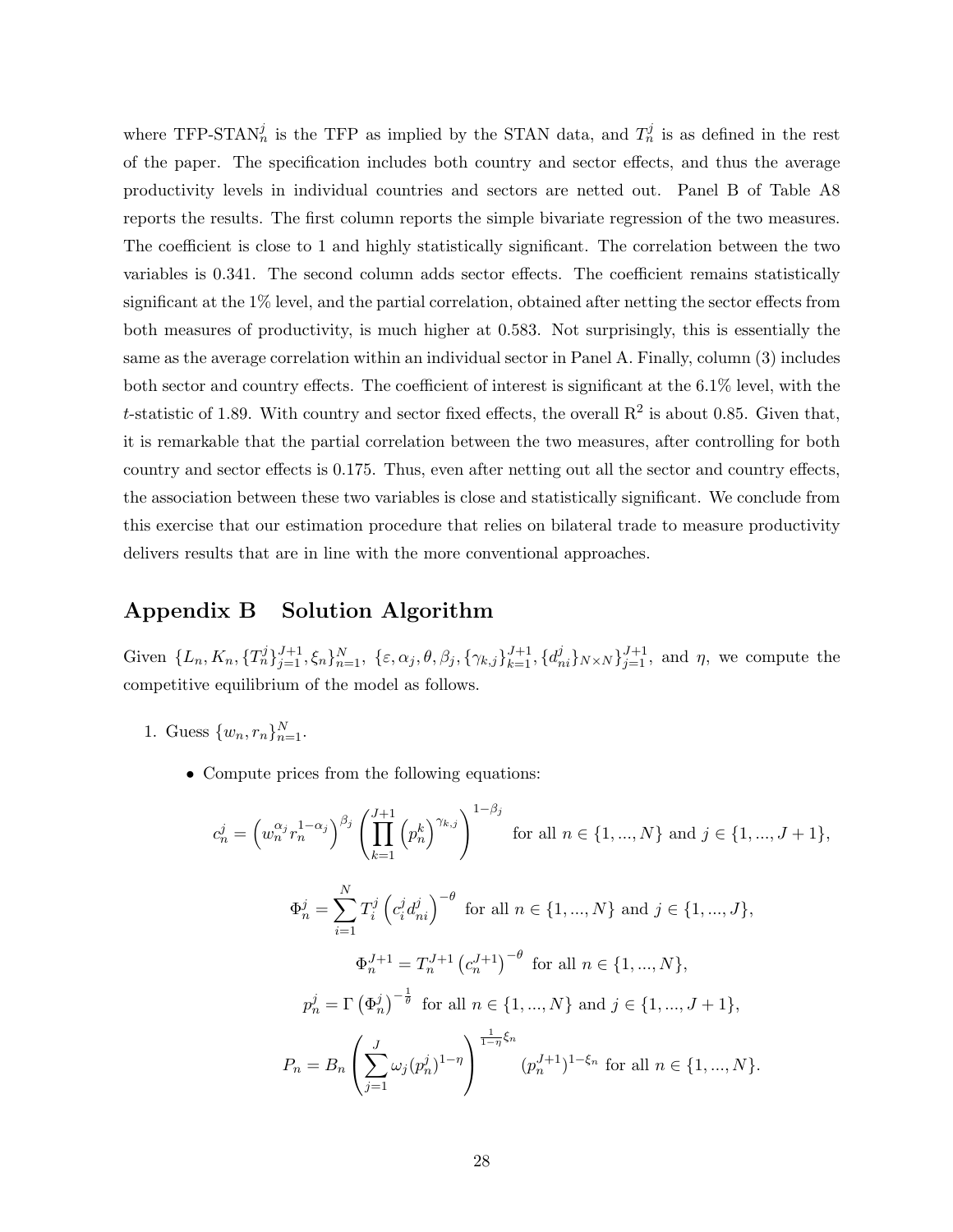where TFP-STAN$_n^j$ is the TFP as implied by the STAN data, and $T_n^j$ is as defined in the rest of the paper. The specification includes both country and sector effects, and thus the average productivity levels in individual countries and sectors are netted out. Panel B of Table A8 reports the results. The first column reports the simple bivariate regression of the two measures. The coefficient is close to 1 and highly statistically significant. The correlation between the two variables is 0.341. The second column adds sector effects. The coefficient remains statistically significant at the 1% level, and the partial correlation, obtained after netting the sector effects from both measures of productivity, is much higher at 0.583. Not surprisingly, this is essentially the same as the average correlation within an individual sector in Panel A. Finally, column (3) includes both sector and country effects. The coefficient of interest is significant at the 6.1% level, with the $t$-statistic of 1.89. With country and sector fixed effects, the overall $R^2$ is about 0.85. Given that, it is remarkable that the partial correlation between the two measures, after controlling for both country and sector effects is 0.175. Thus, even after netting out all the sector and country effects, the association between these two variables is close and statistically significant. We conclude from this exercise that our estimation procedure that relies on bilateral trade to measure productivity delivers results that are in line with the more conventional approaches.

## Appendix B Solution Algorithm

Given $\{L_n, K_n, \{T_n^j\}_{j=1}^{J+1}, \xi_n\}_{n=1}^N$, $\{\varepsilon, \alpha_j, \theta, \beta_j, \{\gamma_{k,j}\}_{k=1}^{J+1}, \{d_{ni}^j\}_{N\times N}\}_{j=1}^{J+1}$, and $\eta$, we compute the competitive equilibrium of the model as follows.

1. Guess $\{w_n, r_n\}_{n=1}^N$.

   - Compute prices from the following equations:

$$c_n^j = \left(w_n^{\alpha_j} r_n^{1-\alpha_j}\right)^{\beta_j} \left(\prod_{k=1}^{J+1} \left(p_n^k\right)^{\gamma_{k,j}}\right)^{1-\beta_j} \text{ for all } n \in \{1, ..., N\} \text{ and } j \in \{1, ..., J+1\},$$

$$\Phi_n^j = \sum_{i=1}^N T_i^j \left(c_i^j d_{ni}^j\right)^{-\theta} \text{ for all } n \in \{1, ..., N\} \text{ and } j \in \{1, ..., J\},$$

$$\Phi_n^{J+1} = T_n^{J+1} \left(c_n^{J+1}\right)^{-\theta} \text{ for all } n \in \{1, ..., N\},$$

$$p_n^j = \Gamma \left(\Phi_n^j\right)^{-\frac{1}{\theta}} \text{ for all } n \in \{1, ..., N\} \text{ and } j \in \{1, ..., J+1\},$$

$$P_n = B_n \left(\sum_{j=1}^J \omega_j (p_n^j)^{1-\eta}\right)^{\frac{1}{1-\eta}\xi_n} (p_n^{J+1})^{1-\xi_n} \text{ for all } n \in \{1, ..., N\}.$$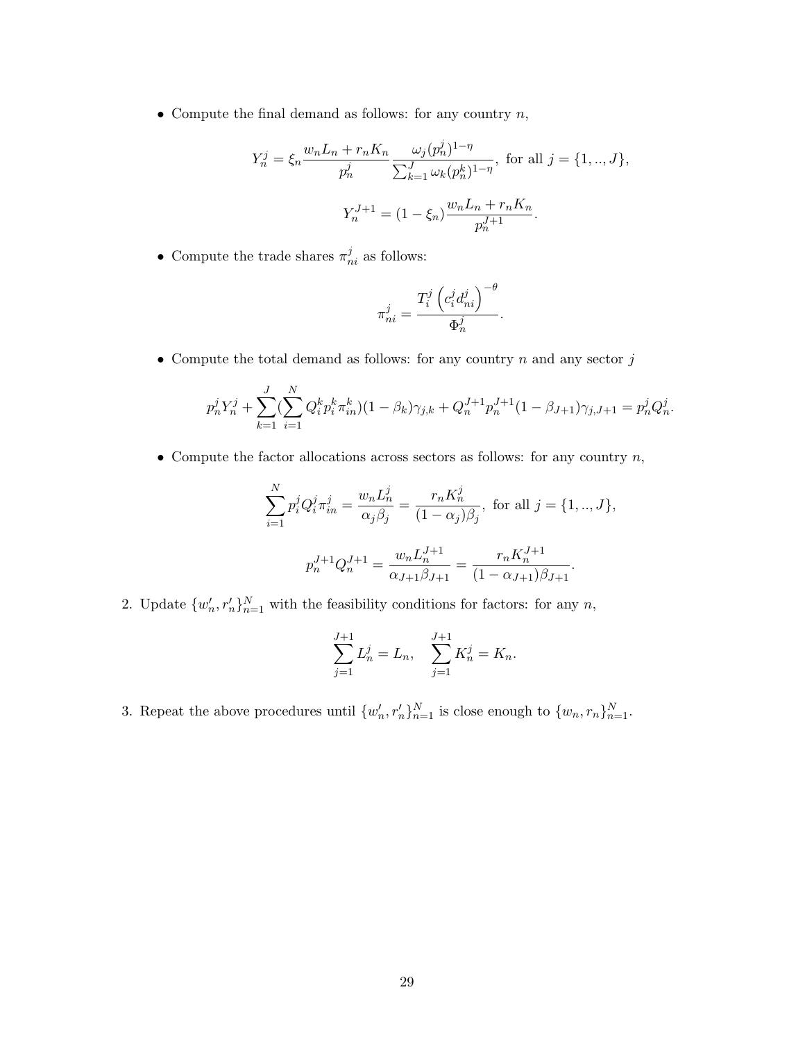- Compute the final demand as follows: for any country $n$,

$$Y_n^j = \xi_n \frac{w_n L_n + r_n K_n}{p_n^j} \frac{\omega_j (p_n^j)^{1-\eta}}{\sum_{k=1}^J \omega_k (p_n^k)^{1-\eta}}, \text{ for all } j = \{1,..,J\},$$

$$Y_n^{J+1} = (1-\xi_n) \frac{w_n L_n + r_n K_n}{p_n^{J+1}}.$$

- Compute the trade shares $\pi_{ni}^j$ as follows:

$$\pi_{ni}^j = \frac{T_i^j \left( c_i^j d_{ni}^j \right)^{-\theta}}{\Phi_n^j}.$$

- Compute the total demand as follows: for any country $n$ and any sector $j$

$$p_n^j Y_n^j + \sum_{k=1}^J (\sum_{i=1}^N Q_i^k p_i^k \pi_{in}^k)(1-\beta_k)\gamma_{j,k} + Q_n^{J+1} p_n^{J+1} (1-\beta_{J+1})\gamma_{j,J+1} = p_n^j Q_n^j.$$

- Compute the factor allocations across sectors as follows: for any country $n$,

$$\sum_{i=1}^N p_i^j Q_i^j \pi_{in}^j = \frac{w_n L_n^j}{\alpha_j \beta_j} = \frac{r_n K_n^j}{(1-\alpha_j)\beta_j}, \text{ for all } j = \{1,..,J\},$$

$$p_n^{J+1} Q_n^{J+1} = \frac{w_n L_n^{J+1}}{\alpha_{J+1}\beta_{J+1}} = \frac{r_n K_n^{J+1}}{(1-\alpha_{J+1})\beta_{J+1}}.$$

2. Update $\{w_n', r_n'\}_{n=1}^N$ with the feasibility conditions for factors: for any $n$,

$$\sum_{j=1}^{J+1} L_n^j = L_n, \quad \sum_{j=1}^{J+1} K_n^j = K_n.$$

3. Repeat the above procedures until $\{w_n', r_n'\}_{n=1}^N$ is close enough to $\{w_n, r_n\}_{n=1}^N$.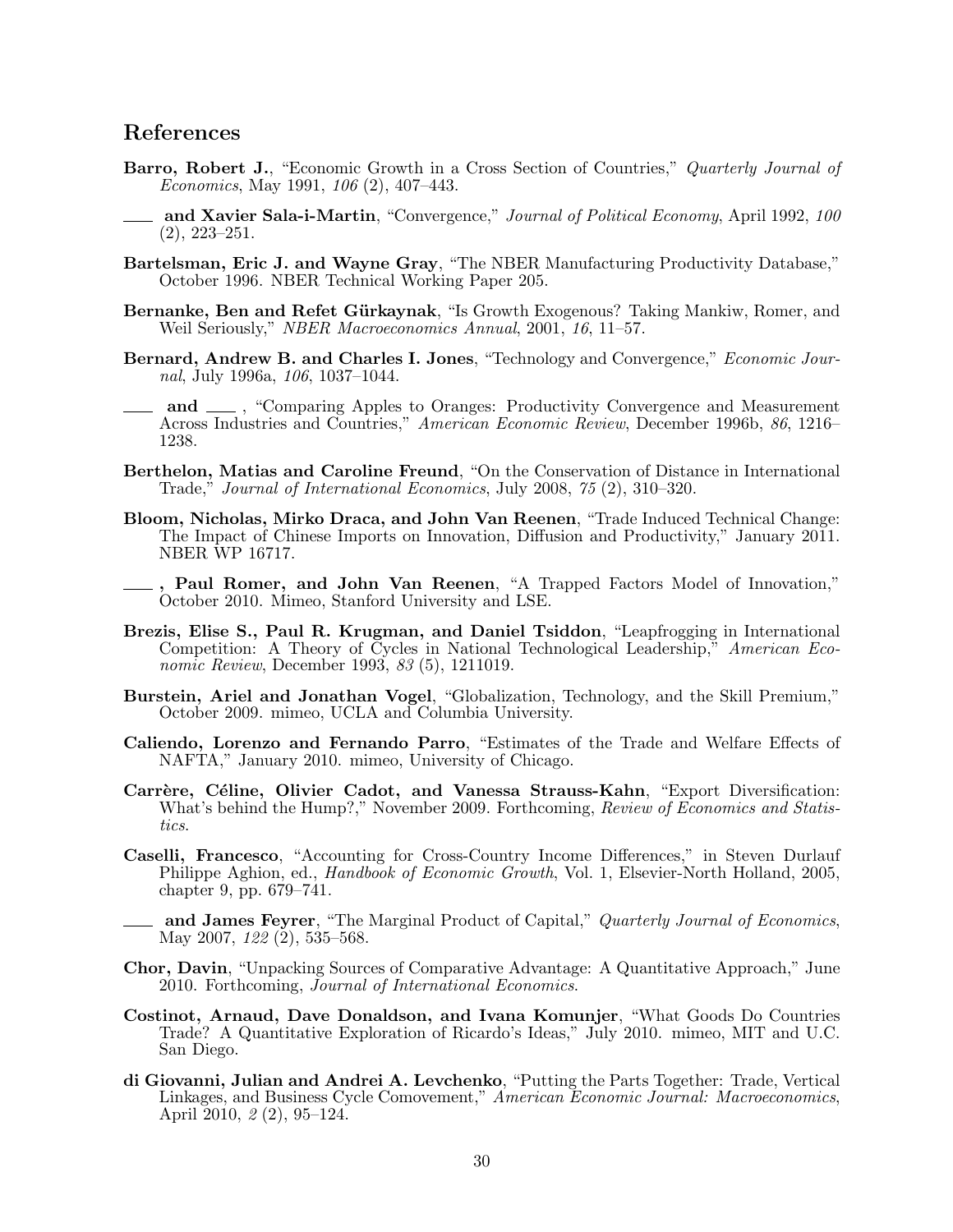## References

**Barro, Robert J.**, "Economic Growth in a Cross Section of Countries," *Quarterly Journal of Economics*, May 1991, *106* (2), 407–443.

**\_\_\_ and Xavier Sala-i-Martin**, "Convergence," *Journal of Political Economy*, April 1992, *100* (2), 223–251.

**Bartelsman, Eric J. and Wayne Gray**, "The NBER Manufacturing Productivity Database," October 1996. NBER Technical Working Paper 205.

**Bernanke, Ben and Refet Gürkaynak**, "Is Growth Exogenous? Taking Mankiw, Romer, and Weil Seriously," *NBER Macroeconomics Annual*, 2001, *16*, 11–57.

**Bernard, Andrew B. and Charles I. Jones**, "Technology and Convergence," *Economic Journal*, July 1996a, *106*, 1037–1044.

**\_\_\_ and \_\_\_** , "Comparing Apples to Oranges: Productivity Convergence and Measurement Across Industries and Countries," *American Economic Review*, December 1996b, *86*, 1216–1238.

**Berthelon, Matias and Caroline Freund**, "On the Conservation of Distance in International Trade," *Journal of International Economics*, July 2008, *75* (2), 310–320.

**Bloom, Nicholas, Mirko Draca, and John Van Reenen**, "Trade Induced Technical Change: The Impact of Chinese Imports on Innovation, Diffusion and Productivity," January 2011. NBER WP 16717.

**\_\_\_ , Paul Romer, and John Van Reenen**, "A Trapped Factors Model of Innovation," October 2010. Mimeo, Stanford University and LSE.

**Brezis, Elise S., Paul R. Krugman, and Daniel Tsiddon**, "Leapfrogging in International Competition: A Theory of Cycles in National Technological Leadership," *American Economic Review*, December 1993, *83* (5), 1211019.

**Burstein, Ariel and Jonathan Vogel**, "Globalization, Technology, and the Skill Premium," October 2009. mimeo, UCLA and Columbia University.

**Caliendo, Lorenzo and Fernando Parro**, "Estimates of the Trade and Welfare Effects of NAFTA," January 2010. mimeo, University of Chicago.

**Carrère, Céline, Olivier Cadot, and Vanessa Strauss-Kahn**, "Export Diversification: What's behind the Hump?," November 2009. Forthcoming, *Review of Economics and Statistics*.

**Caselli, Francesco**, "Accounting for Cross-Country Income Differences," in Steven Durlauf Philippe Aghion, ed., *Handbook of Economic Growth*, Vol. 1, Elsevier-North Holland, 2005, chapter 9, pp. 679–741.

**\_\_\_ and James Feyrer**, "The Marginal Product of Capital," *Quarterly Journal of Economics*, May 2007, *122* (2), 535–568.

**Chor, Davin**, "Unpacking Sources of Comparative Advantage: A Quantitative Approach," June 2010. Forthcoming, *Journal of International Economics*.

**Costinot, Arnaud, Dave Donaldson, and Ivana Komunjer**, "What Goods Do Countries Trade? A Quantitative Exploration of Ricardo's Ideas," July 2010. mimeo, MIT and U.C. San Diego.

**di Giovanni, Julian and Andrei A. Levchenko**, "Putting the Parts Together: Trade, Vertical Linkages, and Business Cycle Comovement," *American Economic Journal: Macroeconomics*, April 2010, *2* (2), 95–124.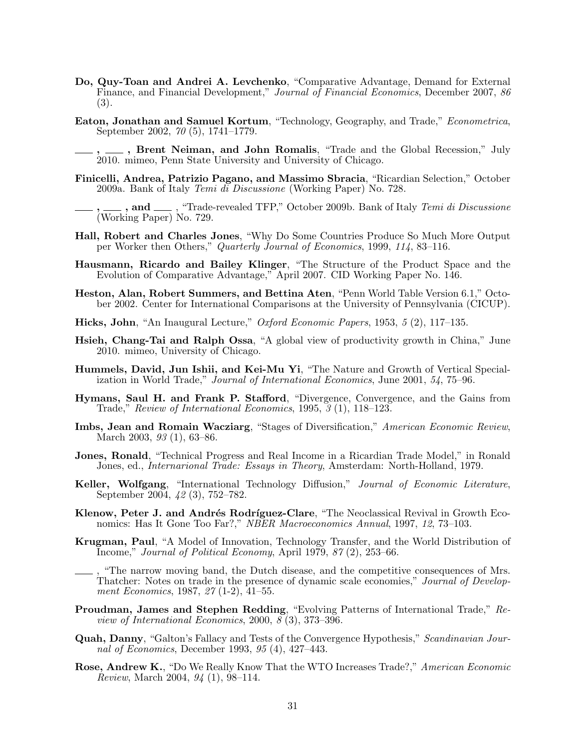**Do, Quy-Toan and Andrei A. Levchenko**, "Comparative Advantage, Demand for External Finance, and Financial Development," *Journal of Financial Economics*, December 2007, *86* (3).

**Eaton, Jonathan and Samuel Kortum**, "Technology, Geography, and Trade," *Econometrica*, September 2002, *70* (5), 1741–1779.

**\_\_\_ , \_\_\_ , Brent Neiman, and John Romalis**, "Trade and the Global Recession," July 2010. mimeo, Penn State University and University of Chicago.

**Finicelli, Andrea, Patrizio Pagano, and Massimo Sbracia**, "Ricardian Selection," October 2009a. Bank of Italy *Temi di Discussione* (Working Paper) No. 728.

**\_\_\_ , \_\_\_ , and \_\_\_** , "Trade-revealed TFP," October 2009b. Bank of Italy *Temi di Discussione* (Working Paper) No. 729.

**Hall, Robert and Charles Jones**, "Why Do Some Countries Produce So Much More Output per Worker then Others," *Quarterly Journal of Economics*, 1999, *114*, 83–116.

**Hausmann, Ricardo and Bailey Klinger**, "The Structure of the Product Space and the Evolution of Comparative Advantage," April 2007. CID Working Paper No. 146.

**Heston, Alan, Robert Summers, and Bettina Aten**, "Penn World Table Version 6.1," October 2002. Center for International Comparisons at the University of Pennsylvania (CICUP).

**Hicks, John**, "An Inaugural Lecture," *Oxford Economic Papers*, 1953, *5* (2), 117–135.

**Hsieh, Chang-Tai and Ralph Ossa**, "A global view of productivity growth in China," June 2010. mimeo, University of Chicago.

**Hummels, David, Jun Ishii, and Kei-Mu Yi**, "The Nature and Growth of Vertical Specialization in World Trade," *Journal of International Economics*, June 2001, *54*, 75–96.

**Hymans, Saul H. and Frank P. Stafford**, "Divergence, Convergence, and the Gains from Trade," *Review of International Economics*, 1995, *3* (1), 118–123.

**Imbs, Jean and Romain Wacziarg**, "Stages of Diversification," *American Economic Review*, March 2003, *93* (1), 63–86.

**Jones, Ronald**, "Technical Progress and Real Income in a Ricardian Trade Model," in Ronald Jones, ed., *Internarional Trade: Essays in Theory*, Amsterdam: North-Holland, 1979.

**Keller, Wolfgang**, "International Technology Diffusion," *Journal of Economic Literature*, September 2004, *42* (3), 752–782.

**Klenow, Peter J. and Andrés Rodríguez-Clare**, "The Neoclassical Revival in Growth Economics: Has It Gone Too Far?," *NBER Macroeconomics Annual*, 1997, *12*, 73–103.

**Krugman, Paul**, "A Model of Innovation, Technology Transfer, and the World Distribution of Income," *Journal of Political Economy*, April 1979, *87* (2), 253–66.

\_\_\_ , "The narrow moving band, the Dutch disease, and the competitive consequences of Mrs. Thatcher: Notes on trade in the presence of dynamic scale economies," *Journal of Development Economics*, 1987, *27* (1-2), 41–55.

**Proudman, James and Stephen Redding**, "Evolving Patterns of International Trade," *Review of International Economics*, 2000, *8* (3), 373–396.

**Quah, Danny**, "Galton's Fallacy and Tests of the Convergence Hypothesis," *Scandinavian Journal of Economics*, December 1993, *95* (4), 427–443.

**Rose, Andrew K.**, "Do We Really Know That the WTO Increases Trade?," *American Economic Review*, March 2004, *94* (1), 98–114.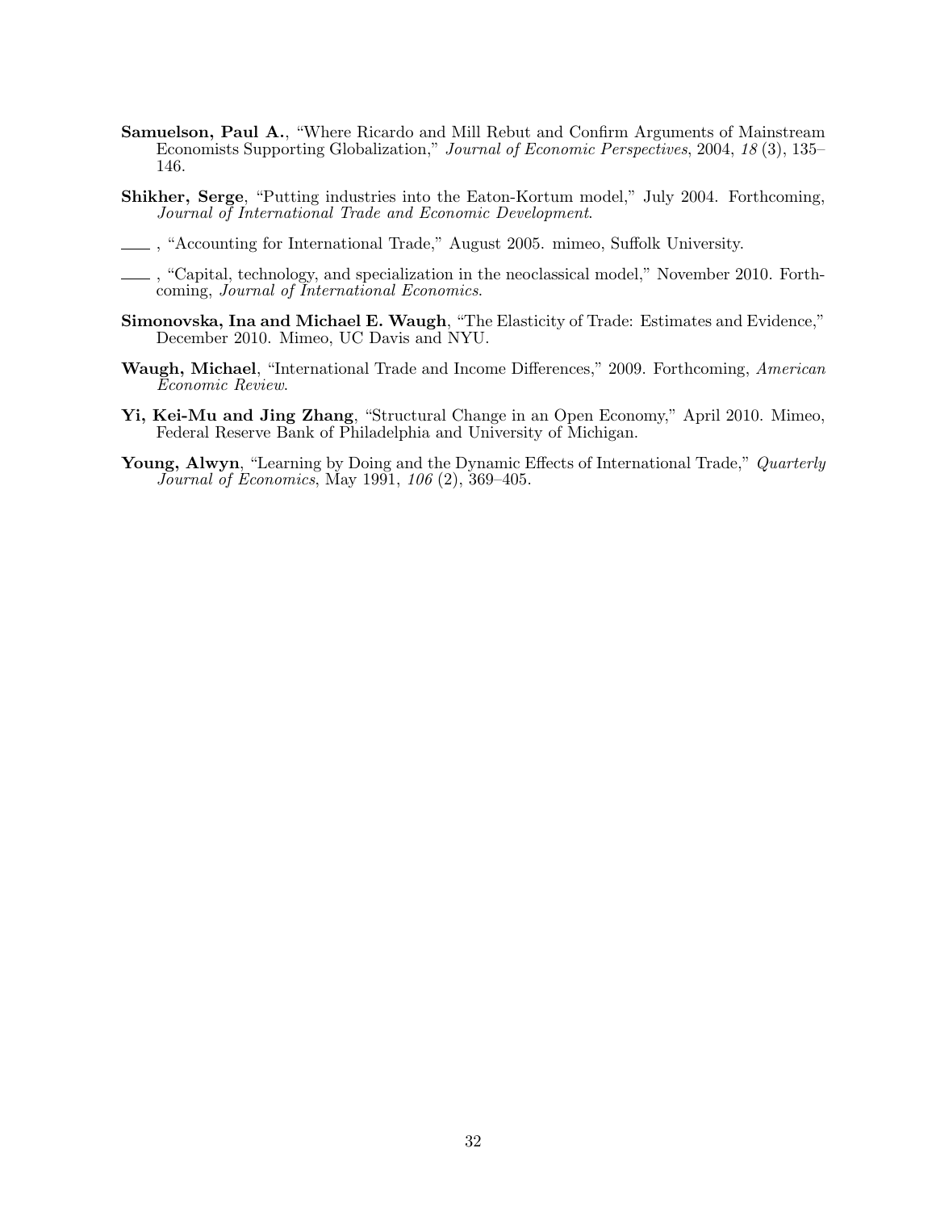**Samuelson, Paul A.**, "Where Ricardo and Mill Rebut and Confirm Arguments of Mainstream Economists Supporting Globalization," *Journal of Economic Perspectives*, 2004, *18* (3), 135–146.

**Shikher, Serge**, "Putting industries into the Eaton-Kortum model," July 2004. Forthcoming, *Journal of International Trade and Economic Development*.

\_\_\_\_, "Accounting for International Trade," August 2005. mimeo, Suffolk University.

\_\_\_\_, "Capital, technology, and specialization in the neoclassical model," November 2010. Forthcoming, *Journal of International Economics*.

**Simonovska, Ina and Michael E. Waugh**, "The Elasticity of Trade: Estimates and Evidence," December 2010. Mimeo, UC Davis and NYU.

**Waugh, Michael**, "International Trade and Income Differences," 2009. Forthcoming, *American Economic Review*.

**Yi, Kei-Mu and Jing Zhang**, "Structural Change in an Open Economy," April 2010. Mimeo, Federal Reserve Bank of Philadelphia and University of Michigan.

**Young, Alwyn**, "Learning by Doing and the Dynamic Effects of International Trade," *Quarterly Journal of Economics*, May 1991, *106* (2), 369–405.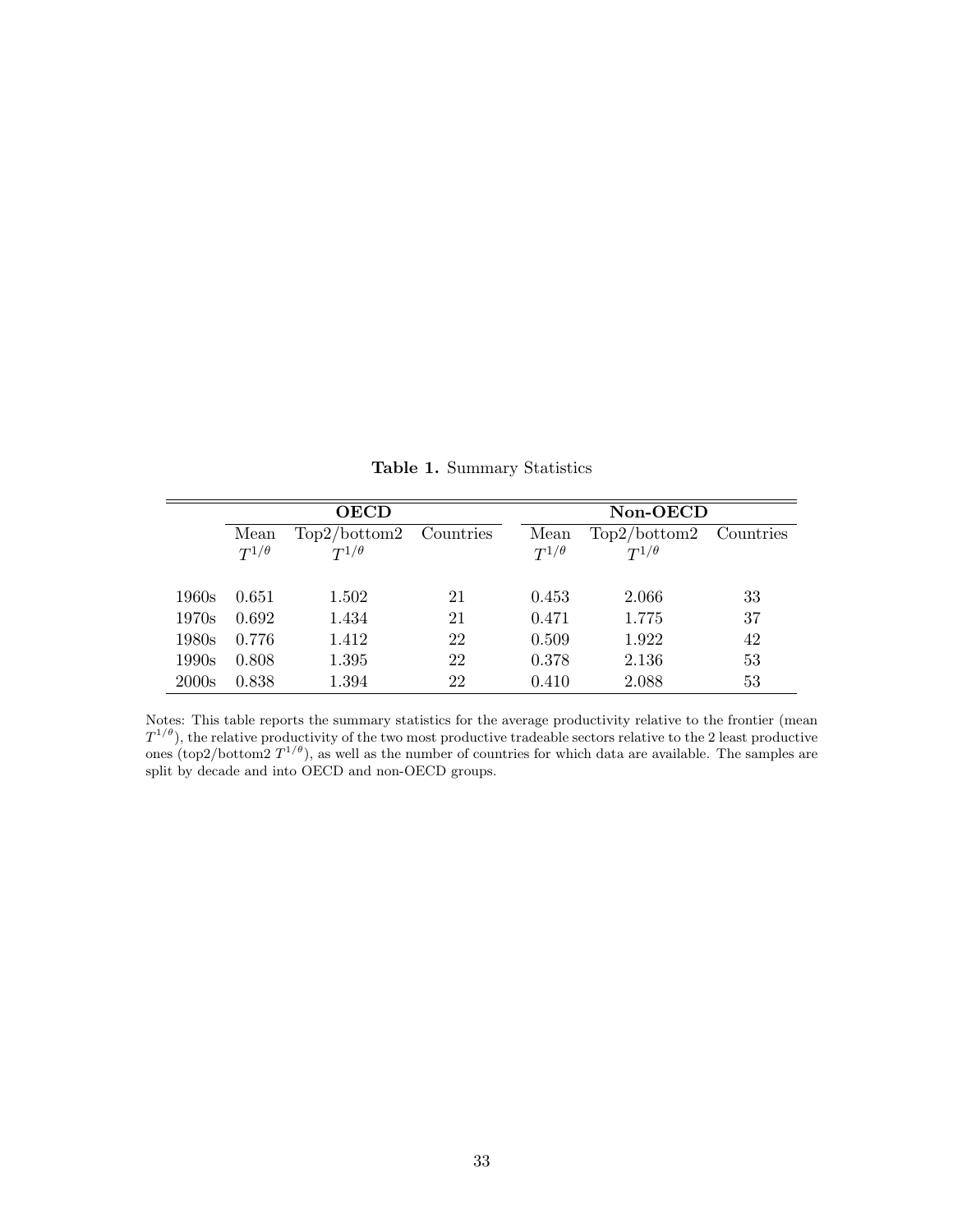**Table 1.** Summary Statistics

| | OECD | | | Non-OECD | | |
|---|---|---|---|---|---|---|
| | Mean $T^{1/\theta}$ | Top2/bottom2 $T^{1/\theta}$ | Countries | Mean $T^{1/\theta}$ | Top2/bottom2 $T^{1/\theta}$ | Countries |
| 1960s | 0.651 | 1.502 | 21 | 0.453 | 2.066 | 33 |
| 1970s | 0.692 | 1.434 | 21 | 0.471 | 1.775 | 37 |
| 1980s | 0.776 | 1.412 | 22 | 0.509 | 1.922 | 42 |
| 1990s | 0.808 | 1.395 | 22 | 0.378 | 2.136 | 53 |
| 2000s | 0.838 | 1.394 | 22 | 0.410 | 2.088 | 53 |

Notes: This table reports the summary statistics for the average productivity relative to the frontier (mean $T^{1/\theta}$), the relative productivity of the two most productive tradeable sectors relative to the 2 least productive ones (top2/bottom2 $T^{1/\theta}$), as well as the number of countries for which data are available. The samples are split by decade and into OECD and non-OECD groups.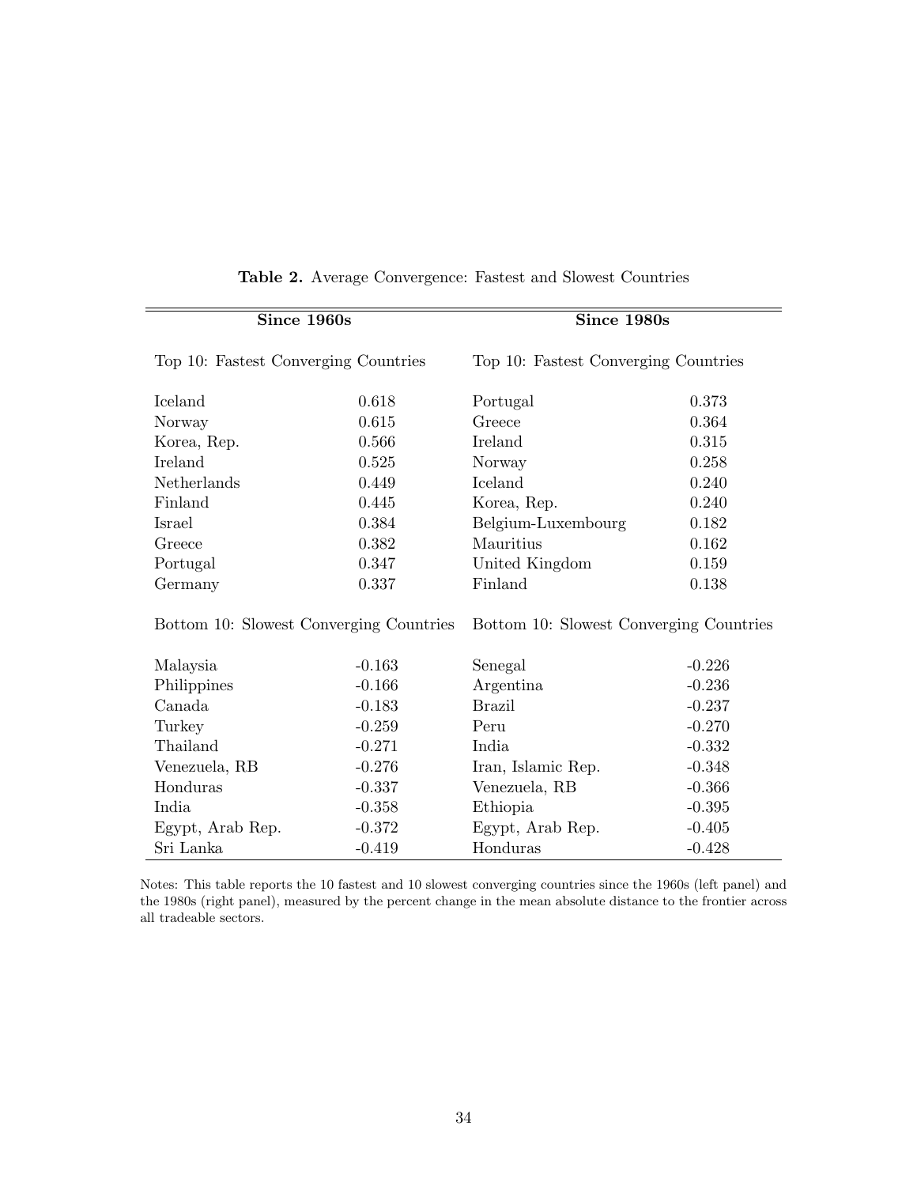**Table 2.** Average Convergence: Fastest and Slowest Countries

| Since 1960s | | Since 1980s | |
|---|---|---|---|
| Top 10: Fastest Converging Countries | | Top 10: Fastest Converging Countries | |
| Iceland | 0.618 | Portugal | 0.373 |
| Norway | 0.615 | Greece | 0.364 |
| Korea, Rep. | 0.566 | Ireland | 0.315 |
| Ireland | 0.525 | Norway | 0.258 |
| Netherlands | 0.449 | Iceland | 0.240 |
| Finland | 0.445 | Korea, Rep. | 0.240 |
| Israel | 0.384 | Belgium-Luxembourg | 0.182 |
| Greece | 0.382 | Mauritius | 0.162 |
| Portugal | 0.347 | United Kingdom | 0.159 |
| Germany | 0.337 | Finland | 0.138 |
| Bottom 10: Slowest Converging Countries | | Bottom 10: Slowest Converging Countries | |
| Malaysia | -0.163 | Senegal | -0.226 |
| Philippines | -0.166 | Argentina | -0.236 |
| Canada | -0.183 | Brazil | -0.237 |
| Turkey | -0.259 | Peru | -0.270 |
| Thailand | -0.271 | India | -0.332 |
| Venezuela, RB | -0.276 | Iran, Islamic Rep. | -0.348 |
| Honduras | -0.337 | Venezuela, RB | -0.366 |
| India | -0.358 | Ethiopia | -0.395 |
| Egypt, Arab Rep. | -0.372 | Egypt, Arab Rep. | -0.405 |
| Sri Lanka | -0.419 | Honduras | -0.428 |

Notes: This table reports the 10 fastest and 10 slowest converging countries since the 1960s (left panel) and the 1980s (right panel), measured by the percent change in the mean absolute distance to the frontier across all tradeable sectors.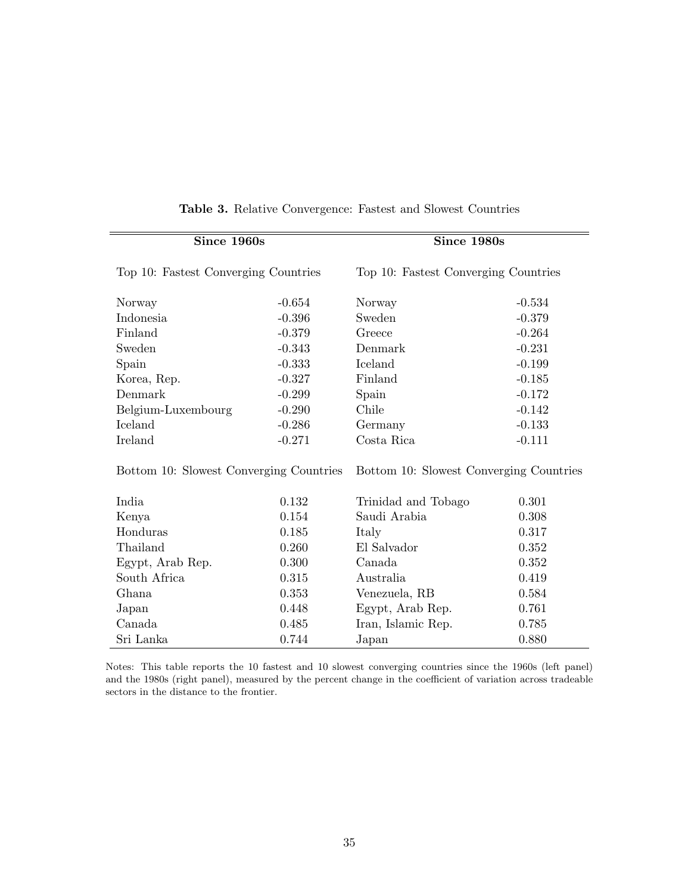**Table 3.** Relative Convergence: Fastest and Slowest Countries

| Since 1960s | | Since 1980s | |
|---|---|---|---|
| Top 10: Fastest Converging Countries | | Top 10: Fastest Converging Countries | |
| Norway | -0.654 | Norway | -0.534 |
| Indonesia | -0.396 | Sweden | -0.379 |
| Finland | -0.379 | Greece | -0.264 |
| Sweden | -0.343 | Denmark | -0.231 |
| Spain | -0.333 | Iceland | -0.199 |
| Korea, Rep. | -0.327 | Finland | -0.185 |
| Denmark | -0.299 | Spain | -0.172 |
| Belgium-Luxembourg | -0.290 | Chile | -0.142 |
| Iceland | -0.286 | Germany | -0.133 |
| Ireland | -0.271 | Costa Rica | -0.111 |
| Bottom 10: Slowest Converging Countries | | Bottom 10: Slowest Converging Countries | |
| India | 0.132 | Trinidad and Tobago | 0.301 |
| Kenya | 0.154 | Saudi Arabia | 0.308 |
| Honduras | 0.185 | Italy | 0.317 |
| Thailand | 0.260 | El Salvador | 0.352 |
| Egypt, Arab Rep. | 0.300 | Canada | 0.352 |
| South Africa | 0.315 | Australia | 0.419 |
| Ghana | 0.353 | Venezuela, RB | 0.584 |
| Japan | 0.448 | Egypt, Arab Rep. | 0.761 |
| Canada | 0.485 | Iran, Islamic Rep. | 0.785 |
| Sri Lanka | 0.744 | Japan | 0.880 |

Notes: This table reports the 10 fastest and 10 slowest converging countries since the 1960s (left panel) and the 1980s (right panel), measured by the percent change in the coefficient of variation across tradeable sectors in the distance to the frontier.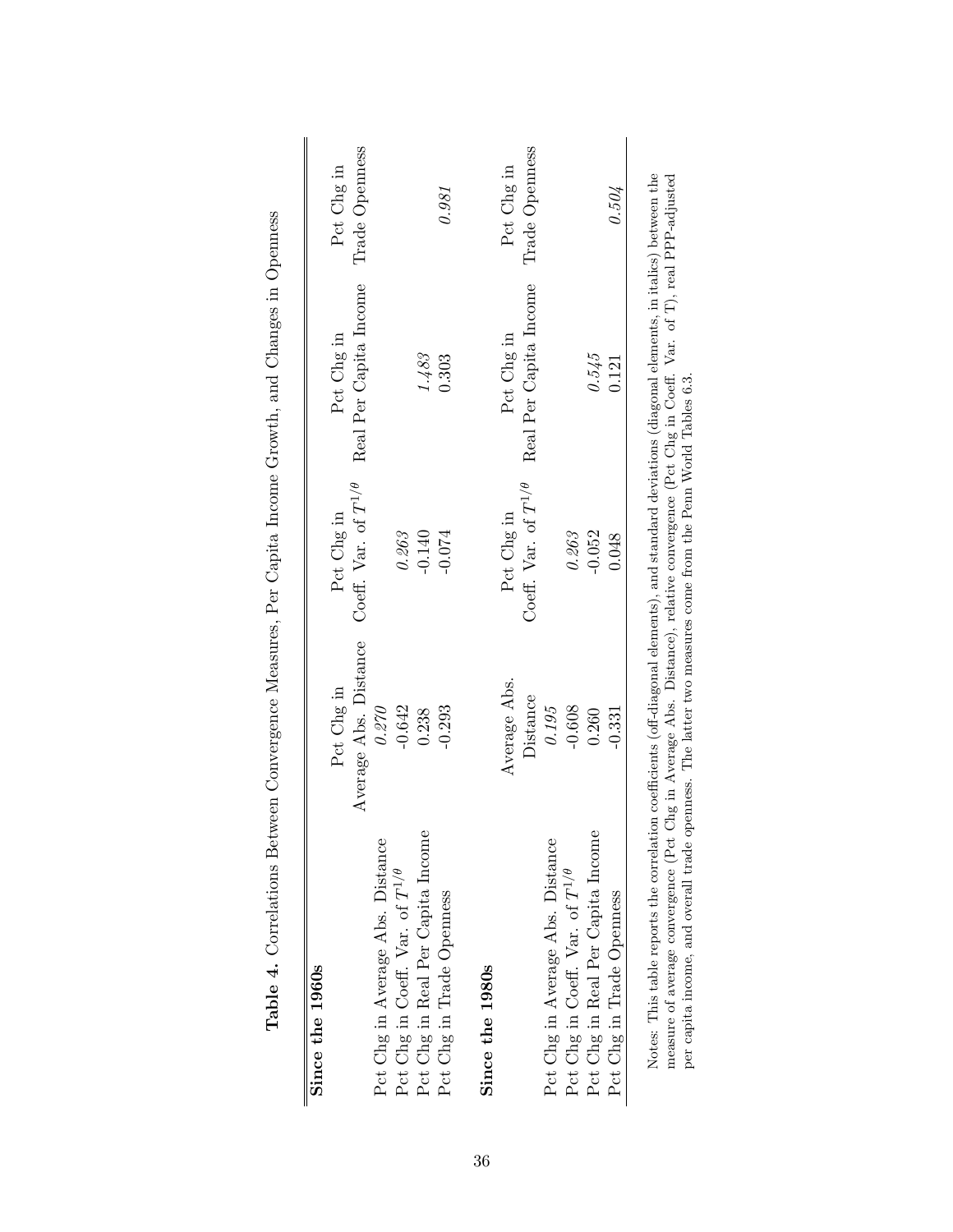**Table 4.** Correlations Between Convergence Measures, Per Capita Income Growth, and Changes in Openness

| **Since the 1960s** | Pct Chg in Average Abs. Distance | Pct Chg in Coeff. Var. of $T^{1/\theta}$ | Pct Chg in Real Per Capita Income | Pct Chg in Trade Openness |
|---|---|---|---|---|
| Pct Chg in Average Abs. Distance | *0.270* | | | |
| Pct Chg in Coeff. Var. of $T^{1/\theta}$ | -0.642 | *0.263* | | |
| Pct Chg in Real Per Capita Income | 0.238 | -0.140 | *1.483* | |
| Pct Chg in Trade Openness | -0.293 | -0.074 | 0.303 | *0.981* |

| **Since the 1980s** | Average Abs. Distance | Pct Chg in Coeff. Var. of $T^{1/\theta}$ | Pct Chg in Real Per Capita Income | Pct Chg in Trade Openness |
|---|---|---|---|---|
| Pct Chg in Average Abs. Distance | *0.195* | | | |
| Pct Chg in Coeff. Var. of $T^{1/\theta}$ | -0.608 | *0.263* | | |
| Pct Chg in Real Per Capita Income | 0.260 | -0.052 | *0.545* | |
| Pct Chg in Trade Openness | -0.331 | 0.048 | 0.121 | *0.504* |

Notes: This table reports the correlation coefficients (off-diagonal elements), and standard deviations (diagonal elements, in italics) between the measure of average convergence (Pct Chg in Average Abs. Distance), relative convergence (Pct Chg in Coeff. Var. of T), real PPP-adjusted per capita income, and overall trade openness. The latter two measures come from the Penn World Tables 6.3.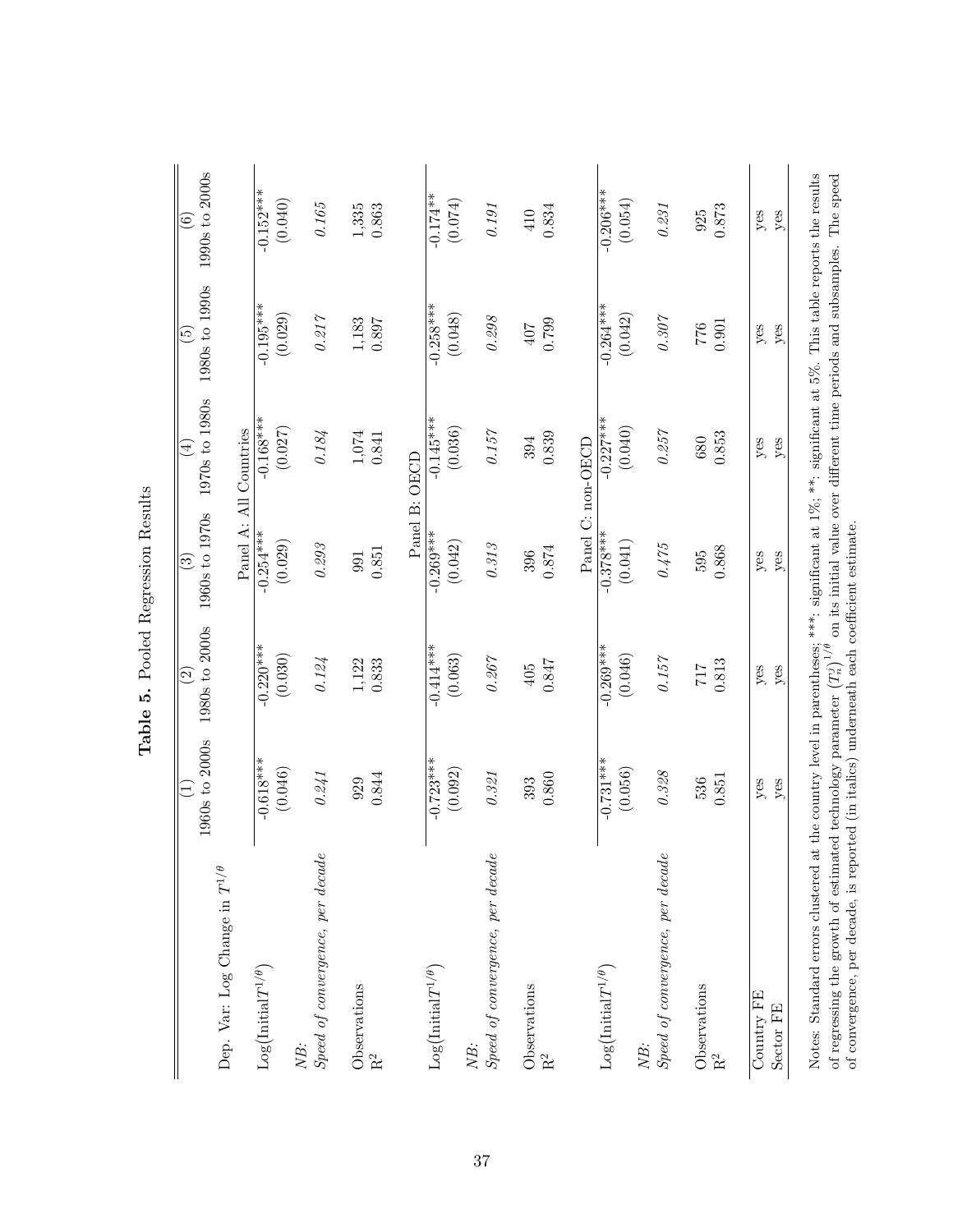**Table 5.** Pooled Regression Results

| | (1) | (2) | (3) | (4) | (5) | (6) |
|---|---|---|---|---|---|---|
| Dep. Var: Log Change in $T^{1/\theta}$ | 1960s to 2000s | 1980s to 2000s | 1960s to 1970s | 1970s to 1980s | 1980s to 1990s | 1990s to 2000s |
| | | | Panel A: All Countries | | | |
| Log(Initial$T^{1/\theta}$) | -0.618*** | -0.220*** | -0.254*** | -0.168*** | -0.195*** | -0.152*** |
| | (0.046) | (0.030) | (0.029) | (0.027) | (0.029) | (0.040) |
| *NB:* | | | | | | |
| *Speed of convergence, per decade* | *0.241* | *0.124* | *0.293* | *0.184* | *0.217* | *0.165* |
| Observations | 929 | 1,122 | 991 | 1,074 | 1,183 | 1,335 |
| $R^2$ | 0.844 | 0.833 | 0.851 | 0.841 | 0.897 | 0.863 |
| | | | Panel B: OECD | | | |
| Log(Initial$T^{1/\theta}$) | -0.723*** | -0.414*** | -0.269*** | -0.145*** | -0.258*** | -0.174** |
| | (0.092) | (0.063) | (0.042) | (0.036) | (0.048) | (0.074) |
| *NB:* | | | | | | |
| *Speed of convergence, per decade* | *0.321* | *0.267* | *0.313* | *0.157* | *0.298* | *0.191* |
| Observations | 393 | 405 | 396 | 394 | 407 | 410 |
| $R^2$ | 0.860 | 0.847 | 0.874 | 0.839 | 0.799 | 0.834 |
| | | | Panel C: non-OECD | | | |
| Log(Initial$T^{1/\theta}$) | -0.731*** | -0.269*** | -0.378*** | -0.227*** | -0.264*** | -0.206*** |
| | (0.056) | (0.046) | (0.041) | (0.040) | (0.042) | (0.054) |
| *NB:* | | | | | | |
| *Speed of convergence, per decade* | *0.328* | *0.157* | *0.475* | *0.257* | *0.307* | *0.231* |
| Observations | 536 | 717 | 595 | 680 | 776 | 925 |
| $R^2$ | 0.851 | 0.813 | 0.868 | 0.853 | 0.901 | 0.873 |
| Country FE | yes | yes | yes | yes | yes | yes |
| Sector FE | yes | yes | yes | yes | yes | yes |

Notes: Standard errors clustered at the country level in parentheses; ***: significant at 1%; **: significant at 5%. This table reports the results of regressing the growth of estimated technology parameter $(T_n^j)^{1/\theta}$ on its initial value over different time periods and subsamples. The speed of convergence, per decade, is reported (in italics) underneath each coefficient estimate.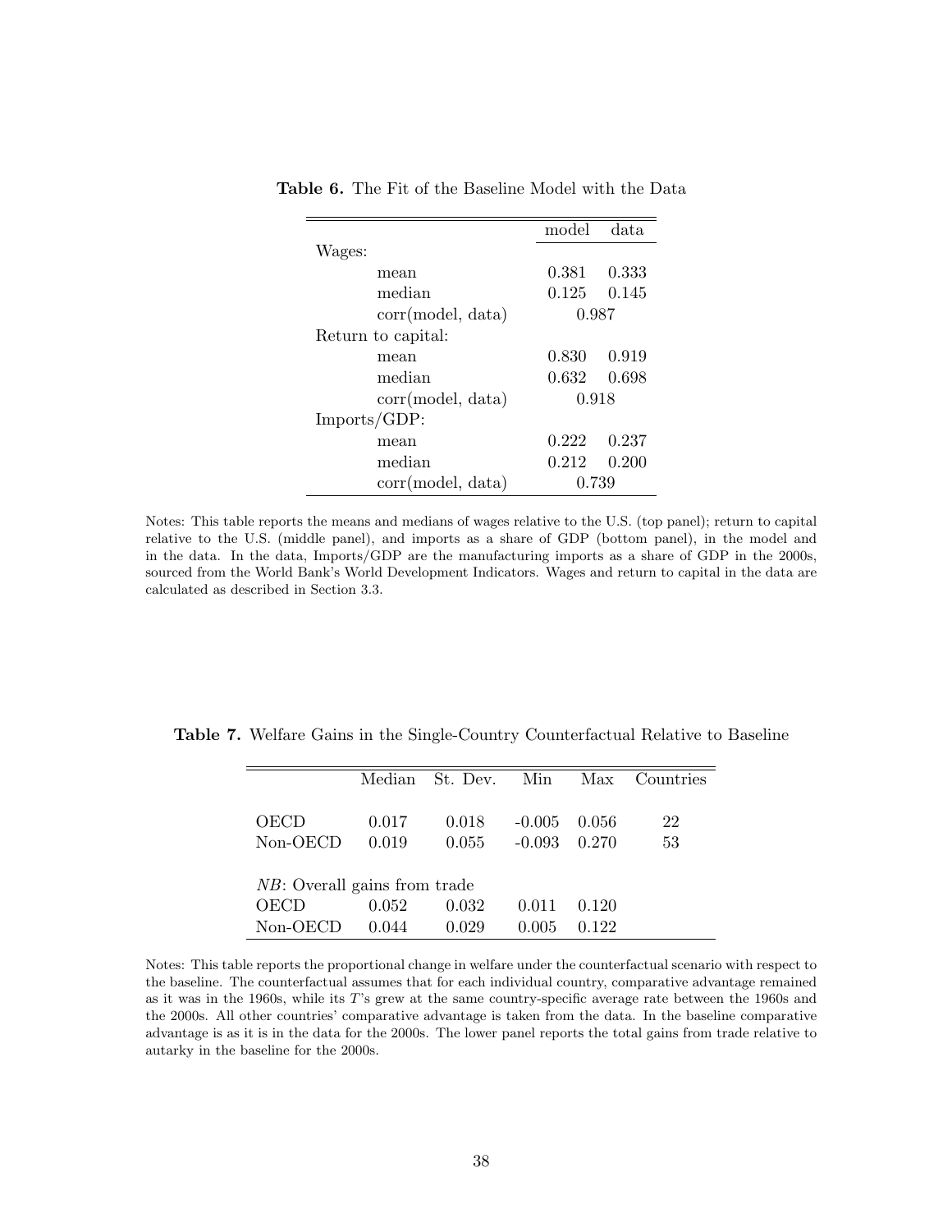**Table 6.** The Fit of the Baseline Model with the Data

| | model | data |
|---|---|---|
| Wages: | | |
| mean | 0.381 | 0.333 |
| median | 0.125 | 0.145 |
| corr(model, data) | 0.987 | |
| Return to capital: | | |
| mean | 0.830 | 0.919 |
| median | 0.632 | 0.698 |
| corr(model, data) | 0.918 | |
| Imports/GDP: | | |
| mean | 0.222 | 0.237 |
| median | 0.212 | 0.200 |
| corr(model, data) | 0.739 | |

Notes: This table reports the means and medians of wages relative to the U.S. (top panel); return to capital relative to the U.S. (middle panel), and imports as a share of GDP (bottom panel), in the model and in the data. In the data, Imports/GDP are the manufacturing imports as a share of GDP in the 2000s, sourced from the World Bank's World Development Indicators. Wages and return to capital in the data are calculated as described in Section 3.3.

**Table 7.** Welfare Gains in the Single-Country Counterfactual Relative to Baseline

| | Median | St. Dev. | Min | Max | Countries |
|---|---|---|---|---|---|
| OECD | 0.017 | 0.018 | -0.005 | 0.056 | 22 |
| Non-OECD | 0.019 | 0.055 | -0.093 | 0.270 | 53 |
| *NB*: Overall gains from trade | | | | | |
| OECD | 0.052 | 0.032 | 0.011 | 0.120 | |
| Non-OECD | 0.044 | 0.029 | 0.005 | 0.122 | |

Notes: This table reports the proportional change in welfare under the counterfactual scenario with respect to the baseline. The counterfactual assumes that for each individual country, comparative advantage remained as it was in the 1960s, while its $T$'s grew at the same country-specific average rate between the 1960s and the 2000s. All other countries' comparative advantage is taken from the data. In the baseline comparative advantage is as it is in the data for the 2000s. The lower panel reports the total gains from trade relative to autarky in the baseline for the 2000s.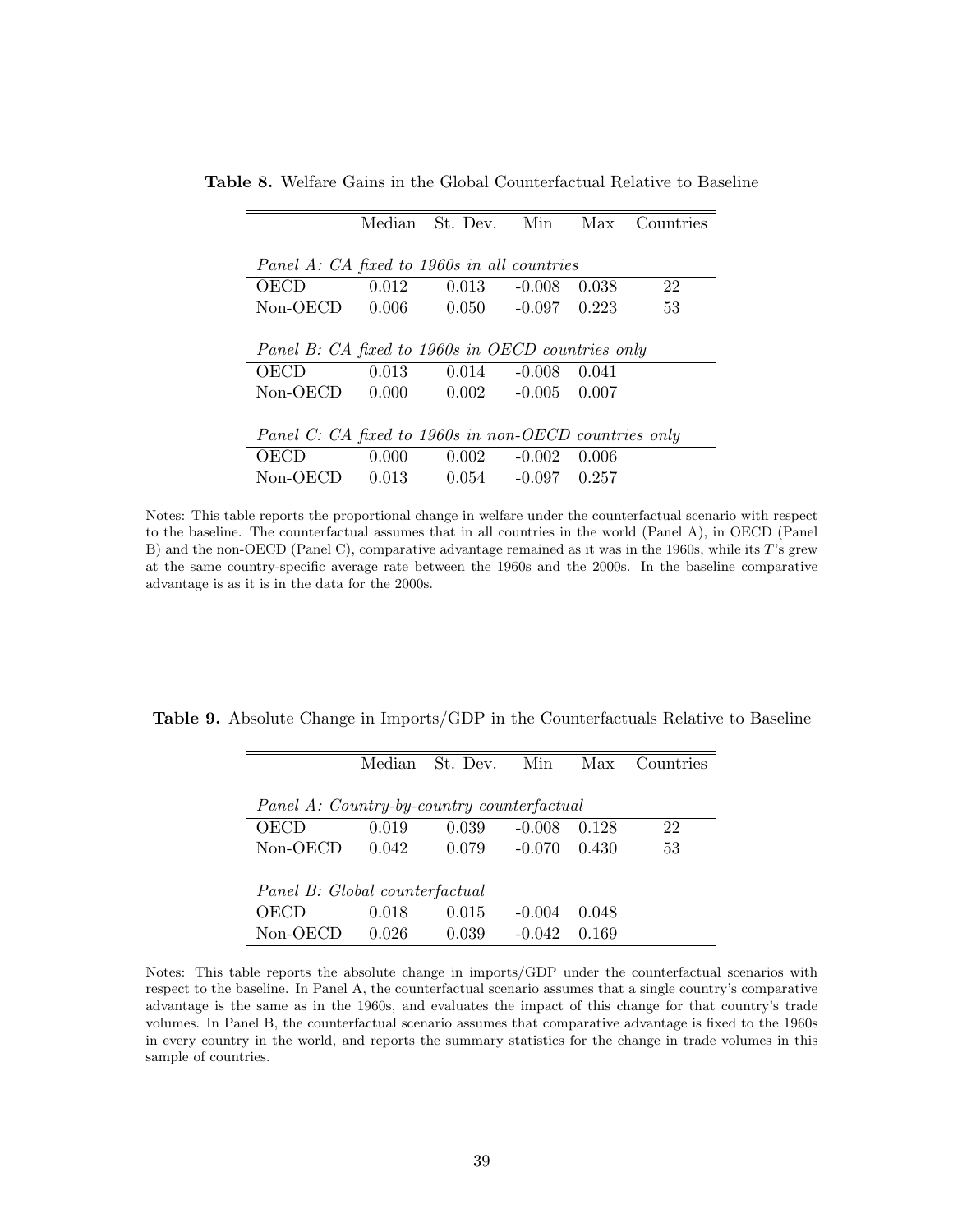**Table 8.** Welfare Gains in the Global Counterfactual Relative to Baseline

| | Median | St. Dev. | Min | Max | Countries |
|---|---|---|---|---|---|
| *Panel A: CA fixed to 1960s in all countries* | | | | | |
| OECD | 0.012 | 0.013 | -0.008 | 0.038 | 22 |
| Non-OECD | 0.006 | 0.050 | -0.097 | 0.223 | 53 |
| *Panel B: CA fixed to 1960s in OECD countries only* | | | | | |
| OECD | 0.013 | 0.014 | -0.008 | 0.041 | |
| Non-OECD | 0.000 | 0.002 | -0.005 | 0.007 | |
| *Panel C: CA fixed to 1960s in non-OECD countries only* | | | | | |
| OECD | 0.000 | 0.002 | -0.002 | 0.006 | |
| Non-OECD | 0.013 | 0.054 | -0.097 | 0.257 | |

Notes: This table reports the proportional change in welfare under the counterfactual scenario with respect to the baseline. The counterfactual assumes that in all countries in the world (Panel A), in OECD (Panel B) and the non-OECD (Panel C), comparative advantage remained as it was in the 1960s, while its $T$'s grew at the same country-specific average rate between the 1960s and the 2000s. In the baseline comparative advantage is as it is in the data for the 2000s.

**Table 9.** Absolute Change in Imports/GDP in the Counterfactuals Relative to Baseline

| | Median | St. Dev. | Min | Max | Countries |
|---|---|---|---|---|---|
| *Panel A: Country-by-country counterfactual* | | | | | |
| OECD | 0.019 | 0.039 | -0.008 | 0.128 | 22 |
| Non-OECD | 0.042 | 0.079 | -0.070 | 0.430 | 53 |
| *Panel B: Global counterfactual* | | | | | |
| OECD | 0.018 | 0.015 | -0.004 | 0.048 | |
| Non-OECD | 0.026 | 0.039 | -0.042 | 0.169 | |

Notes: This table reports the absolute change in imports/GDP under the counterfactual scenarios with respect to the baseline. In Panel A, the counterfactual scenario assumes that a single country's comparative advantage is the same as in the 1960s, and evaluates the impact of this change for that country's trade volumes. In Panel B, the counterfactual scenario assumes that comparative advantage is fixed to the 1960s in every country in the world, and reports the summary statistics for the change in trade volumes in this sample of countries.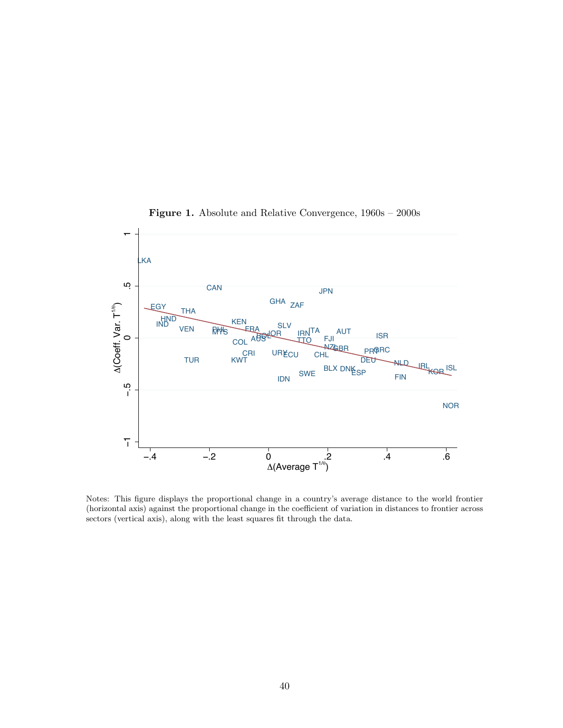**Figure 1.** Absolute and Relative Convergence, 1960s – 2000s

Notes: This figure displays the proportional change in a country's average distance to the world frontier (horizontal axis) against the proportional change in the coefficient of variation in distances to frontier across sectors (vertical axis), along with the least squares fit through the data.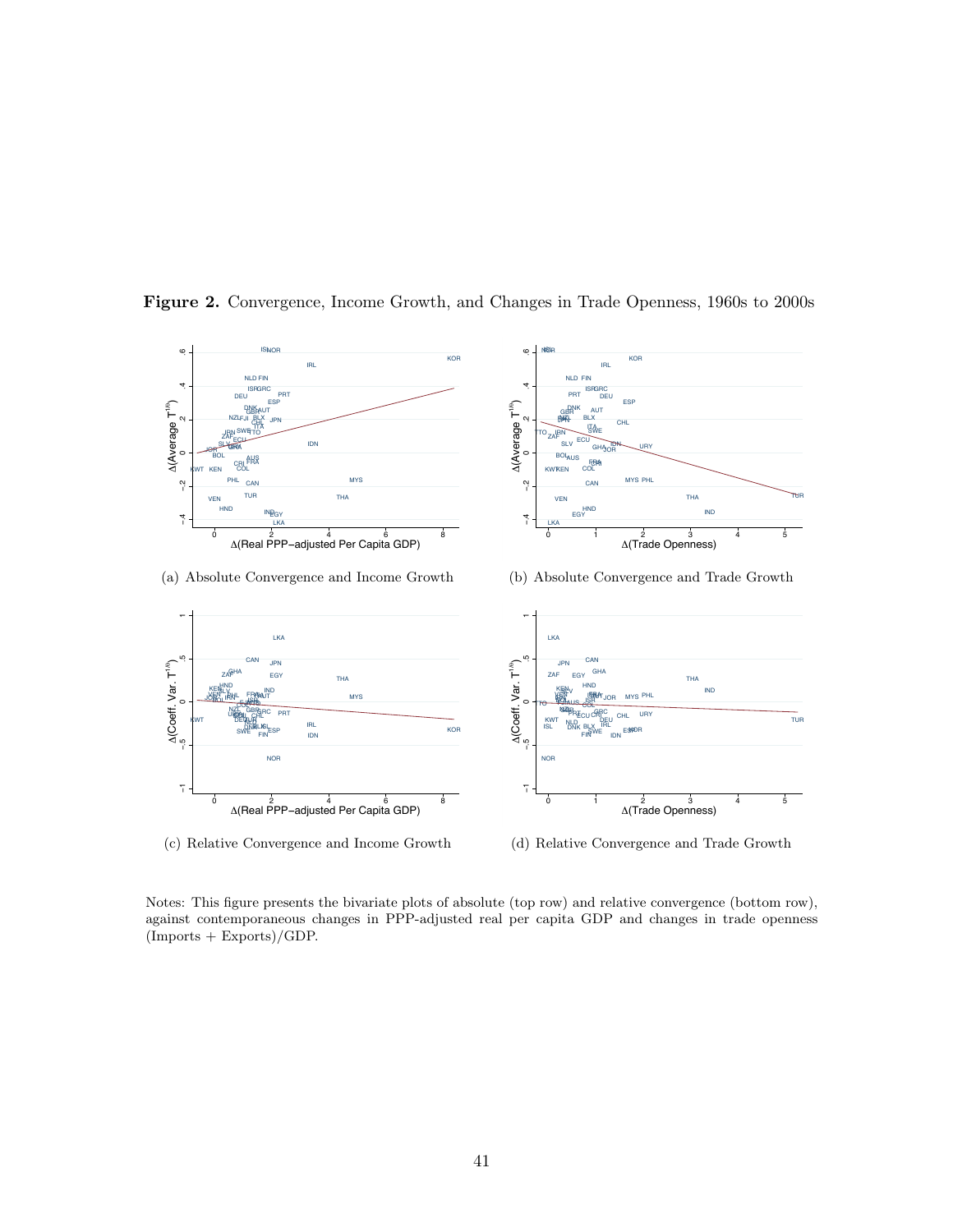**Figure 2.** Convergence, Income Growth, and Changes in Trade Openness, 1960s to 2000s

(a) Absolute Convergence and Income Growth

(b) Absolute Convergence and Trade Growth

(c) Relative Convergence and Income Growth

(d) Relative Convergence and Trade Growth

Notes: This figure presents the bivariate plots of absolute (top row) and relative convergence (bottom row), against contemporaneous changes in PPP-adjusted real per capita GDP and changes in trade openness (Imports + Exports)/GDP.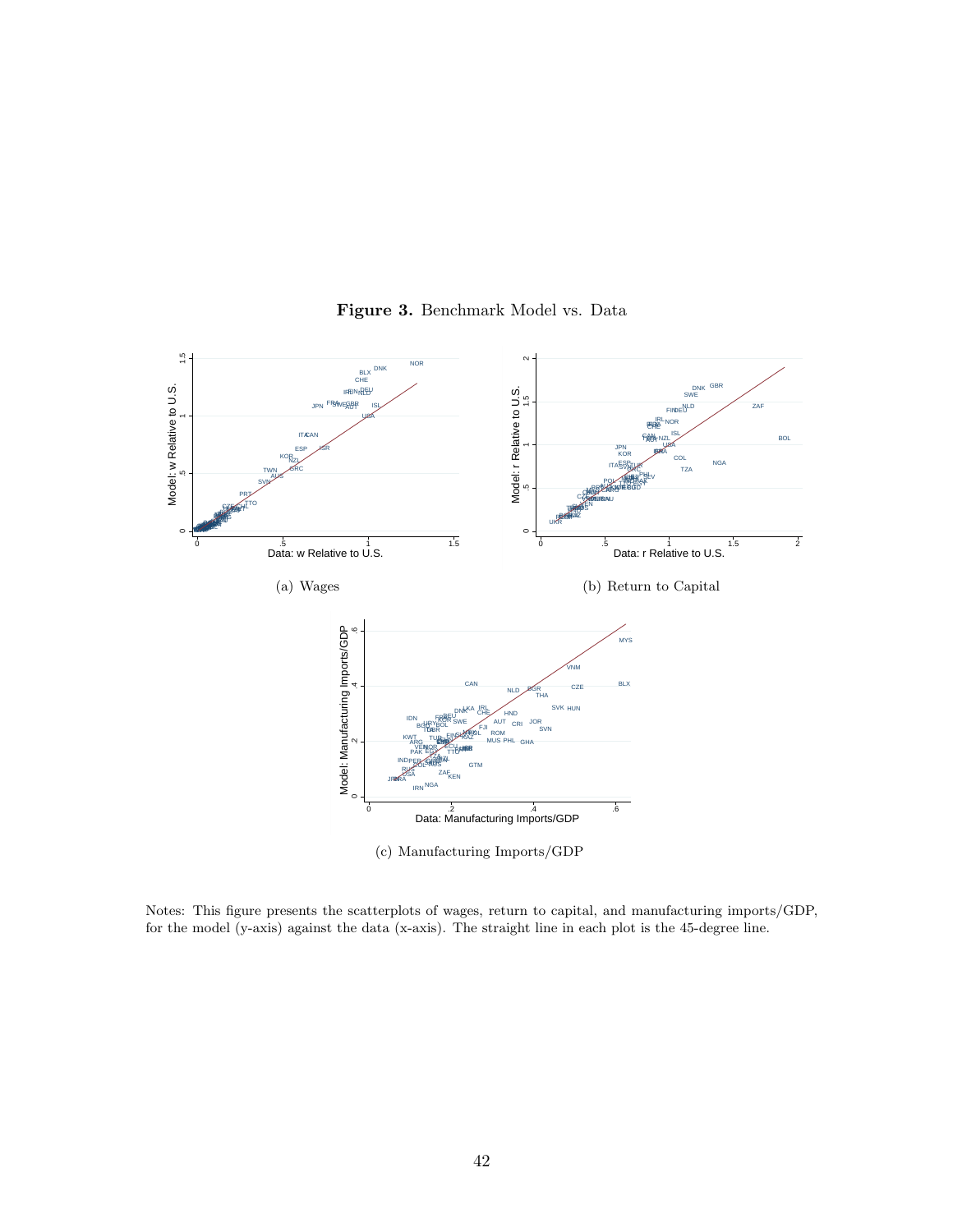**Figure 3.** Benchmark Model vs. Data

(a) Wages

(b) Return to Capital

(c) Manufacturing Imports/GDP

Notes: This figure presents the scatterplots of wages, return to capital, and manufacturing imports/GDP, for the model (y-axis) against the data (x-axis). The straight line in each plot is the 45-degree line.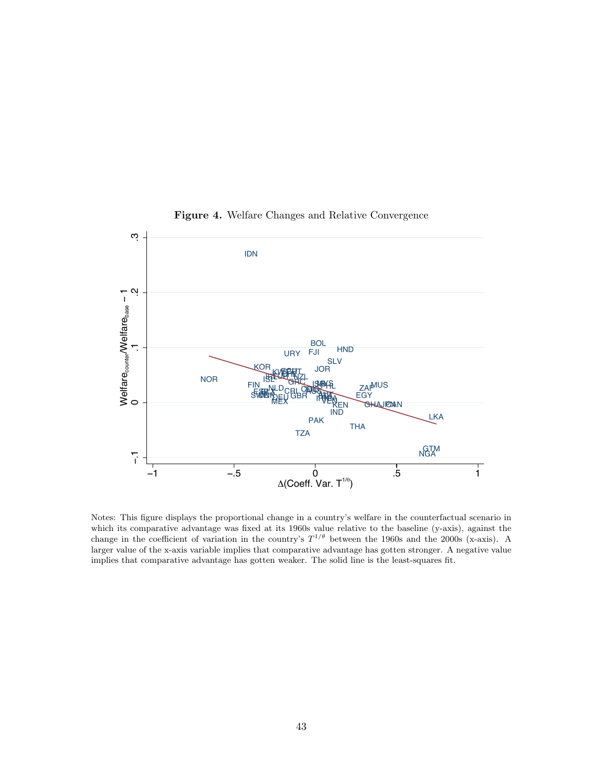**Figure 4.** Welfare Changes and Relative Convergence

Notes: This figure displays the proportional change in a country's welfare in the counterfactual scenario in which its comparative advantage was fixed at its 1960s value relative to the baseline (y-axis), against the change in the coefficient of variation in the country's $T^{1/\theta}$ between the 1960s and the 2000s (x-axis). A larger value of the x-axis variable implies that comparative advantage has gotten stronger. A negative value implies that comparative advantage has gotten weaker. The solid line is the least-squares fit.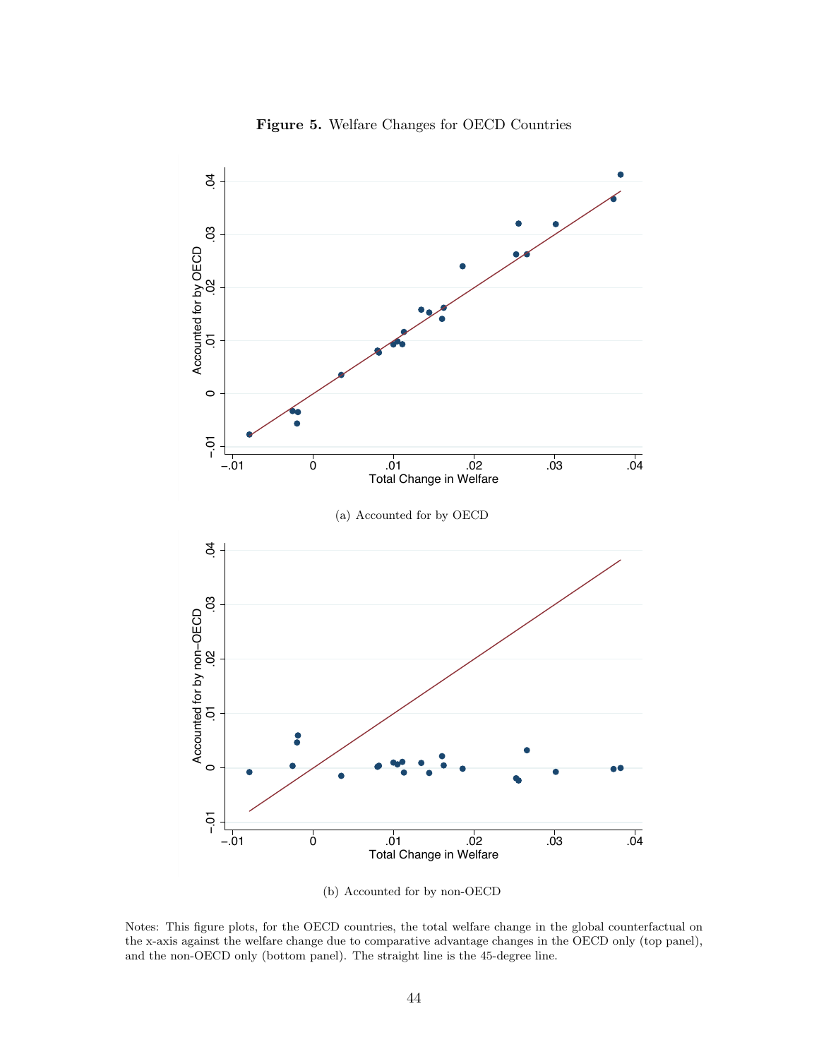**Figure 5.** Welfare Changes for OECD Countries

(a) Accounted for by OECD

(b) Accounted for by non-OECD

Notes: This figure plots, for the OECD countries, the total welfare change in the global counterfactual on the x-axis against the welfare change due to comparative advantage changes in the OECD only (top panel), and the non-OECD only (bottom panel). The straight line is the 45-degree line.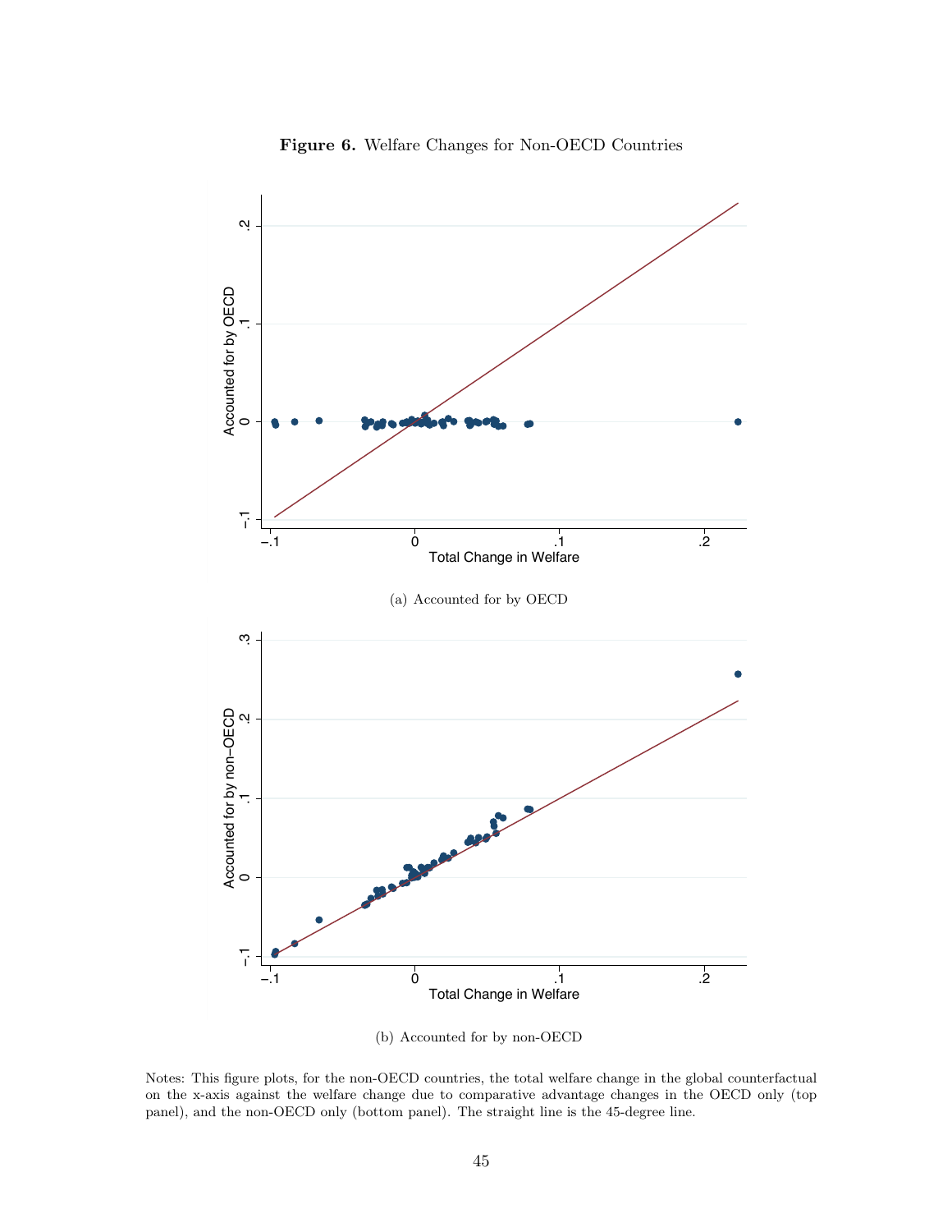**Figure 6.** Welfare Changes for Non-OECD Countries

(a) Accounted for by OECD

(b) Accounted for by non-OECD

Notes: This figure plots, for the non-OECD countries, the total welfare change in the global counterfactual on the x-axis against the welfare change due to comparative advantage changes in the OECD only (top panel), and the non-OECD only (bottom panel). The straight line is the 45-degree line.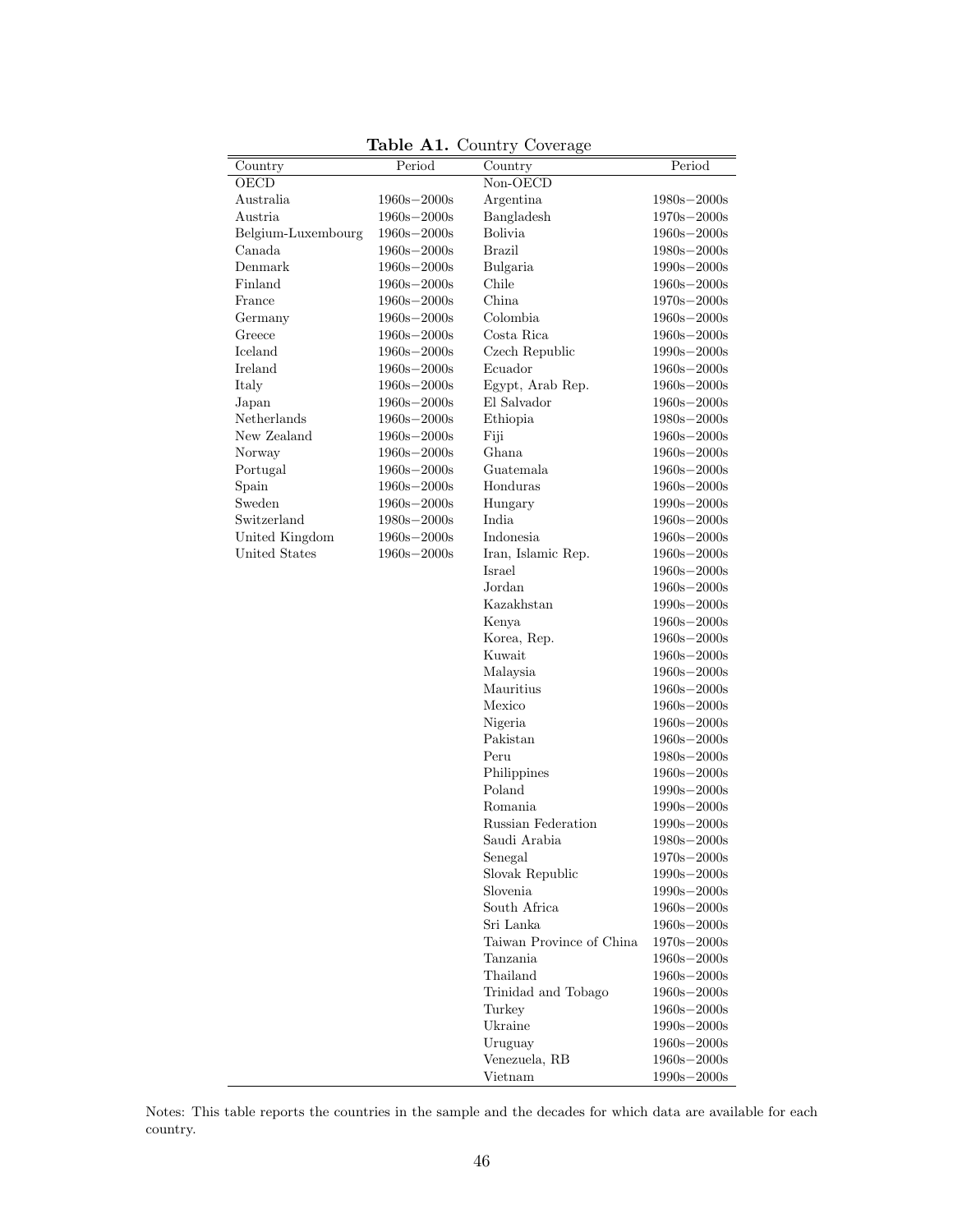**Table A1.** Country Coverage

| Country | Period | Country | Period |
|---|---|---|---|
| OECD | | Non-OECD | |
| Australia | 1960s−2000s | Argentina | 1980s−2000s |
| Austria | 1960s−2000s | Bangladesh | 1970s−2000s |
| Belgium-Luxembourg | 1960s−2000s | Bolivia | 1960s−2000s |
| Canada | 1960s−2000s | Brazil | 1980s−2000s |
| Denmark | 1960s−2000s | Bulgaria | 1990s−2000s |
| Finland | 1960s−2000s | Chile | 1960s−2000s |
| France | 1960s−2000s | China | 1970s−2000s |
| Germany | 1960s−2000s | Colombia | 1960s−2000s |
| Greece | 1960s−2000s | Costa Rica | 1960s−2000s |
| Iceland | 1960s−2000s | Czech Republic | 1990s−2000s |
| Ireland | 1960s−2000s | Ecuador | 1960s−2000s |
| Italy | 1960s−2000s | Egypt, Arab Rep. | 1960s−2000s |
| Japan | 1960s−2000s | El Salvador | 1960s−2000s |
| Netherlands | 1960s−2000s | Ethiopia | 1980s−2000s |
| New Zealand | 1960s−2000s | Fiji | 1960s−2000s |
| Norway | 1960s−2000s | Ghana | 1960s−2000s |
| Portugal | 1960s−2000s | Guatemala | 1960s−2000s |
| Spain | 1960s−2000s | Honduras | 1960s−2000s |
| Sweden | 1960s−2000s | Hungary | 1990s−2000s |
| Switzerland | 1980s−2000s | India | 1960s−2000s |
| United Kingdom | 1960s−2000s | Indonesia | 1960s−2000s |
| United States | 1960s−2000s | Iran, Islamic Rep. | 1960s−2000s |
| | | Israel | 1960s−2000s |
| | | Jordan | 1960s−2000s |
| | | Kazakhstan | 1990s−2000s |
| | | Kenya | 1960s−2000s |
| | | Korea, Rep. | 1960s−2000s |
| | | Kuwait | 1960s−2000s |
| | | Malaysia | 1960s−2000s |
| | | Mauritius | 1960s−2000s |
| | | Mexico | 1960s−2000s |
| | | Nigeria | 1960s−2000s |
| | | Pakistan | 1960s−2000s |
| | | Peru | 1980s−2000s |
| | | Philippines | 1960s−2000s |
| | | Poland | 1990s−2000s |
| | | Romania | 1990s−2000s |
| | | Russian Federation | 1990s−2000s |
| | | Saudi Arabia | 1980s−2000s |
| | | Senegal | 1970s−2000s |
| | | Slovak Republic | 1990s−2000s |
| | | Slovenia | 1990s−2000s |
| | | South Africa | 1960s−2000s |
| | | Sri Lanka | 1960s−2000s |
| | | Taiwan Province of China | 1970s−2000s |
| | | Tanzania | 1960s−2000s |
| | | Thailand | 1960s−2000s |
| | | Trinidad and Tobago | 1960s−2000s |
| | | Turkey | 1960s−2000s |
| | | Ukraine | 1990s−2000s |
| | | Uruguay | 1960s−2000s |
| | | Venezuela, RB | 1960s−2000s |
| | | Vietnam | 1990s−2000s |

Notes: This table reports the countries in the sample and the decades for which data are available for each country.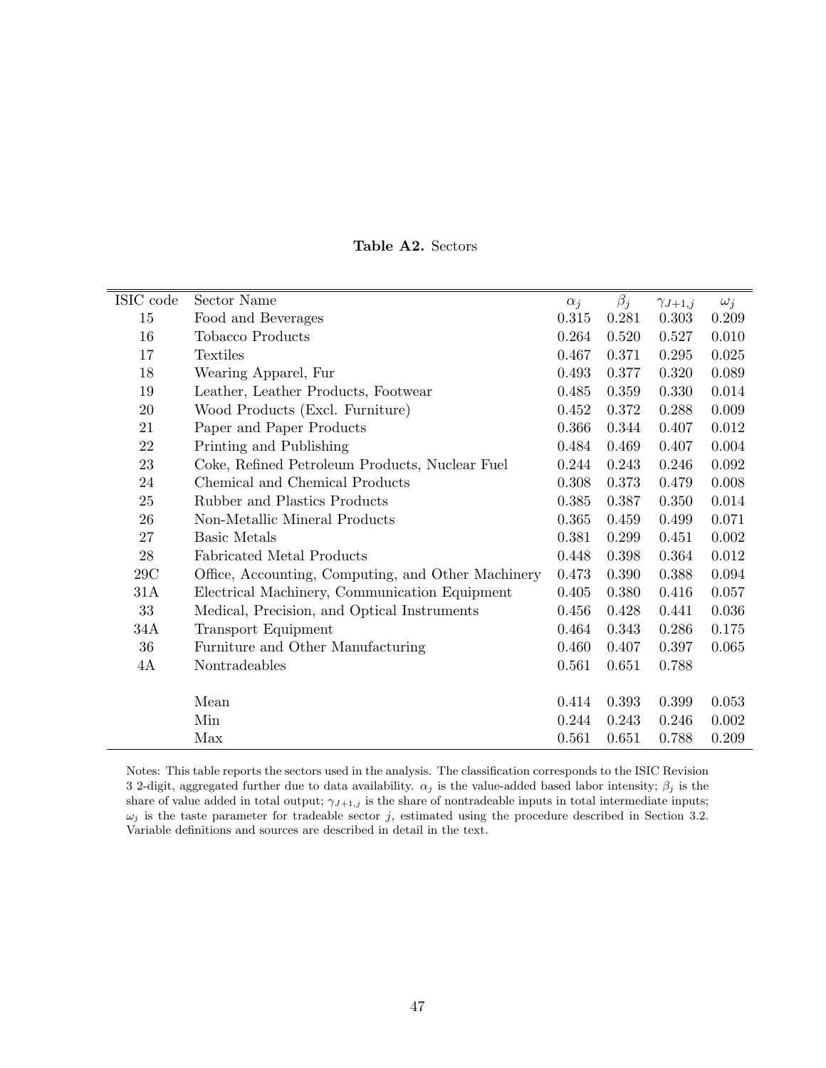**Table A2.** Sectors

| ISIC code | Sector Name | $\alpha_j$ | $\beta_j$ | $\gamma_{J+1,j}$ | $\omega_j$ |
|---|---|---|---|---|---|
| 15 | Food and Beverages | 0.315 | 0.281 | 0.303 | 0.209 |
| 16 | Tobacco Products | 0.264 | 0.520 | 0.527 | 0.010 |
| 17 | Textiles | 0.467 | 0.371 | 0.295 | 0.025 |
| 18 | Wearing Apparel, Fur | 0.493 | 0.377 | 0.320 | 0.089 |
| 19 | Leather, Leather Products, Footwear | 0.485 | 0.359 | 0.330 | 0.014 |
| 20 | Wood Products (Excl. Furniture) | 0.452 | 0.372 | 0.288 | 0.009 |
| 21 | Paper and Paper Products | 0.366 | 0.344 | 0.407 | 0.012 |
| 22 | Printing and Publishing | 0.484 | 0.469 | 0.407 | 0.004 |
| 23 | Coke, Refined Petroleum Products, Nuclear Fuel | 0.244 | 0.243 | 0.246 | 0.092 |
| 24 | Chemical and Chemical Products | 0.308 | 0.373 | 0.479 | 0.008 |
| 25 | Rubber and Plastics Products | 0.385 | 0.387 | 0.350 | 0.014 |
| 26 | Non-Metallic Mineral Products | 0.365 | 0.459 | 0.499 | 0.071 |
| 27 | Basic Metals | 0.381 | 0.299 | 0.451 | 0.002 |
| 28 | Fabricated Metal Products | 0.448 | 0.398 | 0.364 | 0.012 |
| 29C | Office, Accounting, Computing, and Other Machinery | 0.473 | 0.390 | 0.388 | 0.094 |
| 31A | Electrical Machinery, Communication Equipment | 0.405 | 0.380 | 0.416 | 0.057 |
| 33 | Medical, Precision, and Optical Instruments | 0.456 | 0.428 | 0.441 | 0.036 |
| 34A | Transport Equipment | 0.464 | 0.343 | 0.286 | 0.175 |
| 36 | Furniture and Other Manufacturing | 0.460 | 0.407 | 0.397 | 0.065 |
| 4A | Nontradeables | 0.561 | 0.651 | 0.788 | |
| | Mean | 0.414 | 0.393 | 0.399 | 0.053 |
| | Min | 0.244 | 0.243 | 0.246 | 0.002 |
| | Max | 0.561 | 0.651 | 0.788 | 0.209 |

Notes: This table reports the sectors used in the analysis. The classification corresponds to the ISIC Revision 3 2-digit, aggregated further due to data availability. $\alpha_j$ is the value-added based labor intensity; $\beta_j$ is the share of value added in total output; $\gamma_{J+1,j}$ is the share of nontradeable inputs in total intermediate inputs; $\omega_j$ is the taste parameter for tradeable sector $j$, estimated using the procedure described in Section 3.2. Variable definitions and sources are described in detail in the text.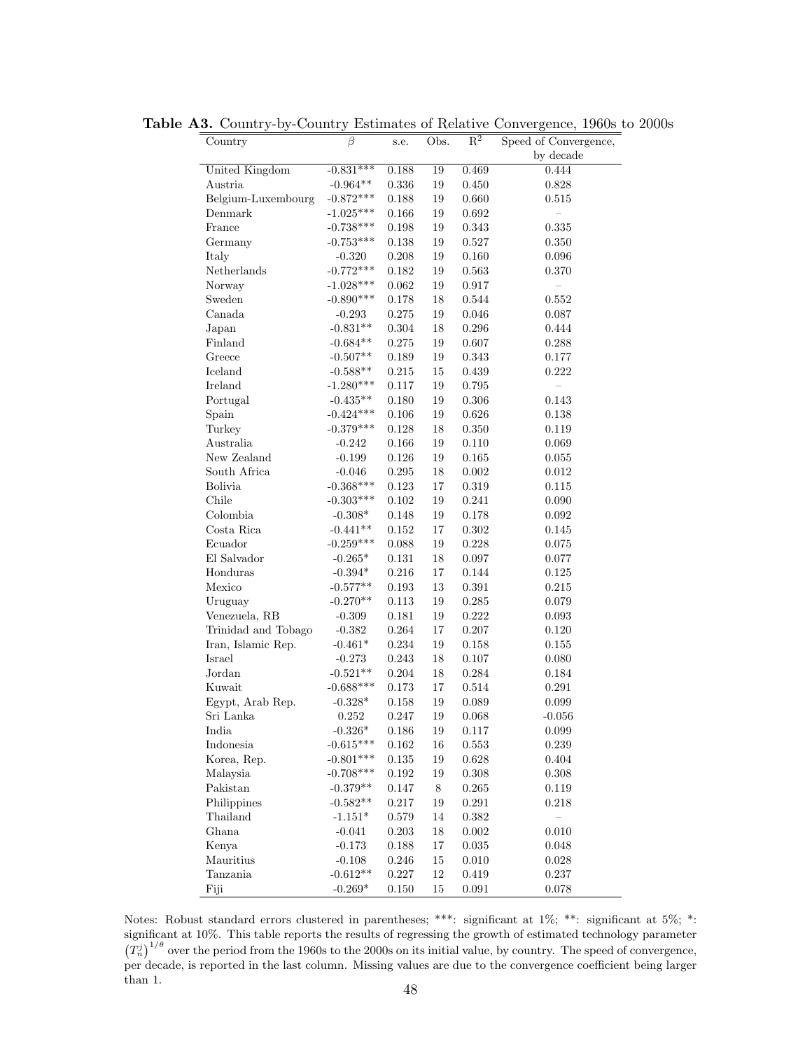**Table A3.** Country-by-Country Estimates of Relative Convergence, 1960s to 2000s

| Country | $\beta$ | s.e. | Obs. | $R^2$ | Speed of Convergence, by decade |
|---|---|---|---|---|---|
| United Kingdom | -0.831*** | 0.188 | 19 | 0.469 | 0.444 |
| Austria | -0.964** | 0.336 | 19 | 0.450 | 0.828 |
| Belgium-Luxembourg | -0.872*** | 0.188 | 19 | 0.660 | 0.515 |
| Denmark | -1.025*** | 0.166 | 19 | 0.692 | – |
| France | -0.738*** | 0.198 | 19 | 0.343 | 0.335 |
| Germany | -0.753*** | 0.138 | 19 | 0.527 | 0.350 |
| Italy | -0.320 | 0.208 | 19 | 0.160 | 0.096 |
| Netherlands | -0.772*** | 0.182 | 19 | 0.563 | 0.370 |
| Norway | -1.028*** | 0.062 | 19 | 0.917 | – |
| Sweden | -0.890*** | 0.178 | 18 | 0.544 | 0.552 |
| Canada | -0.293 | 0.275 | 19 | 0.046 | 0.087 |
| Japan | -0.831** | 0.304 | 18 | 0.296 | 0.444 |
| Finland | -0.684** | 0.275 | 19 | 0.607 | 0.288 |
| Greece | -0.507** | 0.189 | 19 | 0.343 | 0.177 |
| Iceland | -0.588** | 0.215 | 15 | 0.439 | 0.222 |
| Ireland | -1.280*** | 0.117 | 19 | 0.795 | – |
| Portugal | -0.435** | 0.180 | 19 | 0.306 | 0.143 |
| Spain | -0.424*** | 0.106 | 19 | 0.626 | 0.138 |
| Turkey | -0.379*** | 0.128 | 18 | 0.350 | 0.119 |
| Australia | -0.242 | 0.166 | 19 | 0.110 | 0.069 |
| New Zealand | -0.199 | 0.126 | 19 | 0.165 | 0.055 |
| South Africa | -0.046 | 0.295 | 18 | 0.002 | 0.012 |
| Bolivia | -0.368*** | 0.123 | 17 | 0.319 | 0.115 |
| Chile | -0.303*** | 0.102 | 19 | 0.241 | 0.090 |
| Colombia | -0.308* | 0.148 | 19 | 0.178 | 0.092 |
| Costa Rica | -0.441** | 0.152 | 17 | 0.302 | 0.145 |
| Ecuador | -0.259*** | 0.088 | 19 | 0.228 | 0.075 |
| El Salvador | -0.265* | 0.131 | 18 | 0.097 | 0.077 |
| Honduras | -0.394* | 0.216 | 17 | 0.144 | 0.125 |
| Mexico | -0.577** | 0.193 | 13 | 0.391 | 0.215 |
| Uruguay | -0.270** | 0.113 | 19 | 0.285 | 0.079 |
| Venezuela, RB | -0.309 | 0.181 | 19 | 0.222 | 0.093 |
| Trinidad and Tobago | -0.382 | 0.264 | 17 | 0.207 | 0.120 |
| Iran, Islamic Rep. | -0.461* | 0.234 | 19 | 0.158 | 0.155 |
| Israel | -0.273 | 0.243 | 18 | 0.107 | 0.080 |
| Jordan | -0.521** | 0.204 | 18 | 0.284 | 0.184 |
| Kuwait | -0.688*** | 0.173 | 17 | 0.514 | 0.291 |
| Egypt, Arab Rep. | -0.328* | 0.158 | 19 | 0.089 | 0.099 |
| Sri Lanka | 0.252 | 0.247 | 19 | 0.068 | -0.056 |
| India | -0.326* | 0.186 | 19 | 0.117 | 0.099 |
| Indonesia | -0.615*** | 0.162 | 16 | 0.553 | 0.239 |
| Korea, Rep. | -0.801*** | 0.135 | 19 | 0.628 | 0.404 |
| Malaysia | -0.708*** | 0.192 | 19 | 0.308 | 0.308 |
| Pakistan | -0.379** | 0.147 | 8 | 0.265 | 0.119 |
| Philippines | -0.582** | 0.217 | 19 | 0.291 | 0.218 |
| Thailand | -1.151* | 0.579 | 14 | 0.382 | – |
| Ghana | -0.041 | 0.203 | 18 | 0.002 | 0.010 |
| Kenya | -0.173 | 0.188 | 17 | 0.035 | 0.048 |
| Mauritius | -0.108 | 0.246 | 15 | 0.010 | 0.028 |
| Tanzania | -0.612** | 0.227 | 12 | 0.419 | 0.237 |
| Fiji | -0.269* | 0.150 | 15 | 0.091 | 0.078 |

Notes: Robust standard errors clustered in parentheses; ***: significant at 1%; **: significant at 5%; *: significant at 10%. This table reports the results of regressing the growth of estimated technology parameter $\left(T_n^j\right)^{1/\theta}$ over the period from the 1960s to the 2000s on its initial value, by country. The speed of convergence, per decade, is reported in the last column. Missing values are due to the convergence coefficient being larger than 1.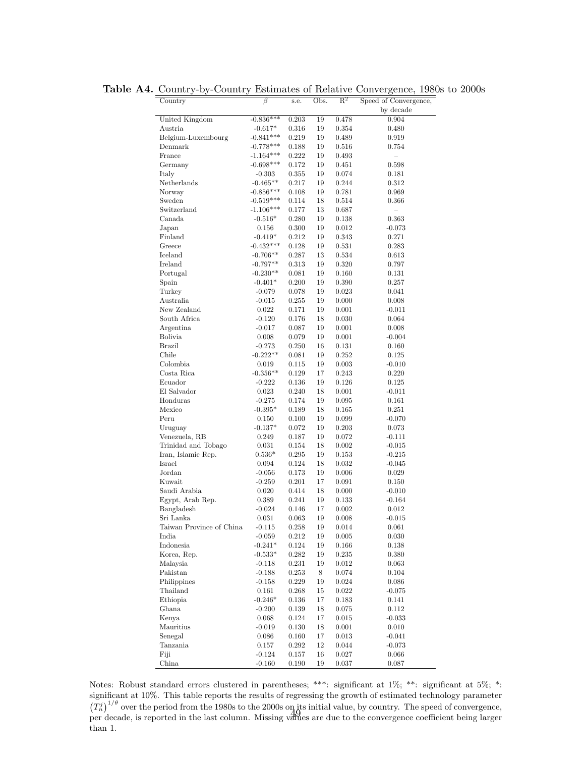**Table A4.** Country-by-Country Estimates of Relative Convergence, 1980s to 2000s

| Country | $\beta$ | s.e. | Obs. | $R^2$ | Speed of Convergence, by decade |
|---|---|---|---|---|---|
| United Kingdom | -0.836*** | 0.203 | 19 | 0.478 | 0.904 |
| Austria | -0.617* | 0.316 | 19 | 0.354 | 0.480 |
| Belgium-Luxembourg | -0.841*** | 0.219 | 19 | 0.489 | 0.919 |
| Denmark | -0.778*** | 0.188 | 19 | 0.516 | 0.754 |
| France | -1.164*** | 0.222 | 19 | 0.493 | – |
| Germany | -0.698*** | 0.172 | 19 | 0.451 | 0.598 |
| Italy | -0.303 | 0.355 | 19 | 0.074 | 0.181 |
| Netherlands | -0.465** | 0.217 | 19 | 0.244 | 0.312 |
| Norway | -0.856*** | 0.108 | 19 | 0.781 | 0.969 |
| Sweden | -0.519*** | 0.114 | 18 | 0.514 | 0.366 |
| Switzerland | -1.106*** | 0.177 | 13 | 0.687 | – |
| Canada | -0.516* | 0.280 | 19 | 0.138 | 0.363 |
| Japan | 0.156 | 0.300 | 19 | 0.012 | -0.073 |
| Finland | -0.419* | 0.212 | 19 | 0.343 | 0.271 |
| Greece | -0.432*** | 0.128 | 19 | 0.531 | 0.283 |
| Iceland | -0.706** | 0.287 | 13 | 0.534 | 0.613 |
| Ireland | -0.797** | 0.313 | 19 | 0.320 | 0.797 |
| Portugal | -0.230** | 0.081 | 19 | 0.160 | 0.131 |
| Spain | -0.401* | 0.200 | 19 | 0.390 | 0.257 |
| Turkey | -0.079 | 0.078 | 19 | 0.023 | 0.041 |
| Australia | -0.015 | 0.255 | 19 | 0.000 | 0.008 |
| New Zealand | 0.022 | 0.171 | 19 | 0.001 | -0.011 |
| South Africa | -0.120 | 0.176 | 18 | 0.030 | 0.064 |
| Argentina | -0.017 | 0.087 | 19 | 0.001 | 0.008 |
| Bolivia | 0.008 | 0.079 | 19 | 0.001 | -0.004 |
| Brazil | -0.273 | 0.250 | 16 | 0.131 | 0.160 |
| Chile | -0.222** | 0.081 | 19 | 0.252 | 0.125 |
| Colombia | 0.019 | 0.115 | 19 | 0.003 | -0.010 |
| Costa Rica | -0.356** | 0.129 | 17 | 0.243 | 0.220 |
| Ecuador | -0.222 | 0.136 | 19 | 0.126 | 0.125 |
| El Salvador | 0.023 | 0.240 | 18 | 0.001 | -0.011 |
| Honduras | -0.275 | 0.174 | 19 | 0.095 | 0.161 |
| Mexico | -0.395* | 0.189 | 18 | 0.165 | 0.251 |
| Peru | 0.150 | 0.100 | 19 | 0.099 | -0.070 |
| Uruguay | -0.137* | 0.072 | 19 | 0.203 | 0.073 |
| Venezuela, RB | 0.249 | 0.187 | 19 | 0.072 | -0.111 |
| Trinidad and Tobago | 0.031 | 0.154 | 18 | 0.002 | -0.015 |
| Iran, Islamic Rep. | 0.536* | 0.295 | 19 | 0.153 | -0.215 |
| Israel | 0.094 | 0.124 | 18 | 0.032 | -0.045 |
| Jordan | -0.056 | 0.173 | 19 | 0.006 | 0.029 |
| Kuwait | -0.259 | 0.201 | 17 | 0.091 | 0.150 |
| Saudi Arabia | 0.020 | 0.414 | 18 | 0.000 | -0.010 |
| Egypt, Arab Rep. | 0.389 | 0.241 | 19 | 0.133 | -0.164 |
| Bangladesh | -0.024 | 0.146 | 17 | 0.002 | 0.012 |
| Sri Lanka | 0.031 | 0.063 | 19 | 0.008 | -0.015 |
| Taiwan Province of China | -0.115 | 0.258 | 19 | 0.014 | 0.061 |
| India | -0.059 | 0.212 | 19 | 0.005 | 0.030 |
| Indonesia | -0.241* | 0.124 | 19 | 0.166 | 0.138 |
| Korea, Rep. | -0.533* | 0.282 | 19 | 0.235 | 0.380 |
| Malaysia | -0.118 | 0.231 | 19 | 0.012 | 0.063 |
| Pakistan | -0.188 | 0.253 | 8 | 0.074 | 0.104 |
| Philippines | -0.158 | 0.229 | 19 | 0.024 | 0.086 |
| Thailand | 0.161 | 0.268 | 15 | 0.022 | -0.075 |
| Ethiopia | -0.246* | 0.136 | 17 | 0.183 | 0.141 |
| Ghana | -0.200 | 0.139 | 18 | 0.075 | 0.112 |
| Kenya | 0.068 | 0.124 | 17 | 0.015 | -0.033 |
| Mauritius | -0.019 | 0.130 | 18 | 0.001 | 0.010 |
| Senegal | 0.086 | 0.160 | 17 | 0.013 | -0.041 |
| Tanzania | 0.157 | 0.292 | 12 | 0.044 | -0.073 |
| Fiji | -0.124 | 0.157 | 16 | 0.027 | 0.066 |
| China | -0.160 | 0.190 | 19 | 0.037 | 0.087 |

Notes: Robust standard errors clustered in parentheses; ***: significant at 1%; **: significant at 5%; *: significant at 10%. This table reports the results of regressing the growth of estimated technology parameter $\left(T_n^j\right)^{1/\theta}$ over the period from the 1980s to the 2000s on its initial value, by country. The speed of convergence, per decade, is reported in the last column. Missing values are due to the convergence coefficient being larger than 1.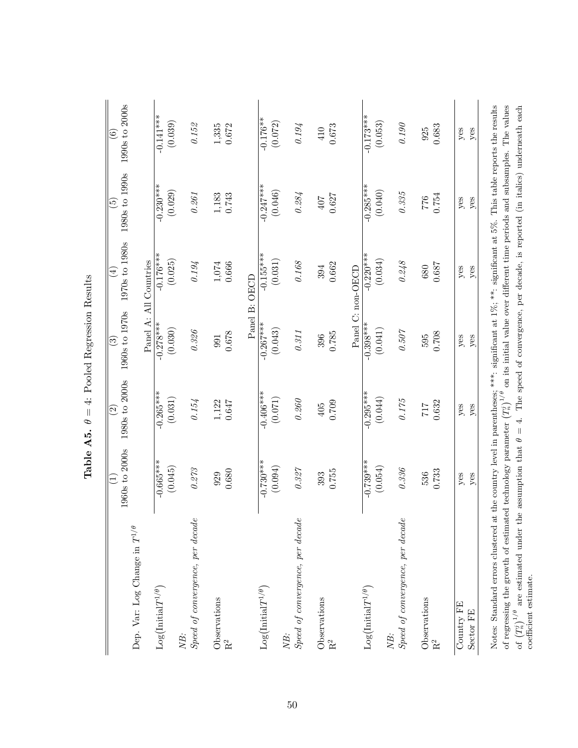**Table A5.** $\theta = 4$: Pooled Regression Results

| Dep. Var: Log Change in $T^{1/\theta}$ | (1) 1960s to 2000s | (2) 1980s to 2000s | (3) 1960s to 1970s | (4) 1970s to 1980s | (5) 1980s to 1990s | (6) 1990s to 2000s |
|---|---|---|---|---|---|---|
| | | | Panel A: All Countries | | | |
| $\text{Log}(\text{Initial}T^{1/\theta})$ | -0.665*** | -0.265*** | -0.278*** | -0.176*** | -0.230*** | -0.141*** |
| | (0.045) | (0.031) | (0.030) | (0.025) | (0.029) | (0.039) |
| *NB: Speed of convergence, per decade* | *0.273* | *0.154* | *0.326* | *0.194* | *0.261* | *0.152* |
| Observations | 929 | 1,122 | 991 | 1,074 | 1,183 | 1,335 |
| $R^2$ | 0.680 | 0.647 | 0.678 | 0.666 | 0.743 | 0.672 |
| | | | Panel B: OECD | | | |
| $\text{Log}(\text{Initial}T^{1/\theta})$ | -0.730*** | -0.406*** | -0.267*** | -0.155*** | -0.247*** | -0.176** |
| | (0.094) | (0.071) | (0.043) | (0.031) | (0.046) | (0.072) |
| *NB: Speed of convergence, per decade* | *0.327* | *0.260* | *0.311* | *0.168* | *0.284* | *0.194* |
| Observations | 393 | 405 | 396 | 394 | 407 | 410 |
| $R^2$ | 0.755 | 0.709 | 0.785 | 0.662 | 0.627 | 0.673 |
| | | | Panel C: non-OECD | | | |
| $\text{Log}(\text{Initial}T^{1/\theta})$ | -0.739*** | -0.295*** | -0.398*** | -0.220*** | -0.285*** | -0.173*** |
| | (0.054) | (0.044) | (0.041) | (0.034) | (0.040) | (0.053) |
| *NB: Speed of convergence, per decade* | *0.336* | *0.175* | *0.507* | *0.248* | *0.335* | *0.190* |
| Observations | 536 | 717 | 595 | 680 | 776 | 925 |
| $R^2$ | 0.733 | 0.632 | 0.708 | 0.687 | 0.754 | 0.683 |
| Country FE | yes | yes | yes | yes | yes | yes |
| Sector FE | yes | yes | yes | yes | yes | yes |

Notes: Standard errors clustered at the country level in parentheses; ***: significant at 1%; **: significant at 5%. This table reports the results of regressing the growth of estimated technology parameter $(T_n^j)^{1/\theta}$ on its initial value over different time periods and subsamples. The values of $(T_n^j)^{1/\theta}$ are estimated under the assumption that $\theta = 4$. The speed of convergence, per decade, is reported (in italics) underneath each coefficient estimate.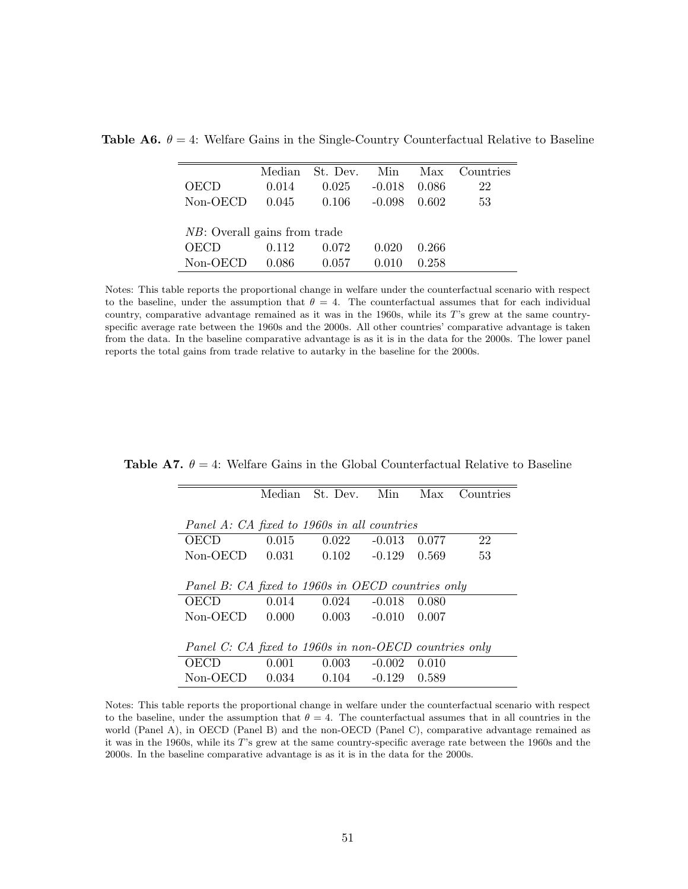**Table A6.** $\theta = 4$: Welfare Gains in the Single-Country Counterfactual Relative to Baseline

| | Median | St. Dev. | Min | Max | Countries |
|---|---|---|---|---|---|
| OECD | 0.014 | 0.025 | -0.018 | 0.086 | 22 |
| Non-OECD | 0.045 | 0.106 | -0.098 | 0.602 | 53 |
| *NB*: Overall gains from trade | | | | | |
| OECD | 0.112 | 0.072 | 0.020 | 0.266 | |
| Non-OECD | 0.086 | 0.057 | 0.010 | 0.258 | |

Notes: This table reports the proportional change in welfare under the counterfactual scenario with respect to the baseline, under the assumption that $\theta = 4$. The counterfactual assumes that for each individual country, comparative advantage remained as it was in the 1960s, while its $T$'s grew at the same country-specific average rate between the 1960s and the 2000s. All other countries' comparative advantage is taken from the data. In the baseline comparative advantage is as it is in the data for the 2000s. The lower panel reports the total gains from trade relative to autarky in the baseline for the 2000s.

**Table A7.** $\theta = 4$: Welfare Gains in the Global Counterfactual Relative to Baseline

| | Median | St. Dev. | Min | Max | Countries |
|---|---|---|---|---|---|
| *Panel A: CA fixed to 1960s in all countries* | | | | | |
| OECD | 0.015 | 0.022 | -0.013 | 0.077 | 22 |
| Non-OECD | 0.031 | 0.102 | -0.129 | 0.569 | 53 |
| *Panel B: CA fixed to 1960s in OECD countries only* | | | | | |
| OECD | 0.014 | 0.024 | -0.018 | 0.080 | |
| Non-OECD | 0.000 | 0.003 | -0.010 | 0.007 | |
| *Panel C: CA fixed to 1960s in non-OECD countries only* | | | | | |
| OECD | 0.001 | 0.003 | -0.002 | 0.010 | |
| Non-OECD | 0.034 | 0.104 | -0.129 | 0.589 | |

Notes: This table reports the proportional change in welfare under the counterfactual scenario with respect to the baseline, under the assumption that $\theta = 4$. The counterfactual assumes that in all countries in the world (Panel A), in OECD (Panel B) and the non-OECD (Panel C), comparative advantage remained as it was in the 1960s, while its $T$'s grew at the same country-specific average rate between the 1960s and the 2000s. In the baseline comparative advantage is as it is in the data for the 2000s.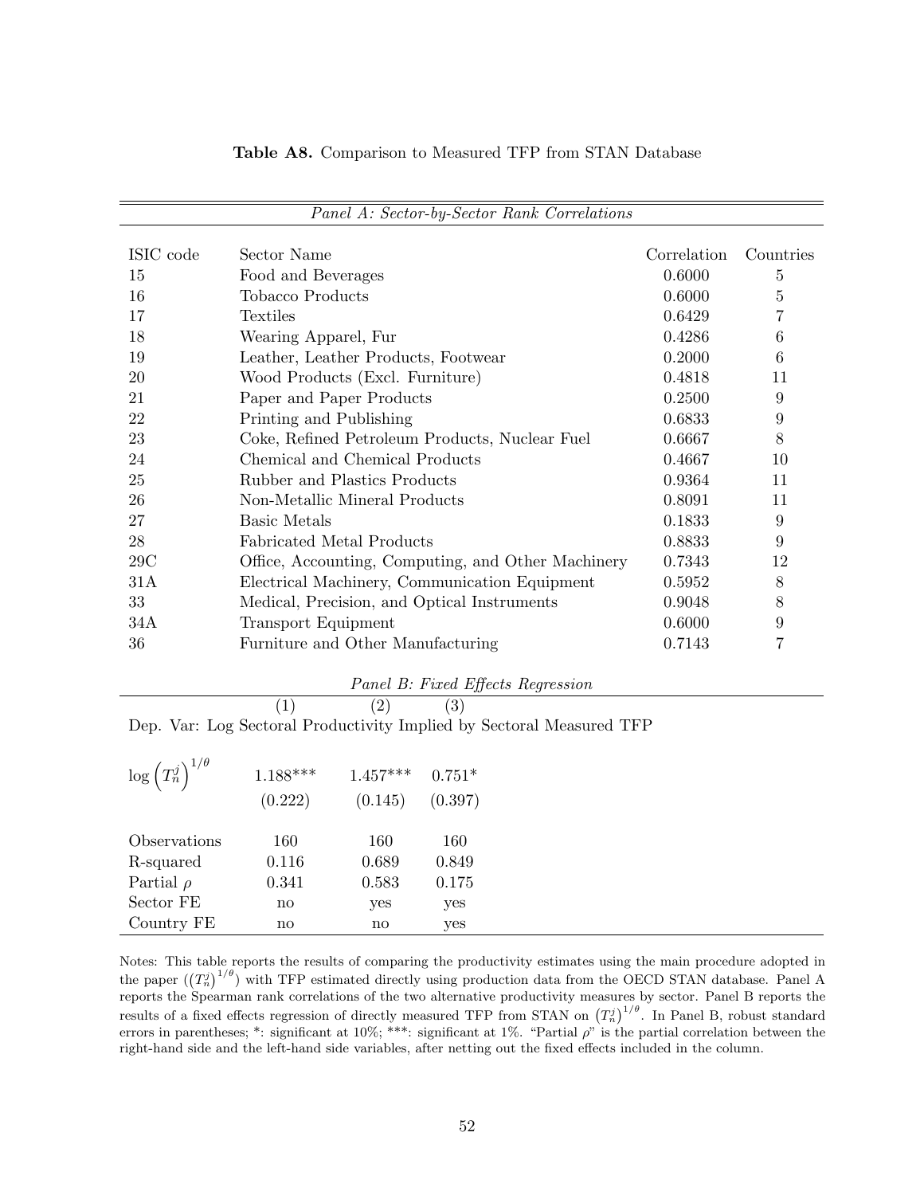**Table A8.** Comparison to Measured TFP from STAN Database

*Panel A: Sector-by-Sector Rank Correlations*

| ISIC code | Sector Name | Correlation | Countries |
|---|---|---|---|
| 15 | Food and Beverages | 0.6000 | 5 |
| 16 | Tobacco Products | 0.6000 | 5 |
| 17 | Textiles | 0.6429 | 7 |
| 18 | Wearing Apparel, Fur | 0.4286 | 6 |
| 19 | Leather, Leather Products, Footwear | 0.2000 | 6 |
| 20 | Wood Products (Excl. Furniture) | 0.4818 | 11 |
| 21 | Paper and Paper Products | 0.2500 | 9 |
| 22 | Printing and Publishing | 0.6833 | 9 |
| 23 | Coke, Refined Petroleum Products, Nuclear Fuel | 0.6667 | 8 |
| 24 | Chemical and Chemical Products | 0.4667 | 10 |
| 25 | Rubber and Plastics Products | 0.9364 | 11 |
| 26 | Non-Metallic Mineral Products | 0.8091 | 11 |
| 27 | Basic Metals | 0.1833 | 9 |
| 28 | Fabricated Metal Products | 0.8833 | 9 |
| 29C | Office, Accounting, Computing, and Other Machinery | 0.7343 | 12 |
| 31A | Electrical Machinery, Communication Equipment | 0.5952 | 8 |
| 33 | Medical, Precision, and Optical Instruments | 0.9048 | 8 |
| 34A | Transport Equipment | 0.6000 | 9 |
| 36 | Furniture and Other Manufacturing | 0.7143 | 7 |

*Panel B: Fixed Effects Regression*

Dep. Var: Log Sectoral Productivity Implied by Sectoral Measured TFP

| | (1) | (2) | (3) |
|---|---|---|---|
| $\log\left(T_n^j\right)^{1/\theta}$ | 1.188*** | 1.457*** | 0.751* |
| | (0.222) | (0.145) | (0.397) |
| Observations | 160 | 160 | 160 |
| R-squared | 0.116 | 0.689 | 0.849 |
| Partial $\rho$ | 0.341 | 0.583 | 0.175 |
| Sector FE | no | yes | yes |
| Country FE | no | no | yes |

Notes: This table reports the results of comparing the productivity estimates using the main procedure adopted in the paper ($\left(T_n^j\right)^{1/\theta}$) with TFP estimated directly using production data from the OECD STAN database. Panel A reports the Spearman rank correlations of the two alternative productivity measures by sector. Panel B reports the results of a fixed effects regression of directly measured TFP from STAN on $\left(T_n^j\right)^{1/\theta}$. In Panel B, robust standard errors in parentheses; *: significant at 10%; ***: significant at 1%. "Partial $\rho$" is the partial correlation between the right-hand side and the left-hand side variables, after netting out the fixed effects included in the column.